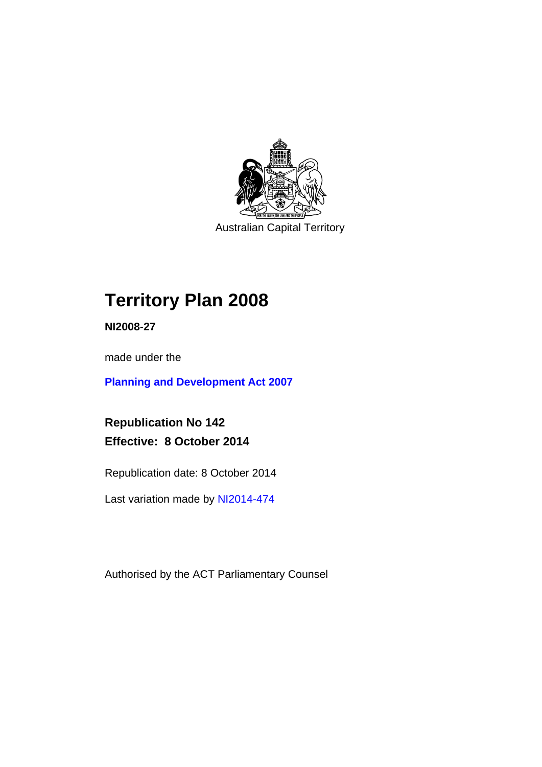Australian Capital Territory

# Territory Plan 2008

**NI2008-27**

made under the

**Planning and Development Act 2007**

**Republication No 142**
**Effective: 8 October 2014**

Republication date: 8 October 2014

Last variation made by NI2014-474

Authorised by the ACT Parliamentary Counsel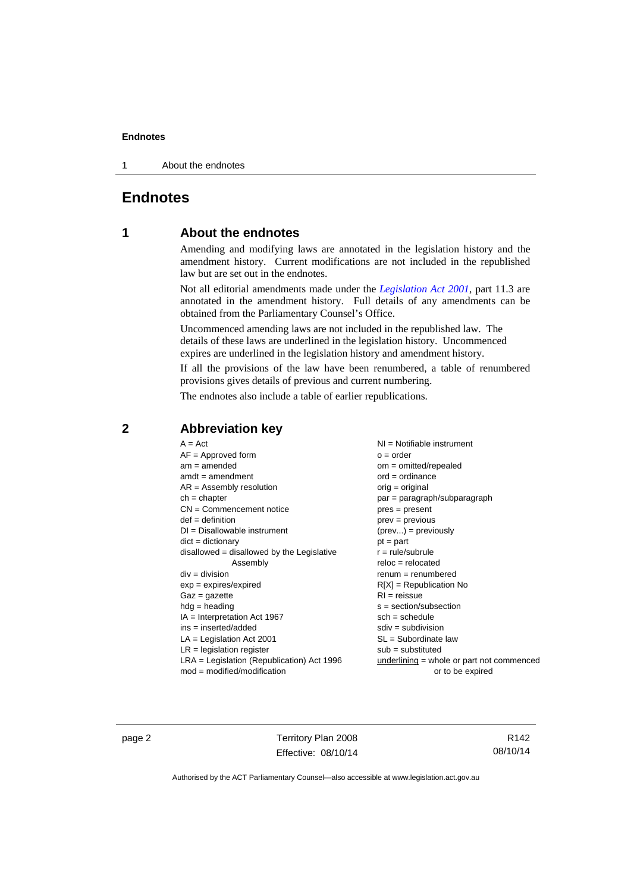# Endnotes

## 1 About the endnotes

Amending and modifying laws are annotated in the legislation history and the amendment history. Current modifications are not included in the republished law but are set out in the endnotes.

Not all editorial amendments made under the *Legislation Act 2001*, part 11.3 are annotated in the amendment history. Full details of any amendments can be obtained from the Parliamentary Counsel's Office.

Uncommenced amending laws are not included in the republished law. The details of these laws are underlined in the legislation history. Uncommenced expires are underlined in the legislation history and amendment history.

If all the provisions of the law have been renumbered, a table of renumbered provisions gives details of previous and current numbering.

The endnotes also include a table of earlier republications.

## 2 Abbreviation key

A = Act
AF = Approved form
am = amended
amdt = amendment
AR = Assembly resolution
ch = chapter
CN = Commencement notice
def = definition
DI = Disallowable instrument
dict = dictionary
disallowed = disallowed by the Legislative Assembly
div = division
exp = expires/expired
Gaz = gazette
hdg = heading
IA = Interpretation Act 1967
ins = inserted/added
LA = Legislation Act 2001
LR = legislation register
LRA = Legislation (Republication) Act 1996
mod = modified/modification
NI = Notifiable instrument
o = order
om = omitted/repealed
ord = ordinance
orig = original
par = paragraph/subparagraph
pres = present
prev = previous
(prev...) = previously
pt = part
r = rule/subrule
reloc = relocated
renum = renumbered
R[X] = Republication No
RI = reissue
s = section/subsection
sch = schedule
sdiv = subdivision
SL = Subordinate law
sub = substituted
underlining = whole or part not commenced or to be expired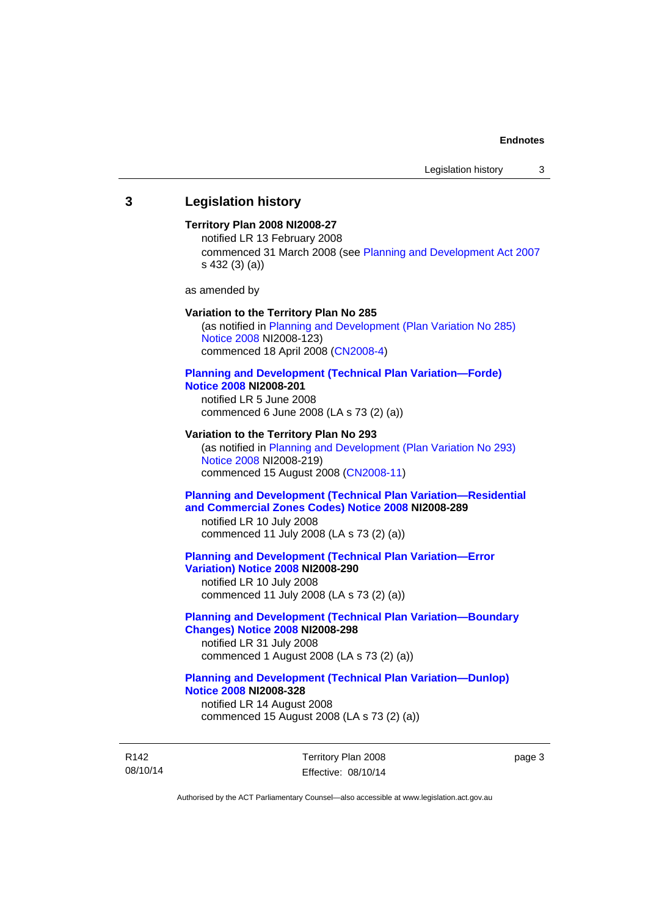## 3 Legislation history

**Territory Plan 2008 NI2008-27**

notified LR 13 February 2008

commenced 31 March 2008 (see Planning and Development Act 2007 s 432 (3) (a))

as amended by

**Variation to the Territory Plan No 285**

(as notified in Planning and Development (Plan Variation No 285) Notice 2008 NI2008-123)

commenced 18 April 2008 (CN2008-4)

**Planning and Development (Technical Plan Variation—Forde) Notice 2008 NI2008-201**

notified LR 5 June 2008

commenced 6 June 2008 (LA s 73 (2) (a))

**Variation to the Territory Plan No 293**

(as notified in Planning and Development (Plan Variation No 293) Notice 2008 NI2008-219)

commenced 15 August 2008 (CN2008-11)

**Planning and Development (Technical Plan Variation—Residential and Commercial Zones Codes) Notice 2008 NI2008-289**

notified LR 10 July 2008

commenced 11 July 2008 (LA s 73 (2) (a))

**Planning and Development (Technical Plan Variation—Error Variation) Notice 2008 NI2008-290**

notified LR 10 July 2008

commenced 11 July 2008 (LA s 73 (2) (a))

**Planning and Development (Technical Plan Variation—Boundary Changes) Notice 2008 NI2008-298**

notified LR 31 July 2008

commenced 1 August 2008 (LA s 73 (2) (a))

**Planning and Development (Technical Plan Variation—Dunlop) Notice 2008 NI2008-328**

notified LR 14 August 2008

commenced 15 August 2008 (LA s 73 (2) (a))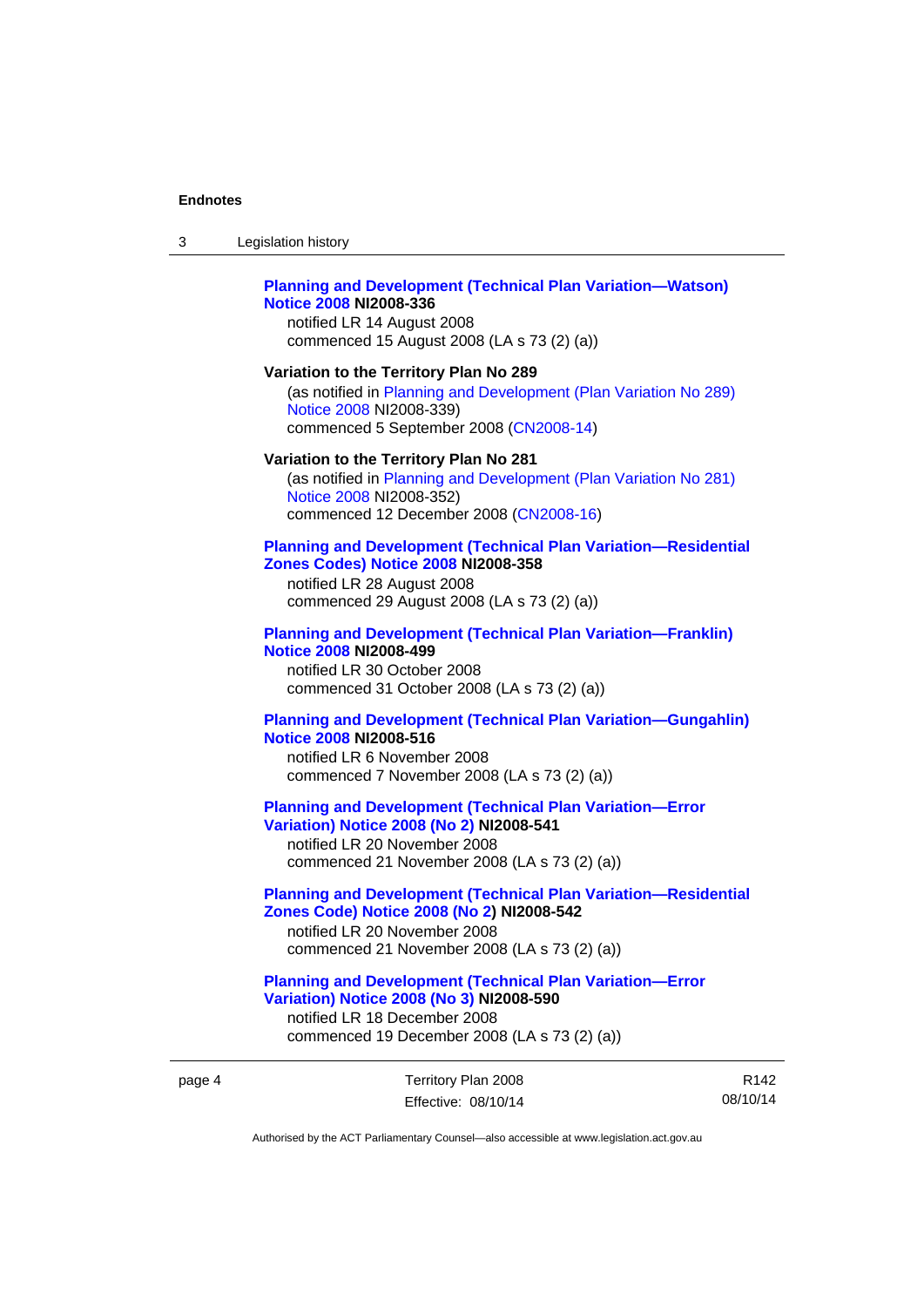**Planning and Development (Technical Plan Variation—Watson) Notice 2008 NI2008-336**
notified LR 14 August 2008
commenced 15 August 2008 (LA s 73 (2) (a))

**Variation to the Territory Plan No 289**
(as notified in Planning and Development (Plan Variation No 289) Notice 2008 NI2008-339)
commenced 5 September 2008 (CN2008-14)

**Variation to the Territory Plan No 281**
(as notified in Planning and Development (Plan Variation No 281) Notice 2008 NI2008-352)
commenced 12 December 2008 (CN2008-16)

**Planning and Development (Technical Plan Variation—Residential Zones Codes) Notice 2008 NI2008-358**
notified LR 28 August 2008
commenced 29 August 2008 (LA s 73 (2) (a))

**Planning and Development (Technical Plan Variation—Franklin) Notice 2008 NI2008-499**
notified LR 30 October 2008
commenced 31 October 2008 (LA s 73 (2) (a))

**Planning and Development (Technical Plan Variation—Gungahlin) Notice 2008 NI2008-516**
notified LR 6 November 2008
commenced 7 November 2008 (LA s 73 (2) (a))

**Planning and Development (Technical Plan Variation—Error Variation) Notice 2008 (No 2) NI2008-541**
notified LR 20 November 2008
commenced 21 November 2008 (LA s 73 (2) (a))

**Planning and Development (Technical Plan Variation—Residential Zones Code) Notice 2008 (No 2) NI2008-542**
notified LR 20 November 2008
commenced 21 November 2008 (LA s 73 (2) (a))

**Planning and Development (Technical Plan Variation—Error Variation) Notice 2008 (No 3) NI2008-590**
notified LR 18 December 2008
commenced 19 December 2008 (LA s 73 (2) (a))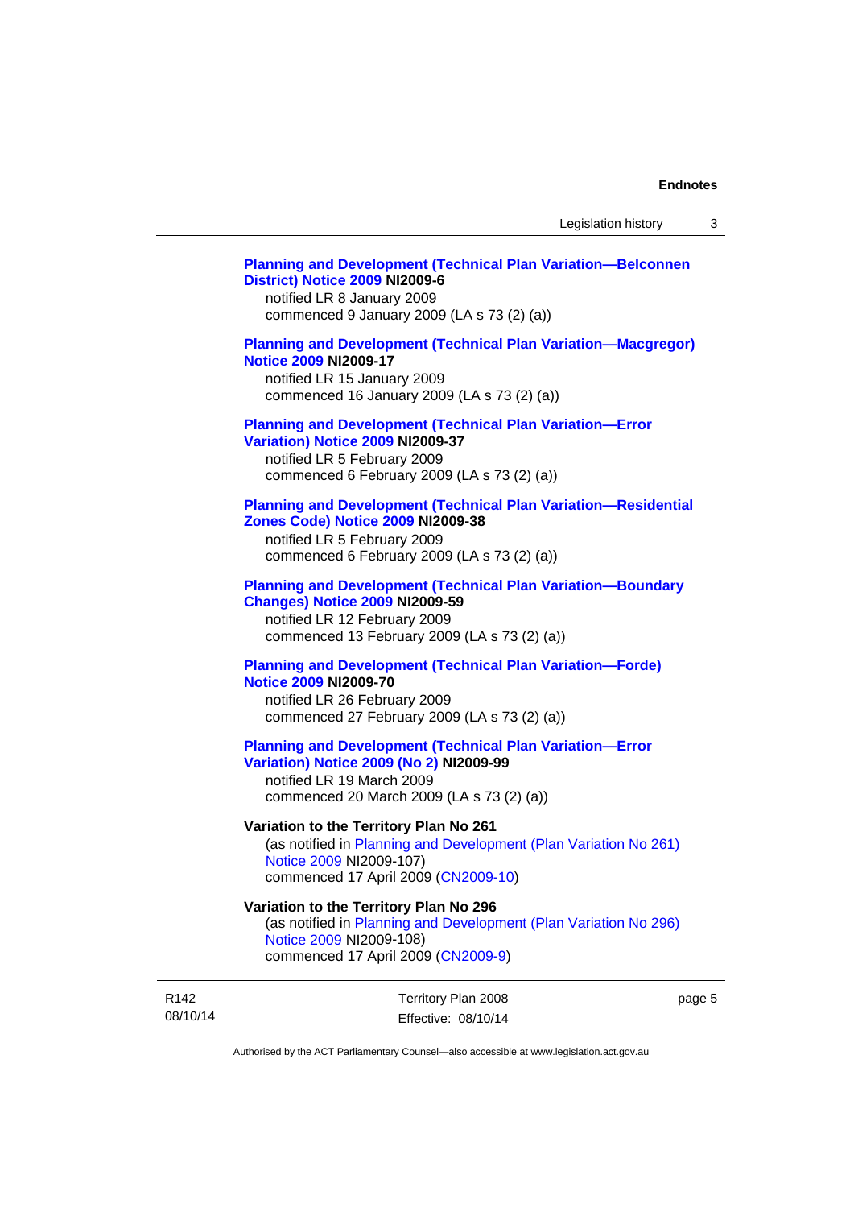**Planning and Development (Technical Plan Variation—Belconnen District) Notice 2009 NI2009-6**
notified LR 8 January 2009
commenced 9 January 2009 (LA s 73 (2) (a))

**Planning and Development (Technical Plan Variation—Macgregor) Notice 2009 NI2009-17**
notified LR 15 January 2009
commenced 16 January 2009 (LA s 73 (2) (a))

**Planning and Development (Technical Plan Variation—Error Variation) Notice 2009 NI2009-37**
notified LR 5 February 2009
commenced 6 February 2009 (LA s 73 (2) (a))

**Planning and Development (Technical Plan Variation—Residential Zones Code) Notice 2009 NI2009-38**
notified LR 5 February 2009
commenced 6 February 2009 (LA s 73 (2) (a))

**Planning and Development (Technical Plan Variation—Boundary Changes) Notice 2009 NI2009-59**
notified LR 12 February 2009
commenced 13 February 2009 (LA s 73 (2) (a))

**Planning and Development (Technical Plan Variation—Forde) Notice 2009 NI2009-70**
notified LR 26 February 2009
commenced 27 February 2009 (LA s 73 (2) (a))

**Planning and Development (Technical Plan Variation—Error Variation) Notice 2009 (No 2) NI2009-99**
notified LR 19 March 2009
commenced 20 March 2009 (LA s 73 (2) (a))

**Variation to the Territory Plan No 261**
(as notified in Planning and Development (Plan Variation No 261) Notice 2009 NI2009-107)
commenced 17 April 2009 (CN2009-10)

**Variation to the Territory Plan No 296**
(as notified in Planning and Development (Plan Variation No 296) Notice 2009 NI2009-108)
commenced 17 April 2009 (CN2009-9)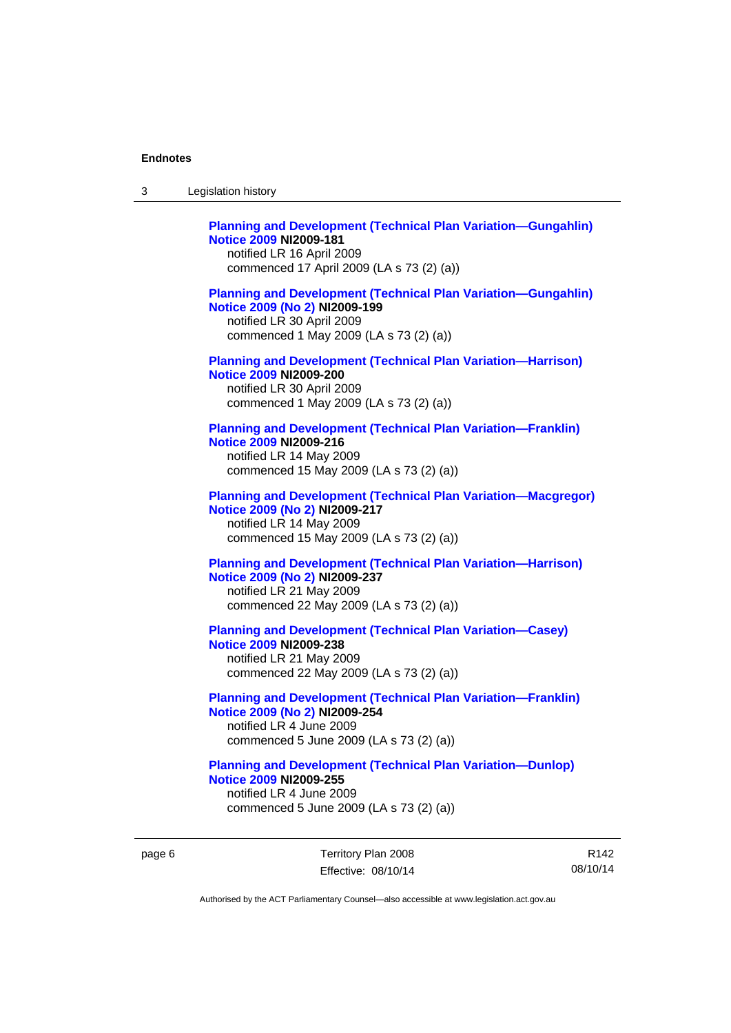**Planning and Development (Technical Plan Variation—Gungahlin) Notice 2009 NI2009-181**
notified LR 16 April 2009
commenced 17 April 2009 (LA s 73 (2) (a))

**Planning and Development (Technical Plan Variation—Gungahlin) Notice 2009 (No 2) NI2009-199**
notified LR 30 April 2009
commenced 1 May 2009 (LA s 73 (2) (a))

**Planning and Development (Technical Plan Variation—Harrison) Notice 2009 NI2009-200**
notified LR 30 April 2009
commenced 1 May 2009 (LA s 73 (2) (a))

**Planning and Development (Technical Plan Variation—Franklin) Notice 2009 NI2009-216**
notified LR 14 May 2009
commenced 15 May 2009 (LA s 73 (2) (a))

**Planning and Development (Technical Plan Variation—Macgregor) Notice 2009 (No 2) NI2009-217**
notified LR 14 May 2009
commenced 15 May 2009 (LA s 73 (2) (a))

**Planning and Development (Technical Plan Variation—Harrison) Notice 2009 (No 2) NI2009-237**
notified LR 21 May 2009
commenced 22 May 2009 (LA s 73 (2) (a))

**Planning and Development (Technical Plan Variation—Casey) Notice 2009 NI2009-238**
notified LR 21 May 2009
commenced 22 May 2009 (LA s 73 (2) (a))

**Planning and Development (Technical Plan Variation—Franklin) Notice 2009 (No 2) NI2009-254**
notified LR 4 June 2009
commenced 5 June 2009 (LA s 73 (2) (a))

**Planning and Development (Technical Plan Variation—Dunlop) Notice 2009 NI2009-255**
notified LR 4 June 2009
commenced 5 June 2009 (LA s 73 (2) (a))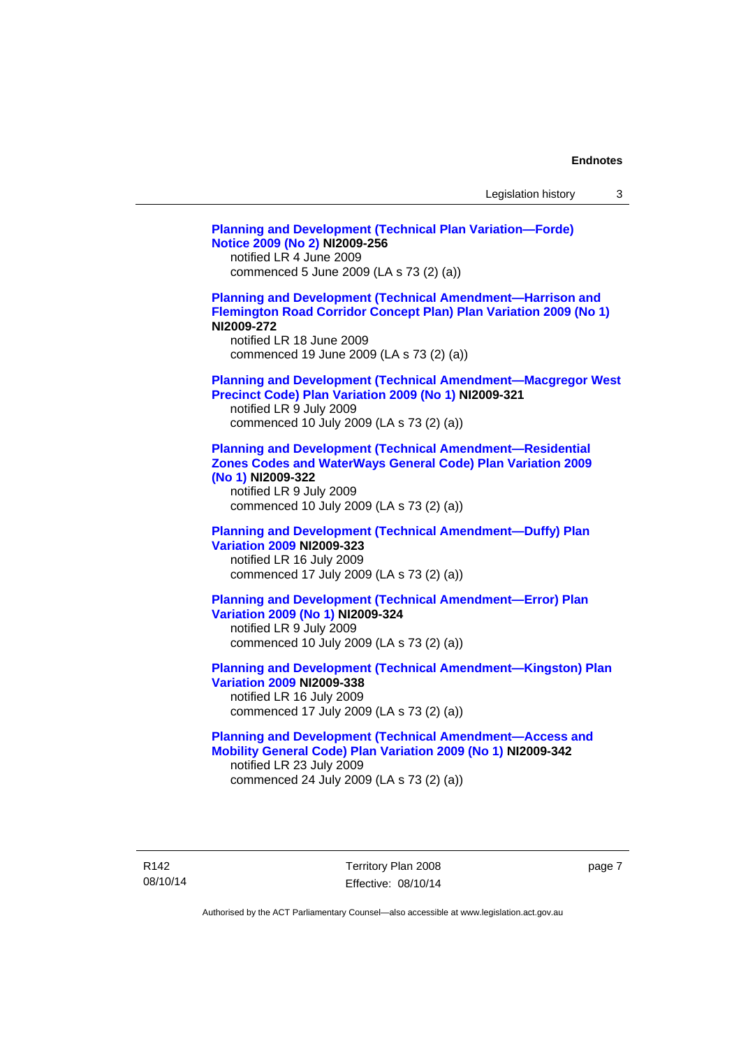**Planning and Development (Technical Plan Variation—Forde) Notice 2009 (No 2) NI2009-256**
notified LR 4 June 2009
commenced 5 June 2009 (LA s 73 (2) (a))

**Planning and Development (Technical Amendment—Harrison and Flemington Road Corridor Concept Plan) Plan Variation 2009 (No 1) NI2009-272**
notified LR 18 June 2009
commenced 19 June 2009 (LA s 73 (2) (a))

**Planning and Development (Technical Amendment—Macgregor West Precinct Code) Plan Variation 2009 (No 1) NI2009-321**
notified LR 9 July 2009
commenced 10 July 2009 (LA s 73 (2) (a))

**Planning and Development (Technical Amendment—Residential Zones Codes and WaterWays General Code) Plan Variation 2009 (No 1) NI2009-322**
notified LR 9 July 2009
commenced 10 July 2009 (LA s 73 (2) (a))

**Planning and Development (Technical Amendment—Duffy) Plan Variation 2009 NI2009-323**
notified LR 16 July 2009
commenced 17 July 2009 (LA s 73 (2) (a))

**Planning and Development (Technical Amendment—Error) Plan Variation 2009 (No 1) NI2009-324**
notified LR 9 July 2009
commenced 10 July 2009 (LA s 73 (2) (a))

**Planning and Development (Technical Amendment—Kingston) Plan Variation 2009 NI2009-338**
notified LR 16 July 2009
commenced 17 July 2009 (LA s 73 (2) (a))

**Planning and Development (Technical Amendment—Access and Mobility General Code) Plan Variation 2009 (No 1) NI2009-342**
notified LR 23 July 2009
commenced 24 July 2009 (LA s 73 (2) (a))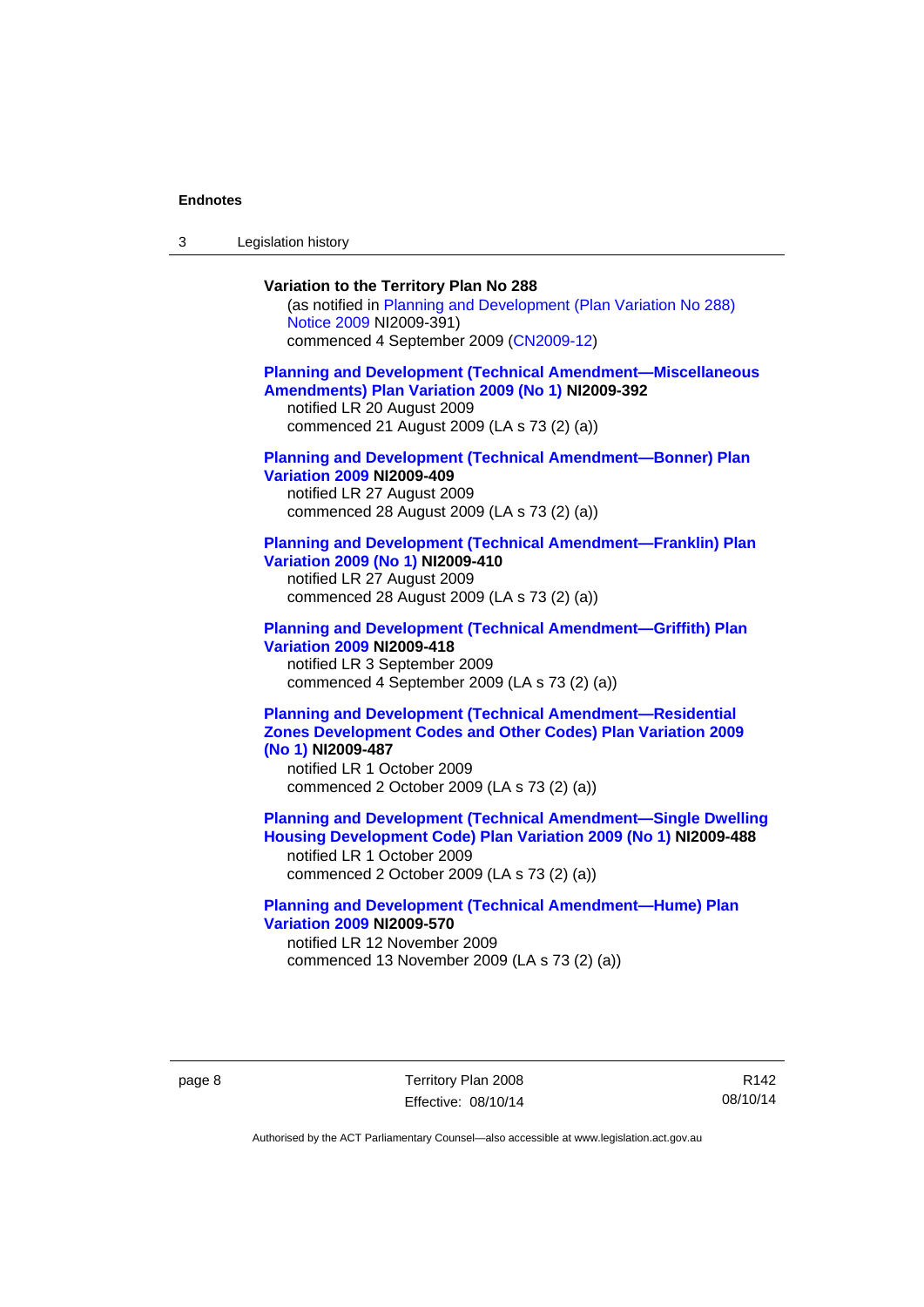**Variation to the Territory Plan No 288**

(as notified in Planning and Development (Plan Variation No 288) Notice 2009 NI2009-391)
commenced 4 September 2009 (CN2009-12)

**Planning and Development (Technical Amendment—Miscellaneous Amendments) Plan Variation 2009 (No 1) NI2009-392**
notified LR 20 August 2009
commenced 21 August 2009 (LA s 73 (2) (a))

**Planning and Development (Technical Amendment—Bonner) Plan Variation 2009 NI2009-409**
notified LR 27 August 2009
commenced 28 August 2009 (LA s 73 (2) (a))

**Planning and Development (Technical Amendment—Franklin) Plan Variation 2009 (No 1) NI2009-410**
notified LR 27 August 2009
commenced 28 August 2009 (LA s 73 (2) (a))

**Planning and Development (Technical Amendment—Griffith) Plan Variation 2009 NI2009-418**
notified LR 3 September 2009
commenced 4 September 2009 (LA s 73 (2) (a))

**Planning and Development (Technical Amendment—Residential Zones Development Codes and Other Codes) Plan Variation 2009 (No 1) NI2009-487**
notified LR 1 October 2009
commenced 2 October 2009 (LA s 73 (2) (a))

**Planning and Development (Technical Amendment—Single Dwelling Housing Development Code) Plan Variation 2009 (No 1) NI2009-488**
notified LR 1 October 2009
commenced 2 October 2009 (LA s 73 (2) (a))

**Planning and Development (Technical Amendment—Hume) Plan Variation 2009 NI2009-570**
notified LR 12 November 2009
commenced 13 November 2009 (LA s 73 (2) (a))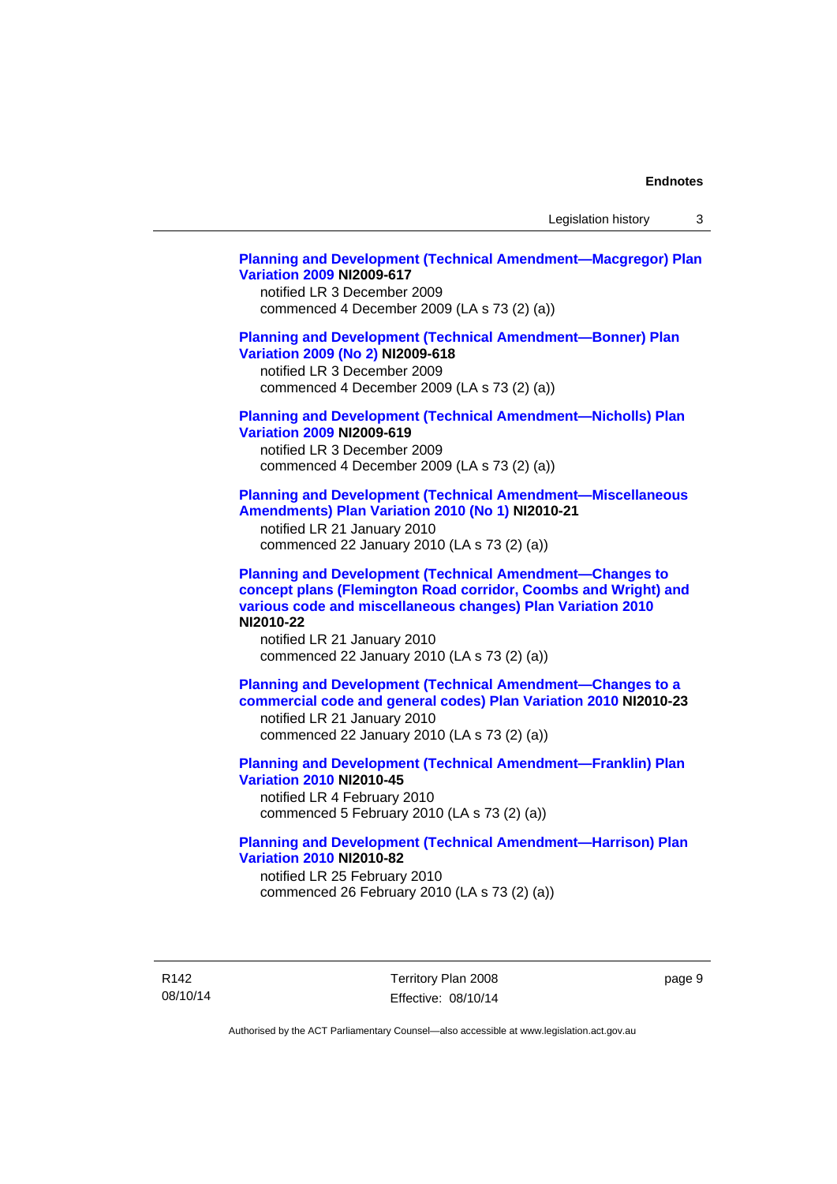**Planning and Development (Technical Amendment—Macgregor) Plan Variation 2009 NI2009-617**
notified LR 3 December 2009
commenced 4 December 2009 (LA s 73 (2) (a))

**Planning and Development (Technical Amendment—Bonner) Plan Variation 2009 (No 2) NI2009-618**
notified LR 3 December 2009
commenced 4 December 2009 (LA s 73 (2) (a))

**Planning and Development (Technical Amendment—Nicholls) Plan Variation 2009 NI2009-619**
notified LR 3 December 2009
commenced 4 December 2009 (LA s 73 (2) (a))

**Planning and Development (Technical Amendment—Miscellaneous Amendments) Plan Variation 2010 (No 1) NI2010-21**
notified LR 21 January 2010
commenced 22 January 2010 (LA s 73 (2) (a))

**Planning and Development (Technical Amendment—Changes to concept plans (Flemington Road corridor, Coombs and Wright) and various code and miscellaneous changes) Plan Variation 2010 NI2010-22**
notified LR 21 January 2010
commenced 22 January 2010 (LA s 73 (2) (a))

**Planning and Development (Technical Amendment—Changes to a commercial code and general codes) Plan Variation 2010 NI2010-23**
notified LR 21 January 2010
commenced 22 January 2010 (LA s 73 (2) (a))

**Planning and Development (Technical Amendment—Franklin) Plan Variation 2010 NI2010-45**
notified LR 4 February 2010
commenced 5 February 2010 (LA s 73 (2) (a))

**Planning and Development (Technical Amendment—Harrison) Plan Variation 2010 NI2010-82**
notified LR 25 February 2010
commenced 26 February 2010 (LA s 73 (2) (a))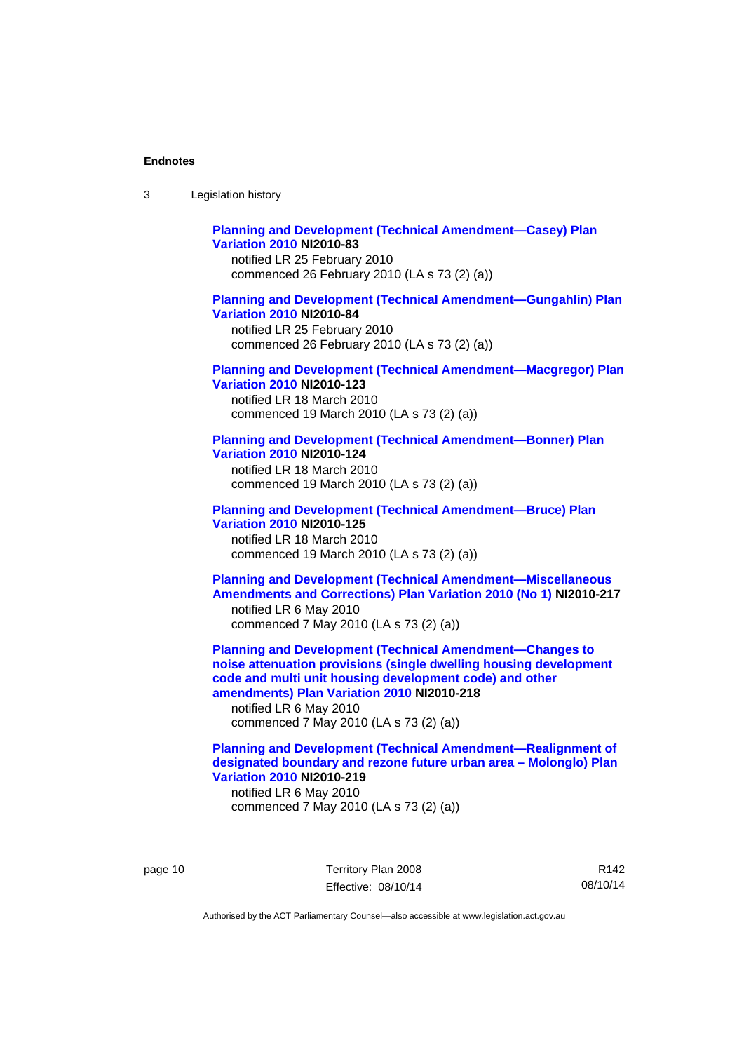**Planning and Development (Technical Amendment—Casey) Plan Variation 2010 NI2010-83**
notified LR 25 February 2010
commenced 26 February 2010 (LA s 73 (2) (a))

**Planning and Development (Technical Amendment—Gungahlin) Plan Variation 2010 NI2010-84**
notified LR 25 February 2010
commenced 26 February 2010 (LA s 73 (2) (a))

**Planning and Development (Technical Amendment—Macgregor) Plan Variation 2010 NI2010-123**
notified LR 18 March 2010
commenced 19 March 2010 (LA s 73 (2) (a))

**Planning and Development (Technical Amendment—Bonner) Plan Variation 2010 NI2010-124**
notified LR 18 March 2010
commenced 19 March 2010 (LA s 73 (2) (a))

**Planning and Development (Technical Amendment—Bruce) Plan Variation 2010 NI2010-125**
notified LR 18 March 2010
commenced 19 March 2010 (LA s 73 (2) (a))

**Planning and Development (Technical Amendment—Miscellaneous Amendments and Corrections) Plan Variation 2010 (No 1) NI2010-217**
notified LR 6 May 2010
commenced 7 May 2010 (LA s 73 (2) (a))

**Planning and Development (Technical Amendment—Changes to noise attenuation provisions (single dwelling housing development code and multi unit housing development code) and other amendments) Plan Variation 2010 NI2010-218**
notified LR 6 May 2010
commenced 7 May 2010 (LA s 73 (2) (a))

**Planning and Development (Technical Amendment—Realignment of designated boundary and rezone future urban area – Molonglo) Plan Variation 2010 NI2010-219**
notified LR 6 May 2010
commenced 7 May 2010 (LA s 73 (2) (a))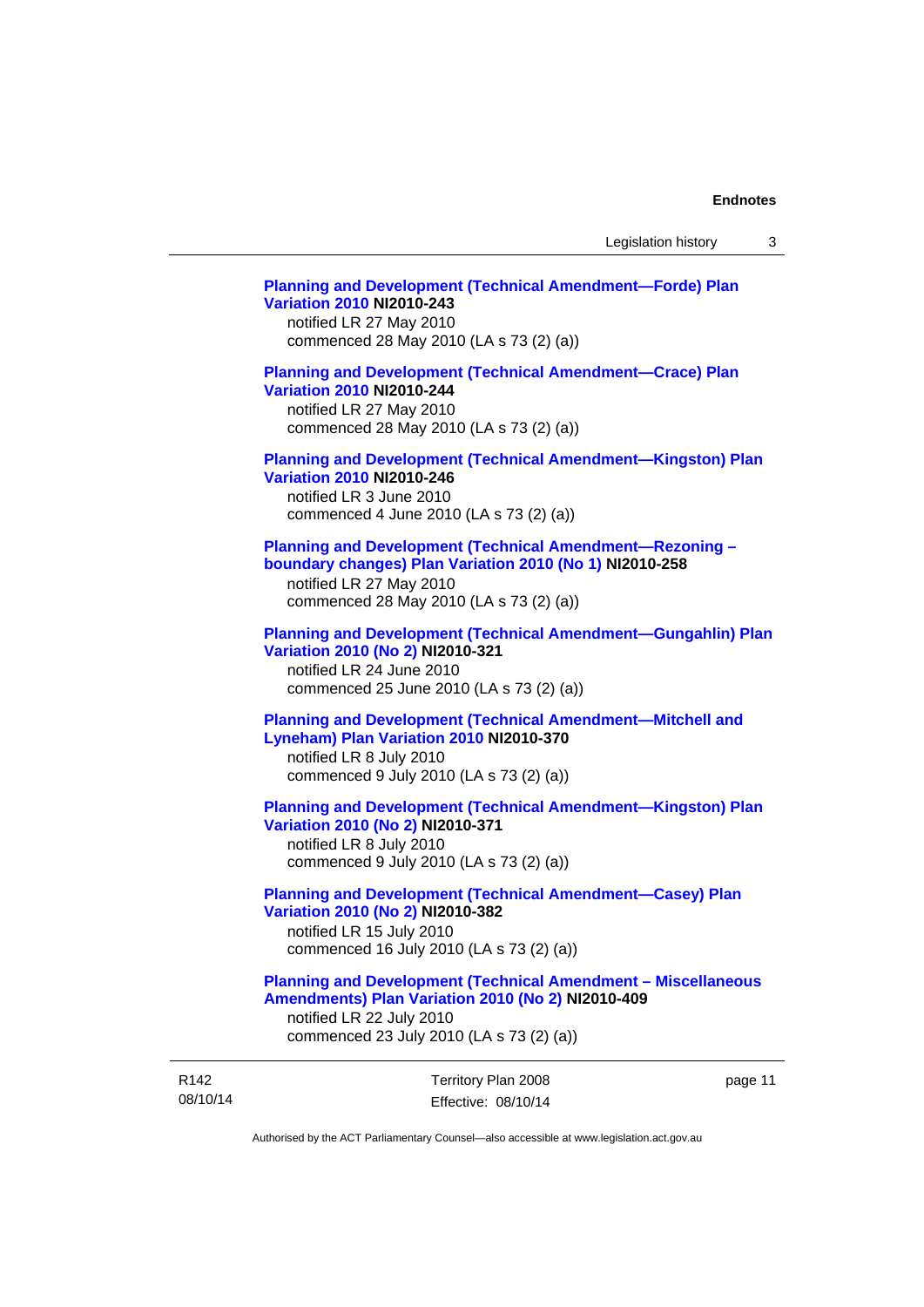**Planning and Development (Technical Amendment—Forde) Plan Variation 2010 NI2010-243**
notified LR 27 May 2010
commenced 28 May 2010 (LA s 73 (2) (a))

**Planning and Development (Technical Amendment—Crace) Plan Variation 2010 NI2010-244**
notified LR 27 May 2010
commenced 28 May 2010 (LA s 73 (2) (a))

**Planning and Development (Technical Amendment—Kingston) Plan Variation 2010 NI2010-246**
notified LR 3 June 2010
commenced 4 June 2010 (LA s 73 (2) (a))

**Planning and Development (Technical Amendment—Rezoning – boundary changes) Plan Variation 2010 (No 1) NI2010-258**
notified LR 27 May 2010
commenced 28 May 2010 (LA s 73 (2) (a))

**Planning and Development (Technical Amendment—Gungahlin) Plan Variation 2010 (No 2) NI2010-321**
notified LR 24 June 2010
commenced 25 June 2010 (LA s 73 (2) (a))

**Planning and Development (Technical Amendment—Mitchell and Lyneham) Plan Variation 2010 NI2010-370**
notified LR 8 July 2010
commenced 9 July 2010 (LA s 73 (2) (a))

**Planning and Development (Technical Amendment—Kingston) Plan Variation 2010 (No 2) NI2010-371**
notified LR 8 July 2010
commenced 9 July 2010 (LA s 73 (2) (a))

**Planning and Development (Technical Amendment—Casey) Plan Variation 2010 (No 2) NI2010-382**
notified LR 15 July 2010
commenced 16 July 2010 (LA s 73 (2) (a))

**Planning and Development (Technical Amendment – Miscellaneous Amendments) Plan Variation 2010 (No 2) NI2010-409**
notified LR 22 July 2010
commenced 23 July 2010 (LA s 73 (2) (a))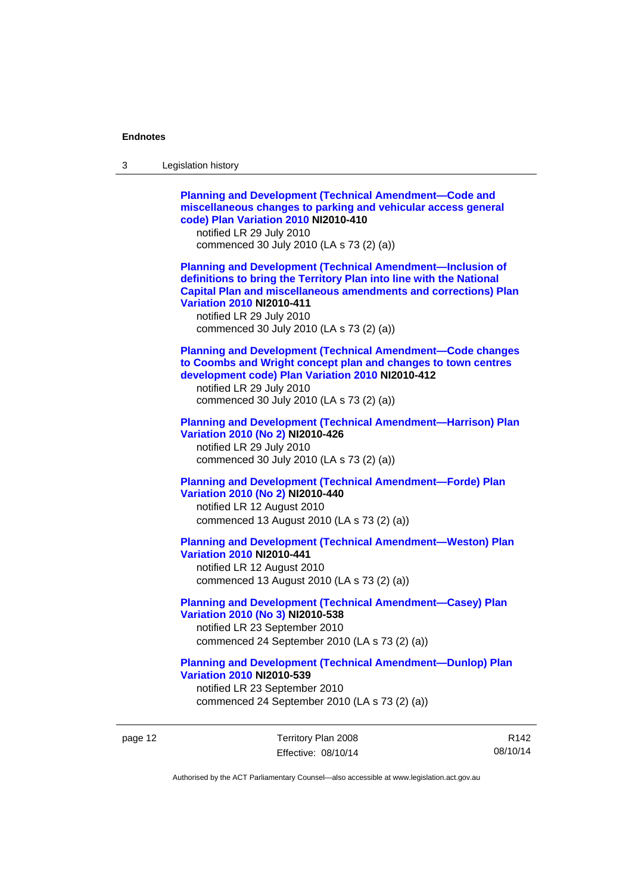**Planning and Development (Technical Amendment—Code and miscellaneous changes to parking and vehicular access general code) Plan Variation 2010 NI2010-410**
notified LR 29 July 2010
commenced 30 July 2010 (LA s 73 (2) (a))

**Planning and Development (Technical Amendment—Inclusion of definitions to bring the Territory Plan into line with the National Capital Plan and miscellaneous amendments and corrections) Plan Variation 2010 NI2010-411**
notified LR 29 July 2010
commenced 30 July 2010 (LA s 73 (2) (a))

**Planning and Development (Technical Amendment—Code changes to Coombs and Wright concept plan and changes to town centres development code) Plan Variation 2010 NI2010-412**
notified LR 29 July 2010
commenced 30 July 2010 (LA s 73 (2) (a))

**Planning and Development (Technical Amendment—Harrison) Plan Variation 2010 (No 2) NI2010-426**
notified LR 29 July 2010
commenced 30 July 2010 (LA s 73 (2) (a))

**Planning and Development (Technical Amendment—Forde) Plan Variation 2010 (No 2) NI2010-440**
notified LR 12 August 2010
commenced 13 August 2010 (LA s 73 (2) (a))

**Planning and Development (Technical Amendment—Weston) Plan Variation 2010 NI2010-441**
notified LR 12 August 2010
commenced 13 August 2010 (LA s 73 (2) (a))

**Planning and Development (Technical Amendment—Casey) Plan Variation 2010 (No 3) NI2010-538**
notified LR 23 September 2010
commenced 24 September 2010 (LA s 73 (2) (a))

**Planning and Development (Technical Amendment—Dunlop) Plan Variation 2010 NI2010-539**
notified LR 23 September 2010
commenced 24 September 2010 (LA s 73 (2) (a))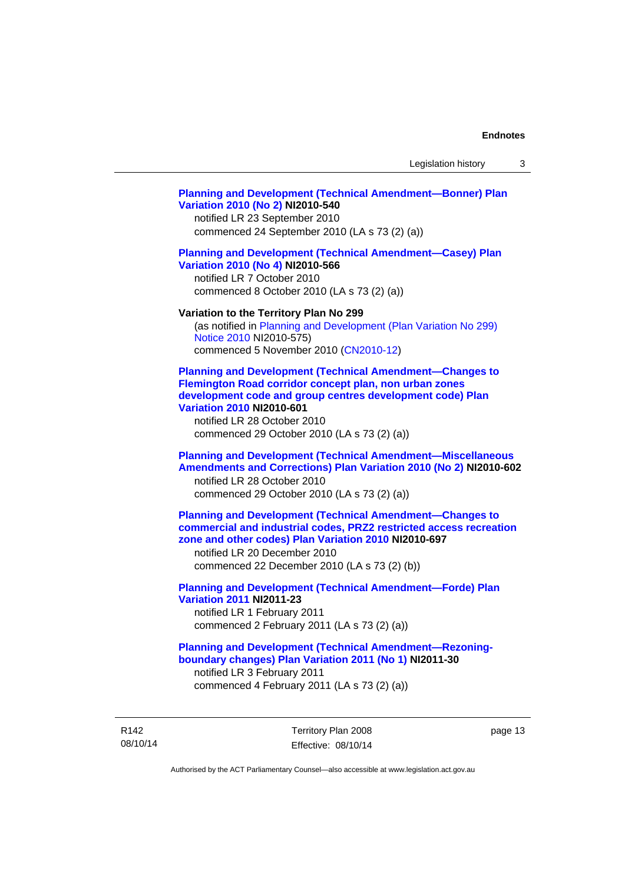**Planning and Development (Technical Amendment—Bonner) Plan Variation 2010 (No 2) NI2010-540**
notified LR 23 September 2010
commenced 24 September 2010 (LA s 73 (2) (a))

**Planning and Development (Technical Amendment—Casey) Plan Variation 2010 (No 4) NI2010-566**
notified LR 7 October 2010
commenced 8 October 2010 (LA s 73 (2) (a))

**Variation to the Territory Plan No 299**
(as notified in Planning and Development (Plan Variation No 299) Notice 2010 NI2010-575)
commenced 5 November 2010 (CN2010-12)

**Planning and Development (Technical Amendment—Changes to Flemington Road corridor concept plan, non urban zones development code and group centres development code) Plan Variation 2010 NI2010-601**
notified LR 28 October 2010
commenced 29 October 2010 (LA s 73 (2) (a))

**Planning and Development (Technical Amendment—Miscellaneous Amendments and Corrections) Plan Variation 2010 (No 2) NI2010-602**
notified LR 28 October 2010
commenced 29 October 2010 (LA s 73 (2) (a))

**Planning and Development (Technical Amendment—Changes to commercial and industrial codes, PRZ2 restricted access recreation zone and other codes) Plan Variation 2010 NI2010-697**
notified LR 20 December 2010
commenced 22 December 2010 (LA s 73 (2) (b))

**Planning and Development (Technical Amendment—Forde) Plan Variation 2011 NI2011-23**
notified LR 1 February 2011
commenced 2 February 2011 (LA s 73 (2) (a))

**Planning and Development (Technical Amendment—Rezoning-boundary changes) Plan Variation 2011 (No 1) NI2011-30**
notified LR 3 February 2011
commenced 4 February 2011 (LA s 73 (2) (a))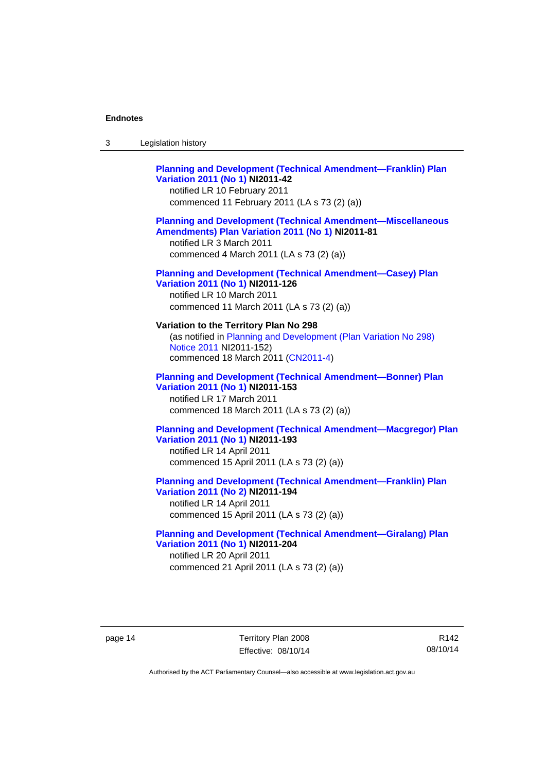**Planning and Development (Technical Amendment—Franklin) Plan Variation 2011 (No 1) NI2011-42**
notified LR 10 February 2011
commenced 11 February 2011 (LA s 73 (2) (a))

**Planning and Development (Technical Amendment—Miscellaneous Amendments) Plan Variation 2011 (No 1) NI2011-81**
notified LR 3 March 2011
commenced 4 March 2011 (LA s 73 (2) (a))

**Planning and Development (Technical Amendment—Casey) Plan Variation 2011 (No 1) NI2011-126**
notified LR 10 March 2011
commenced 11 March 2011 (LA s 73 (2) (a))

**Variation to the Territory Plan No 298**
(as notified in Planning and Development (Plan Variation No 298) Notice 2011 NI2011-152)
commenced 18 March 2011 (CN2011-4)

**Planning and Development (Technical Amendment—Bonner) Plan Variation 2011 (No 1) NI2011-153**
notified LR 17 March 2011
commenced 18 March 2011 (LA s 73 (2) (a))

**Planning and Development (Technical Amendment—Macgregor) Plan Variation 2011 (No 1) NI2011-193**
notified LR 14 April 2011
commenced 15 April 2011 (LA s 73 (2) (a))

**Planning and Development (Technical Amendment—Franklin) Plan Variation 2011 (No 2) NI2011-194**
notified LR 14 April 2011
commenced 15 April 2011 (LA s 73 (2) (a))

**Planning and Development (Technical Amendment—Giralang) Plan Variation 2011 (No 1) NI2011-204**
notified LR 20 April 2011
commenced 21 April 2011 (LA s 73 (2) (a))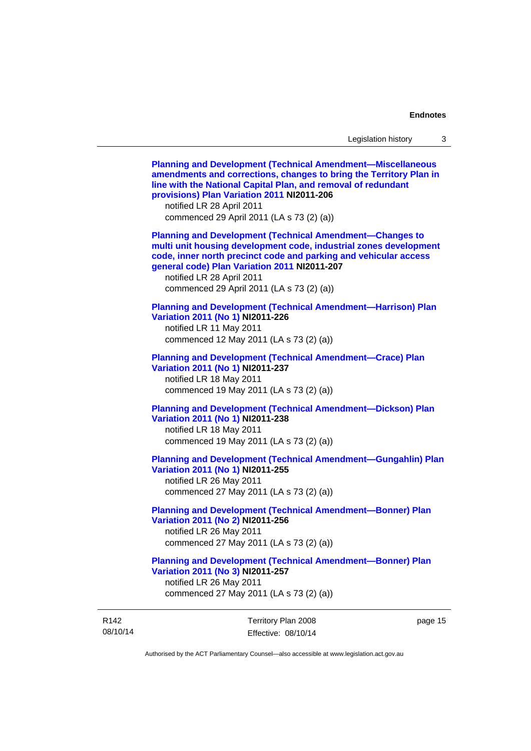**Planning and Development (Technical Amendment—Miscellaneous amendments and corrections, changes to bring the Territory Plan in line with the National Capital Plan, and removal of redundant provisions) Plan Variation 2011 NI2011-206**
notified LR 28 April 2011
commenced 29 April 2011 (LA s 73 (2) (a))

**Planning and Development (Technical Amendment—Changes to multi unit housing development code, industrial zones development code, inner north precinct code and parking and vehicular access general code) Plan Variation 2011 NI2011-207**
notified LR 28 April 2011
commenced 29 April 2011 (LA s 73 (2) (a))

**Planning and Development (Technical Amendment—Harrison) Plan Variation 2011 (No 1) NI2011-226**
notified LR 11 May 2011
commenced 12 May 2011 (LA s 73 (2) (a))

**Planning and Development (Technical Amendment—Crace) Plan Variation 2011 (No 1) NI2011-237**
notified LR 18 May 2011
commenced 19 May 2011 (LA s 73 (2) (a))

**Planning and Development (Technical Amendment—Dickson) Plan Variation 2011 (No 1) NI2011-238**
notified LR 18 May 2011
commenced 19 May 2011 (LA s 73 (2) (a))

**Planning and Development (Technical Amendment—Gungahlin) Plan Variation 2011 (No 1) NI2011-255**
notified LR 26 May 2011
commenced 27 May 2011 (LA s 73 (2) (a))

**Planning and Development (Technical Amendment—Bonner) Plan Variation 2011 (No 2) NI2011-256**
notified LR 26 May 2011
commenced 27 May 2011 (LA s 73 (2) (a))

**Planning and Development (Technical Amendment—Bonner) Plan Variation 2011 (No 3) NI2011-257**
notified LR 26 May 2011
commenced 27 May 2011 (LA s 73 (2) (a))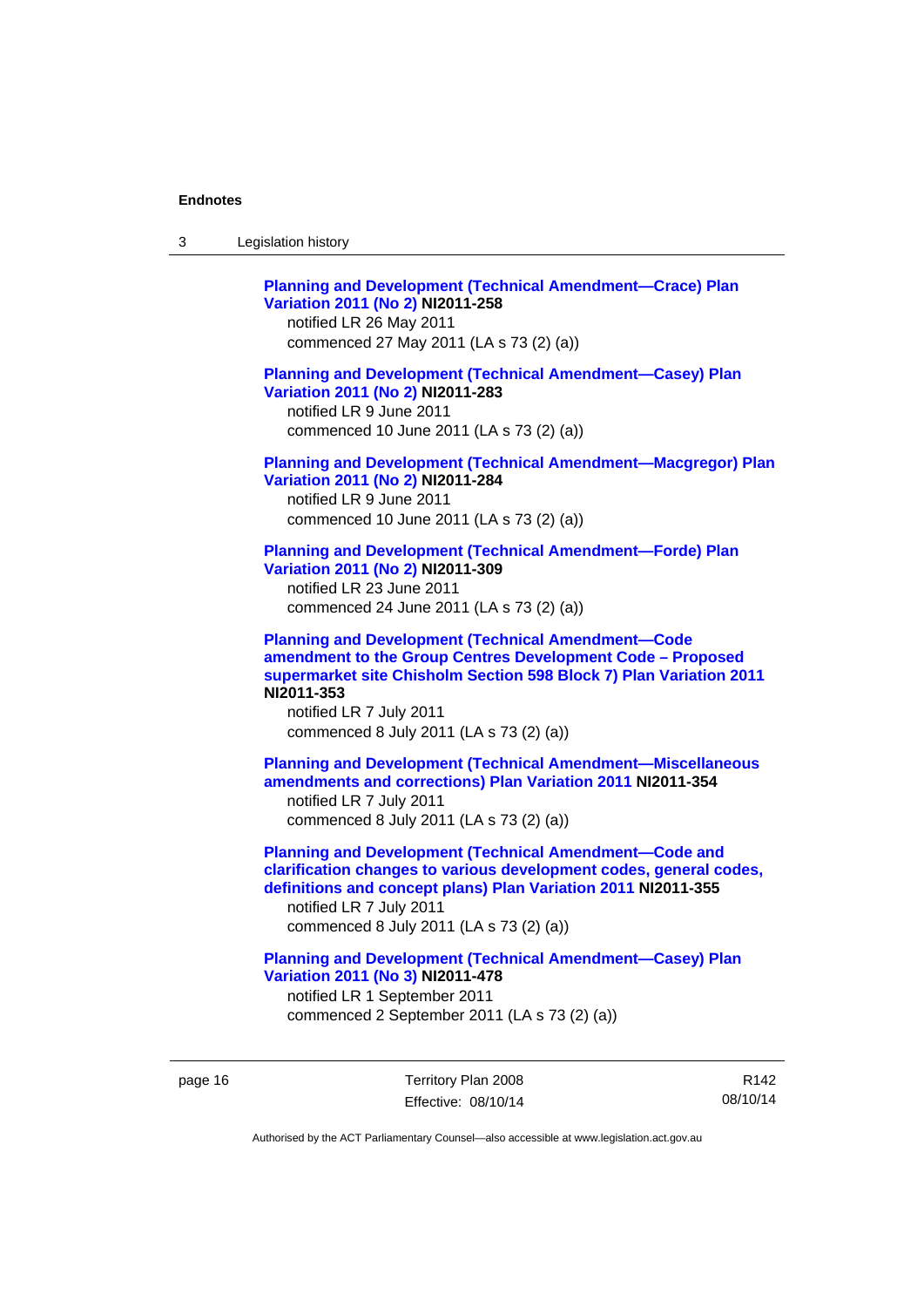**Planning and Development (Technical Amendment—Crace) Plan Variation 2011 (No 2) NI2011-258**
notified LR 26 May 2011
commenced 27 May 2011 (LA s 73 (2) (a))

**Planning and Development (Technical Amendment—Casey) Plan Variation 2011 (No 2) NI2011-283**
notified LR 9 June 2011
commenced 10 June 2011 (LA s 73 (2) (a))

**Planning and Development (Technical Amendment—Macgregor) Plan Variation 2011 (No 2) NI2011-284**
notified LR 9 June 2011
commenced 10 June 2011 (LA s 73 (2) (a))

**Planning and Development (Technical Amendment—Forde) Plan Variation 2011 (No 2) NI2011-309**
notified LR 23 June 2011
commenced 24 June 2011 (LA s 73 (2) (a))

**Planning and Development (Technical Amendment—Code amendment to the Group Centres Development Code – Proposed supermarket site Chisholm Section 598 Block 7) Plan Variation 2011 NI2011-353**
notified LR 7 July 2011
commenced 8 July 2011 (LA s 73 (2) (a))

**Planning and Development (Technical Amendment—Miscellaneous amendments and corrections) Plan Variation 2011 NI2011-354**
notified LR 7 July 2011
commenced 8 July 2011 (LA s 73 (2) (a))

**Planning and Development (Technical Amendment—Code and clarification changes to various development codes, general codes, definitions and concept plans) Plan Variation 2011 NI2011-355**
notified LR 7 July 2011
commenced 8 July 2011 (LA s 73 (2) (a))

**Planning and Development (Technical Amendment—Casey) Plan Variation 2011 (No 3) NI2011-478**
notified LR 1 September 2011
commenced 2 September 2011 (LA s 73 (2) (a))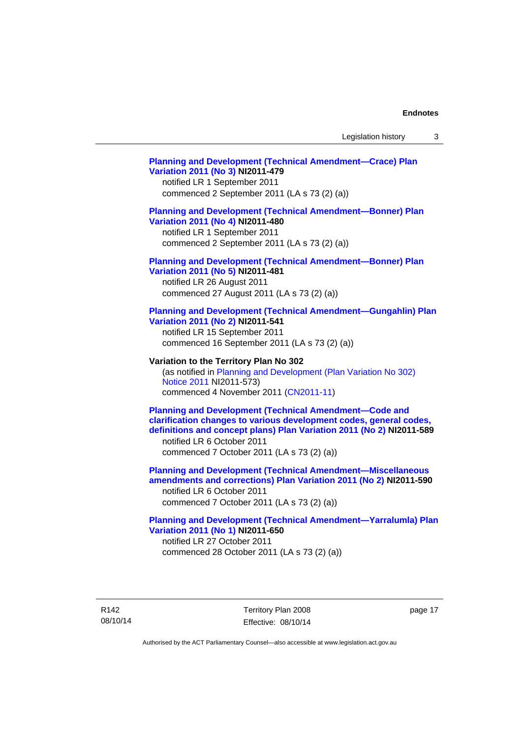**Planning and Development (Technical Amendment—Crace) Plan Variation 2011 (No 3) NI2011-479**
notified LR 1 September 2011
commenced 2 September 2011 (LA s 73 (2) (a))

**Planning and Development (Technical Amendment—Bonner) Plan Variation 2011 (No 4) NI2011-480**
notified LR 1 September 2011
commenced 2 September 2011 (LA s 73 (2) (a))

**Planning and Development (Technical Amendment—Bonner) Plan Variation 2011 (No 5) NI2011-481**
notified LR 26 August 2011
commenced 27 August 2011 (LA s 73 (2) (a))

**Planning and Development (Technical Amendment—Gungahlin) Plan Variation 2011 (No 2) NI2011-541**
notified LR 15 September 2011
commenced 16 September 2011 (LA s 73 (2) (a))

**Variation to the Territory Plan No 302**
(as notified in Planning and Development (Plan Variation No 302) Notice 2011 NI2011-573)
commenced 4 November 2011 (CN2011-11)

**Planning and Development (Technical Amendment—Code and clarification changes to various development codes, general codes, definitions and concept plans) Plan Variation 2011 (No 2) NI2011-589**
notified LR 6 October 2011
commenced 7 October 2011 (LA s 73 (2) (a))

**Planning and Development (Technical Amendment—Miscellaneous amendments and corrections) Plan Variation 2011 (No 2) NI2011-590**
notified LR 6 October 2011
commenced 7 October 2011 (LA s 73 (2) (a))

**Planning and Development (Technical Amendment—Yarralumla) Plan Variation 2011 (No 1) NI2011-650**
notified LR 27 October 2011
commenced 28 October 2011 (LA s 73 (2) (a))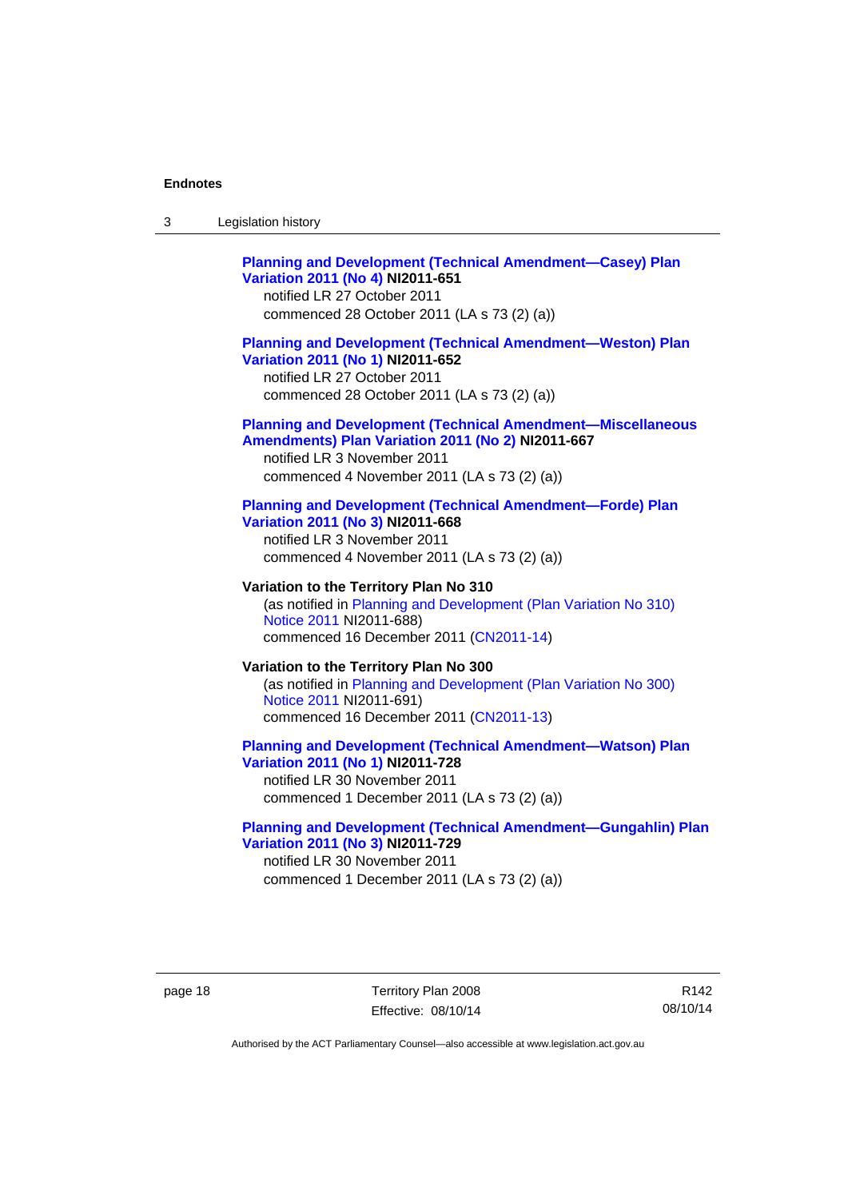**Planning and Development (Technical Amendment—Casey) Plan Variation 2011 (No 4) NI2011-651**
notified LR 27 October 2011
commenced 28 October 2011 (LA s 73 (2) (a))

**Planning and Development (Technical Amendment—Weston) Plan Variation 2011 (No 1) NI2011-652**
notified LR 27 October 2011
commenced 28 October 2011 (LA s 73 (2) (a))

**Planning and Development (Technical Amendment—Miscellaneous Amendments) Plan Variation 2011 (No 2) NI2011-667**
notified LR 3 November 2011
commenced 4 November 2011 (LA s 73 (2) (a))

**Planning and Development (Technical Amendment—Forde) Plan Variation 2011 (No 3) NI2011-668**
notified LR 3 November 2011
commenced 4 November 2011 (LA s 73 (2) (a))

**Variation to the Territory Plan No 310**
(as notified in Planning and Development (Plan Variation No 310) Notice 2011 NI2011-688)
commenced 16 December 2011 (CN2011-14)

**Variation to the Territory Plan No 300**
(as notified in Planning and Development (Plan Variation No 300) Notice 2011 NI2011-691)
commenced 16 December 2011 (CN2011-13)

**Planning and Development (Technical Amendment—Watson) Plan Variation 2011 (No 1) NI2011-728**
notified LR 30 November 2011
commenced 1 December 2011 (LA s 73 (2) (a))

**Planning and Development (Technical Amendment—Gungahlin) Plan Variation 2011 (No 3) NI2011-729**
notified LR 30 November 2011
commenced 1 December 2011 (LA s 73 (2) (a))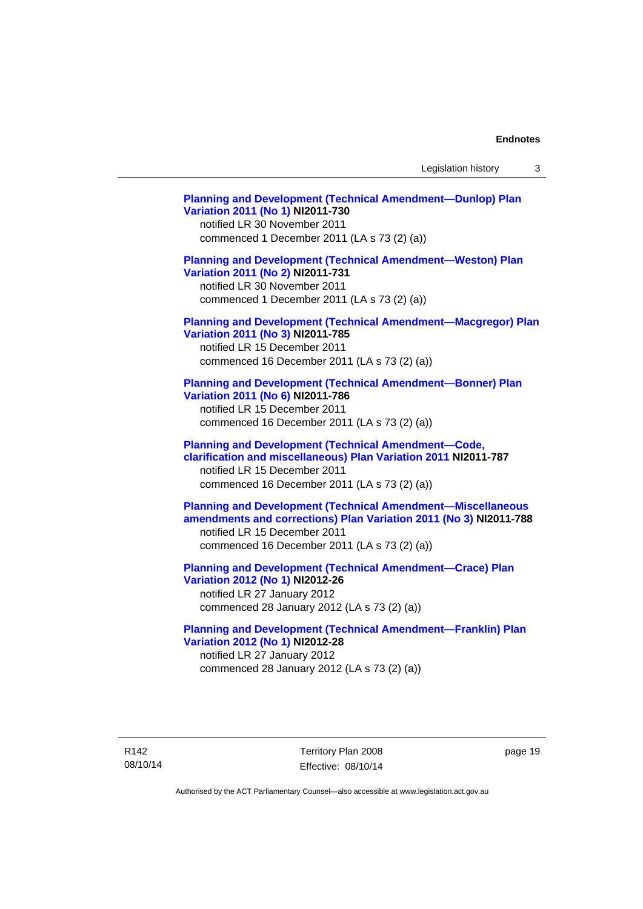**Planning and Development (Technical Amendment—Dunlop) Plan Variation 2011 (No 1) NI2011-730**
notified LR 30 November 2011
commenced 1 December 2011 (LA s 73 (2) (a))

**Planning and Development (Technical Amendment—Weston) Plan Variation 2011 (No 2) NI2011-731**
notified LR 30 November 2011
commenced 1 December 2011 (LA s 73 (2) (a))

**Planning and Development (Technical Amendment—Macgregor) Plan Variation 2011 (No 3) NI2011-785**
notified LR 15 December 2011
commenced 16 December 2011 (LA s 73 (2) (a))

**Planning and Development (Technical Amendment—Bonner) Plan Variation 2011 (No 6) NI2011-786**
notified LR 15 December 2011
commenced 16 December 2011 (LA s 73 (2) (a))

**Planning and Development (Technical Amendment—Code, clarification and miscellaneous) Plan Variation 2011 NI2011-787**
notified LR 15 December 2011
commenced 16 December 2011 (LA s 73 (2) (a))

**Planning and Development (Technical Amendment—Miscellaneous amendments and corrections) Plan Variation 2011 (No 3) NI2011-788**
notified LR 15 December 2011
commenced 16 December 2011 (LA s 73 (2) (a))

**Planning and Development (Technical Amendment—Crace) Plan Variation 2012 (No 1) NI2012-26**
notified LR 27 January 2012
commenced 28 January 2012 (LA s 73 (2) (a))

**Planning and Development (Technical Amendment—Franklin) Plan Variation 2012 (No 1) NI2012-28**
notified LR 27 January 2012
commenced 28 January 2012 (LA s 73 (2) (a))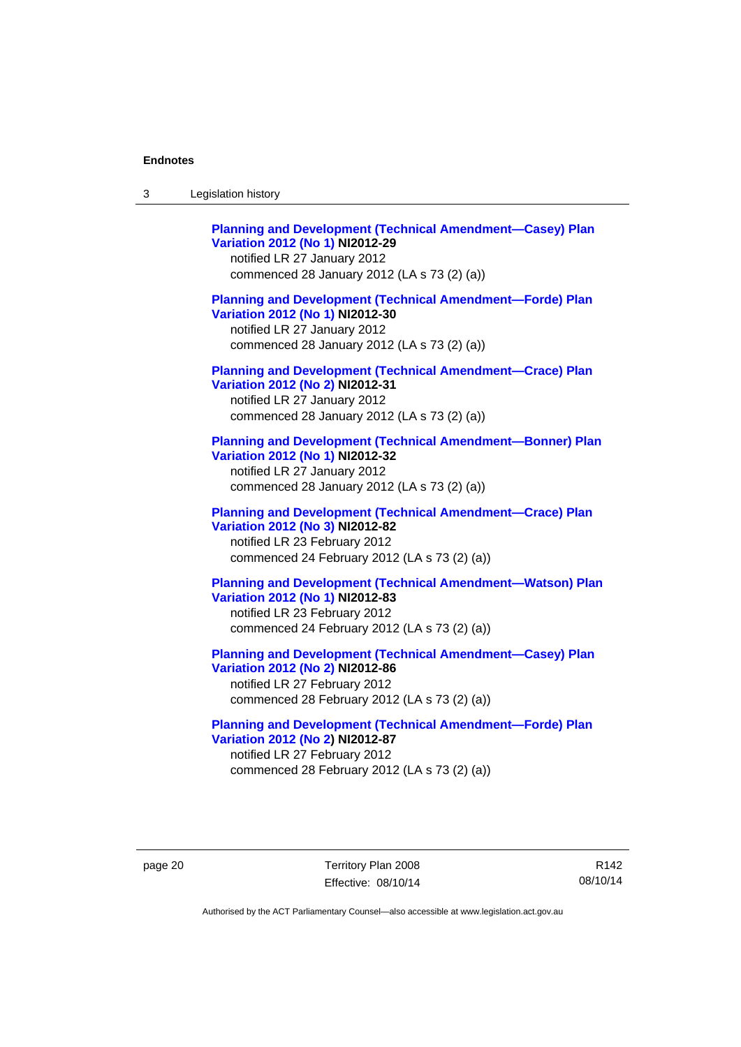**Planning and Development (Technical Amendment—Casey) Plan Variation 2012 (No 1) NI2012-29**
notified LR 27 January 2012
commenced 28 January 2012 (LA s 73 (2) (a))

**Planning and Development (Technical Amendment—Forde) Plan Variation 2012 (No 1) NI2012-30**
notified LR 27 January 2012
commenced 28 January 2012 (LA s 73 (2) (a))

**Planning and Development (Technical Amendment—Crace) Plan Variation 2012 (No 2) NI2012-31**
notified LR 27 January 2012
commenced 28 January 2012 (LA s 73 (2) (a))

**Planning and Development (Technical Amendment—Bonner) Plan Variation 2012 (No 1) NI2012-32**
notified LR 27 January 2012
commenced 28 January 2012 (LA s 73 (2) (a))

**Planning and Development (Technical Amendment—Crace) Plan Variation 2012 (No 3) NI2012-82**
notified LR 23 February 2012
commenced 24 February 2012 (LA s 73 (2) (a))

**Planning and Development (Technical Amendment—Watson) Plan Variation 2012 (No 1) NI2012-83**
notified LR 23 February 2012
commenced 24 February 2012 (LA s 73 (2) (a))

**Planning and Development (Technical Amendment—Casey) Plan Variation 2012 (No 2) NI2012-86**
notified LR 27 February 2012
commenced 28 February 2012 (LA s 73 (2) (a))

**Planning and Development (Technical Amendment—Forde) Plan Variation 2012 (No 2) NI2012-87**
notified LR 27 February 2012
commenced 28 February 2012 (LA s 73 (2) (a))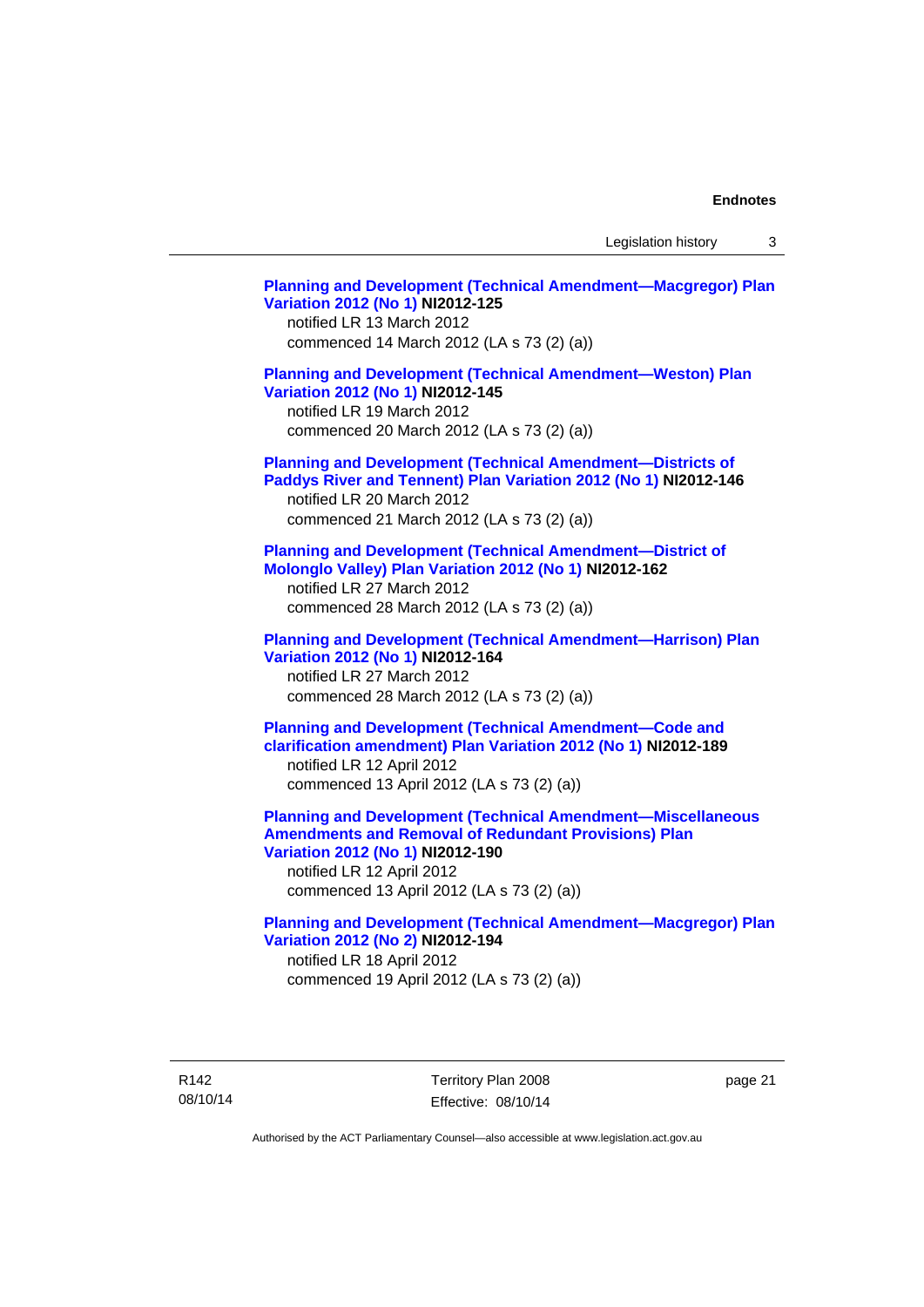**Planning and Development (Technical Amendment—Macgregor) Plan Variation 2012 (No 1) NI2012-125**
notified LR 13 March 2012
commenced 14 March 2012 (LA s 73 (2) (a))

**Planning and Development (Technical Amendment—Weston) Plan Variation 2012 (No 1) NI2012-145**
notified LR 19 March 2012
commenced 20 March 2012 (LA s 73 (2) (a))

**Planning and Development (Technical Amendment—Districts of Paddys River and Tennent) Plan Variation 2012 (No 1) NI2012-146**
notified LR 20 March 2012
commenced 21 March 2012 (LA s 73 (2) (a))

**Planning and Development (Technical Amendment—District of Molonglo Valley) Plan Variation 2012 (No 1) NI2012-162**
notified LR 27 March 2012
commenced 28 March 2012 (LA s 73 (2) (a))

**Planning and Development (Technical Amendment—Harrison) Plan Variation 2012 (No 1) NI2012-164**
notified LR 27 March 2012
commenced 28 March 2012 (LA s 73 (2) (a))

**Planning and Development (Technical Amendment—Code and clarification amendment) Plan Variation 2012 (No 1) NI2012-189**
notified LR 12 April 2012
commenced 13 April 2012 (LA s 73 (2) (a))

**Planning and Development (Technical Amendment—Miscellaneous Amendments and Removal of Redundant Provisions) Plan Variation 2012 (No 1) NI2012-190**
notified LR 12 April 2012
commenced 13 April 2012 (LA s 73 (2) (a))

**Planning and Development (Technical Amendment—Macgregor) Plan Variation 2012 (No 2) NI2012-194**
notified LR 18 April 2012
commenced 19 April 2012 (LA s 73 (2) (a))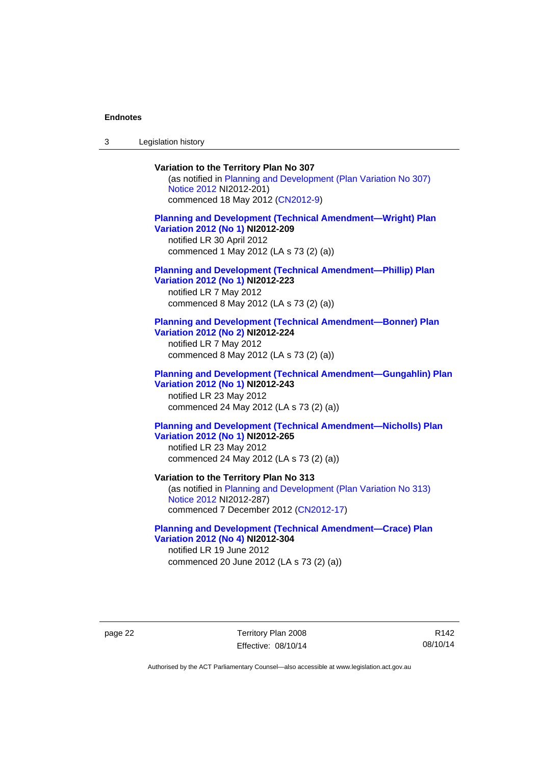**Variation to the Territory Plan No 307**

(as notified in Planning and Development (Plan Variation No 307) Notice 2012 NI2012-201)
commenced 18 May 2012 (CN2012-9)

**Planning and Development (Technical Amendment—Wright) Plan Variation 2012 (No 1) NI2012-209**

notified LR 30 April 2012
commenced 1 May 2012 (LA s 73 (2) (a))

**Planning and Development (Technical Amendment—Phillip) Plan Variation 2012 (No 1) NI2012-223**

notified LR 7 May 2012
commenced 8 May 2012 (LA s 73 (2) (a))

**Planning and Development (Technical Amendment—Bonner) Plan Variation 2012 (No 2) NI2012-224**

notified LR 7 May 2012
commenced 8 May 2012 (LA s 73 (2) (a))

**Planning and Development (Technical Amendment—Gungahlin) Plan Variation 2012 (No 1) NI2012-243**

notified LR 23 May 2012
commenced 24 May 2012 (LA s 73 (2) (a))

**Planning and Development (Technical Amendment—Nicholls) Plan Variation 2012 (No 1) NI2012-265**

notified LR 23 May 2012
commenced 24 May 2012 (LA s 73 (2) (a))

**Variation to the Territory Plan No 313**

(as notified in Planning and Development (Plan Variation No 313) Notice 2012 NI2012-287)
commenced 7 December 2012 (CN2012-17)

**Planning and Development (Technical Amendment—Crace) Plan Variation 2012 (No 4) NI2012-304**

notified LR 19 June 2012
commenced 20 June 2012 (LA s 73 (2) (a))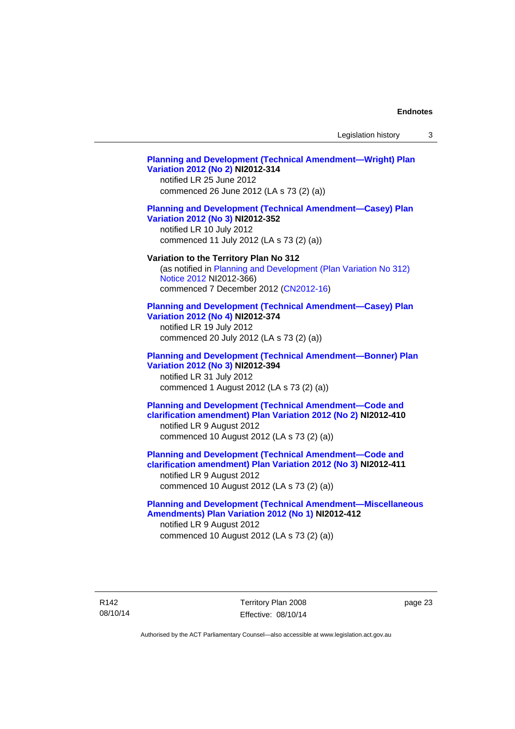**Planning and Development (Technical Amendment—Wright) Plan Variation 2012 (No 2) NI2012-314**
notified LR 25 June 2012
commenced 26 June 2012 (LA s 73 (2) (a))

**Planning and Development (Technical Amendment—Casey) Plan Variation 2012 (No 3) NI2012-352**
notified LR 10 July 2012
commenced 11 July 2012 (LA s 73 (2) (a))

**Variation to the Territory Plan No 312**
(as notified in Planning and Development (Plan Variation No 312) Notice 2012 NI2012-366)
commenced 7 December 2012 (CN2012-16)

**Planning and Development (Technical Amendment—Casey) Plan Variation 2012 (No 4) NI2012-374**
notified LR 19 July 2012
commenced 20 July 2012 (LA s 73 (2) (a))

**Planning and Development (Technical Amendment—Bonner) Plan Variation 2012 (No 3) NI2012-394**
notified LR 31 July 2012
commenced 1 August 2012 (LA s 73 (2) (a))

**Planning and Development (Technical Amendment—Code and clarification amendment) Plan Variation 2012 (No 2) NI2012-410**
notified LR 9 August 2012
commenced 10 August 2012 (LA s 73 (2) (a))

**Planning and Development (Technical Amendment—Code and clarification amendment) Plan Variation 2012 (No 3) NI2012-411**
notified LR 9 August 2012
commenced 10 August 2012 (LA s 73 (2) (a))

**Planning and Development (Technical Amendment—Miscellaneous Amendments) Plan Variation 2012 (No 1) NI2012-412**
notified LR 9 August 2012
commenced 10 August 2012 (LA s 73 (2) (a))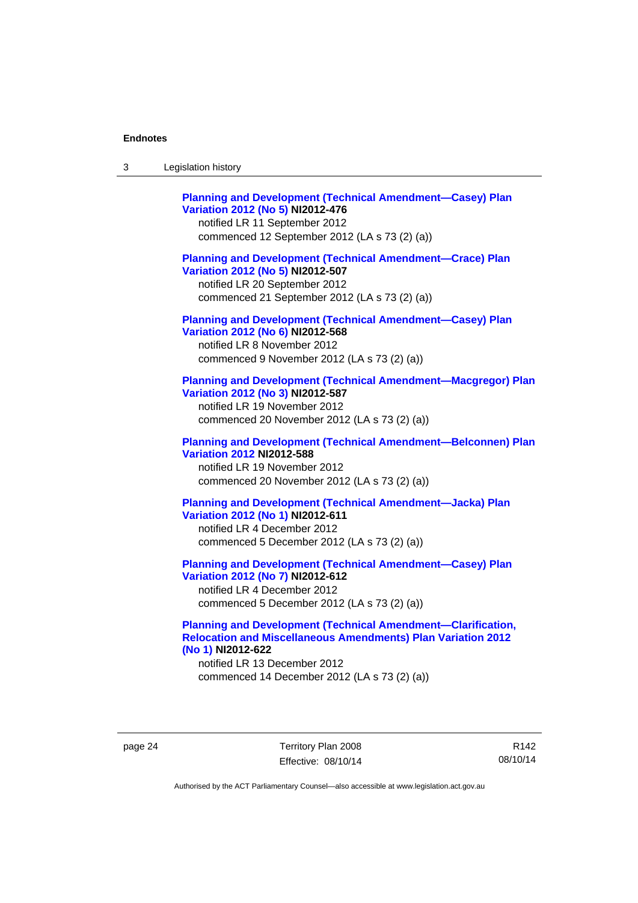**Planning and Development (Technical Amendment—Casey) Plan Variation 2012 (No 5) NI2012-476**
notified LR 11 September 2012
commenced 12 September 2012 (LA s 73 (2) (a))

**Planning and Development (Technical Amendment—Crace) Plan Variation 2012 (No 5) NI2012-507**
notified LR 20 September 2012
commenced 21 September 2012 (LA s 73 (2) (a))

**Planning and Development (Technical Amendment—Casey) Plan Variation 2012 (No 6) NI2012-568**
notified LR 8 November 2012
commenced 9 November 2012 (LA s 73 (2) (a))

**Planning and Development (Technical Amendment—Macgregor) Plan Variation 2012 (No 3) NI2012-587**
notified LR 19 November 2012
commenced 20 November 2012 (LA s 73 (2) (a))

**Planning and Development (Technical Amendment—Belconnen) Plan Variation 2012 NI2012-588**
notified LR 19 November 2012
commenced 20 November 2012 (LA s 73 (2) (a))

**Planning and Development (Technical Amendment—Jacka) Plan Variation 2012 (No 1) NI2012-611**
notified LR 4 December 2012
commenced 5 December 2012 (LA s 73 (2) (a))

**Planning and Development (Technical Amendment—Casey) Plan Variation 2012 (No 7) NI2012-612**
notified LR 4 December 2012
commenced 5 December 2012 (LA s 73 (2) (a))

**Planning and Development (Technical Amendment—Clarification, Relocation and Miscellaneous Amendments) Plan Variation 2012 (No 1) NI2012-622**
notified LR 13 December 2012
commenced 14 December 2012 (LA s 73 (2) (a))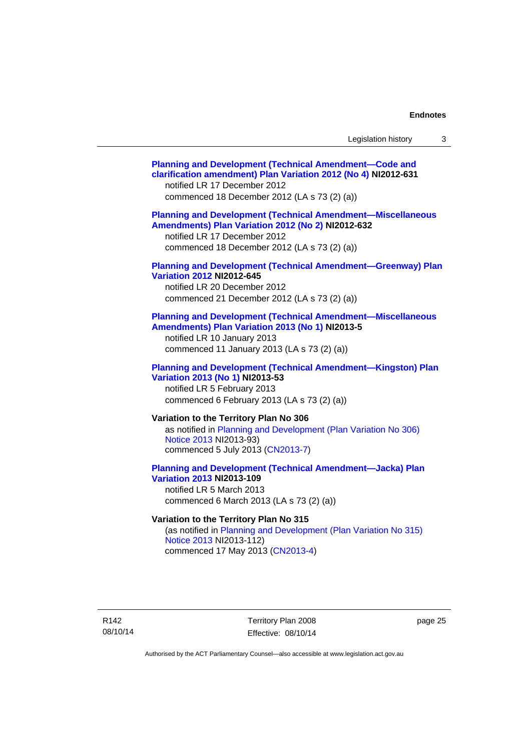**Planning and Development (Technical Amendment—Code and clarification amendment) Plan Variation 2012 (No 4) NI2012-631**
notified LR 17 December 2012
commenced 18 December 2012 (LA s 73 (2) (a))

**Planning and Development (Technical Amendment—Miscellaneous Amendments) Plan Variation 2012 (No 2) NI2012-632**
notified LR 17 December 2012
commenced 18 December 2012 (LA s 73 (2) (a))

**Planning and Development (Technical Amendment—Greenway) Plan Variation 2012 NI2012-645**
notified LR 20 December 2012
commenced 21 December 2012 (LA s 73 (2) (a))

**Planning and Development (Technical Amendment—Miscellaneous Amendments) Plan Variation 2013 (No 1) NI2013-5**
notified LR 10 January 2013
commenced 11 January 2013 (LA s 73 (2) (a))

**Planning and Development (Technical Amendment—Kingston) Plan Variation 2013 (No 1) NI2013-53**
notified LR 5 February 2013
commenced 6 February 2013 (LA s 73 (2) (a))

**Variation to the Territory Plan No 306**
as notified in Planning and Development (Plan Variation No 306) Notice 2013 NI2013-93)
commenced 5 July 2013 (CN2013-7)

**Planning and Development (Technical Amendment—Jacka) Plan Variation 2013 NI2013-109**
notified LR 5 March 2013
commenced 6 March 2013 (LA s 73 (2) (a))

**Variation to the Territory Plan No 315**
(as notified in Planning and Development (Plan Variation No 315) Notice 2013 NI2013-112)
commenced 17 May 2013 (CN2013-4)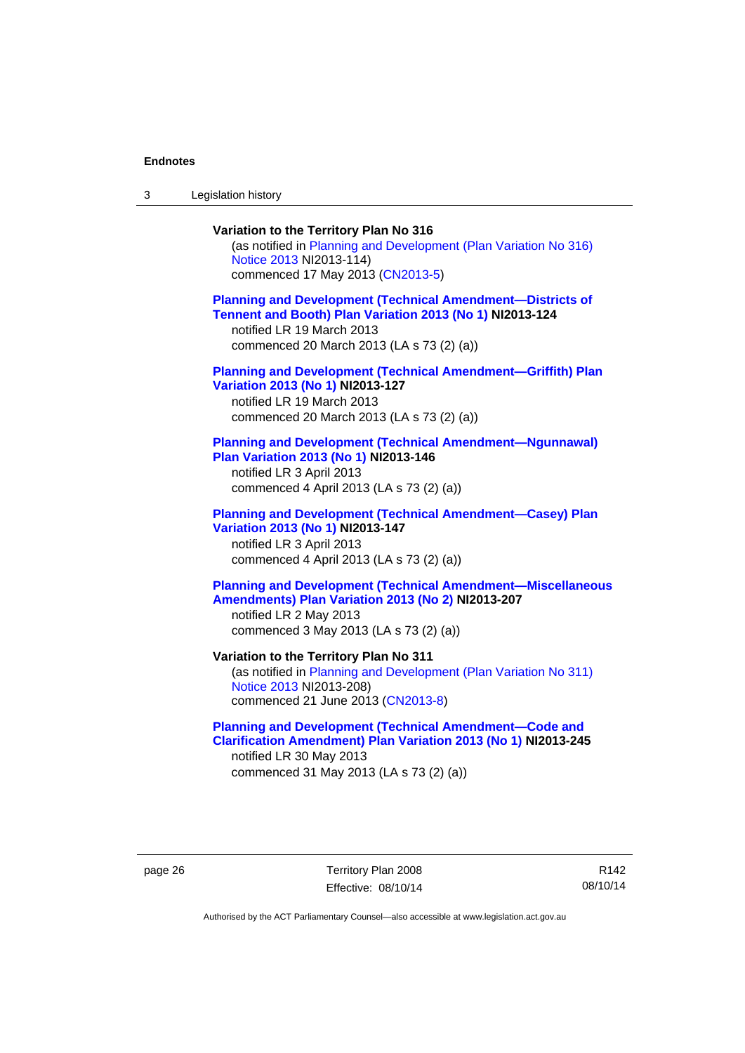**Variation to the Territory Plan No 316**

(as notified in Planning and Development (Plan Variation No 316) Notice 2013 NI2013-114)
commenced 17 May 2013 (CN2013-5)

**Planning and Development (Technical Amendment—Districts of Tennent and Booth) Plan Variation 2013 (No 1) NI2013-124**

notified LR 19 March 2013
commenced 20 March 2013 (LA s 73 (2) (a))

**Planning and Development (Technical Amendment—Griffith) Plan Variation 2013 (No 1) NI2013-127**

notified LR 19 March 2013
commenced 20 March 2013 (LA s 73 (2) (a))

**Planning and Development (Technical Amendment—Ngunnawal) Plan Variation 2013 (No 1) NI2013-146**

notified LR 3 April 2013
commenced 4 April 2013 (LA s 73 (2) (a))

**Planning and Development (Technical Amendment—Casey) Plan Variation 2013 (No 1) NI2013-147**

notified LR 3 April 2013
commenced 4 April 2013 (LA s 73 (2) (a))

**Planning and Development (Technical Amendment—Miscellaneous Amendments) Plan Variation 2013 (No 2) NI2013-207**

notified LR 2 May 2013
commenced 3 May 2013 (LA s 73 (2) (a))

**Variation to the Territory Plan No 311**

(as notified in Planning and Development (Plan Variation No 311) Notice 2013 NI2013-208)
commenced 21 June 2013 (CN2013-8)

**Planning and Development (Technical Amendment—Code and Clarification Amendment) Plan Variation 2013 (No 1) NI2013-245**

notified LR 30 May 2013
commenced 31 May 2013 (LA s 73 (2) (a))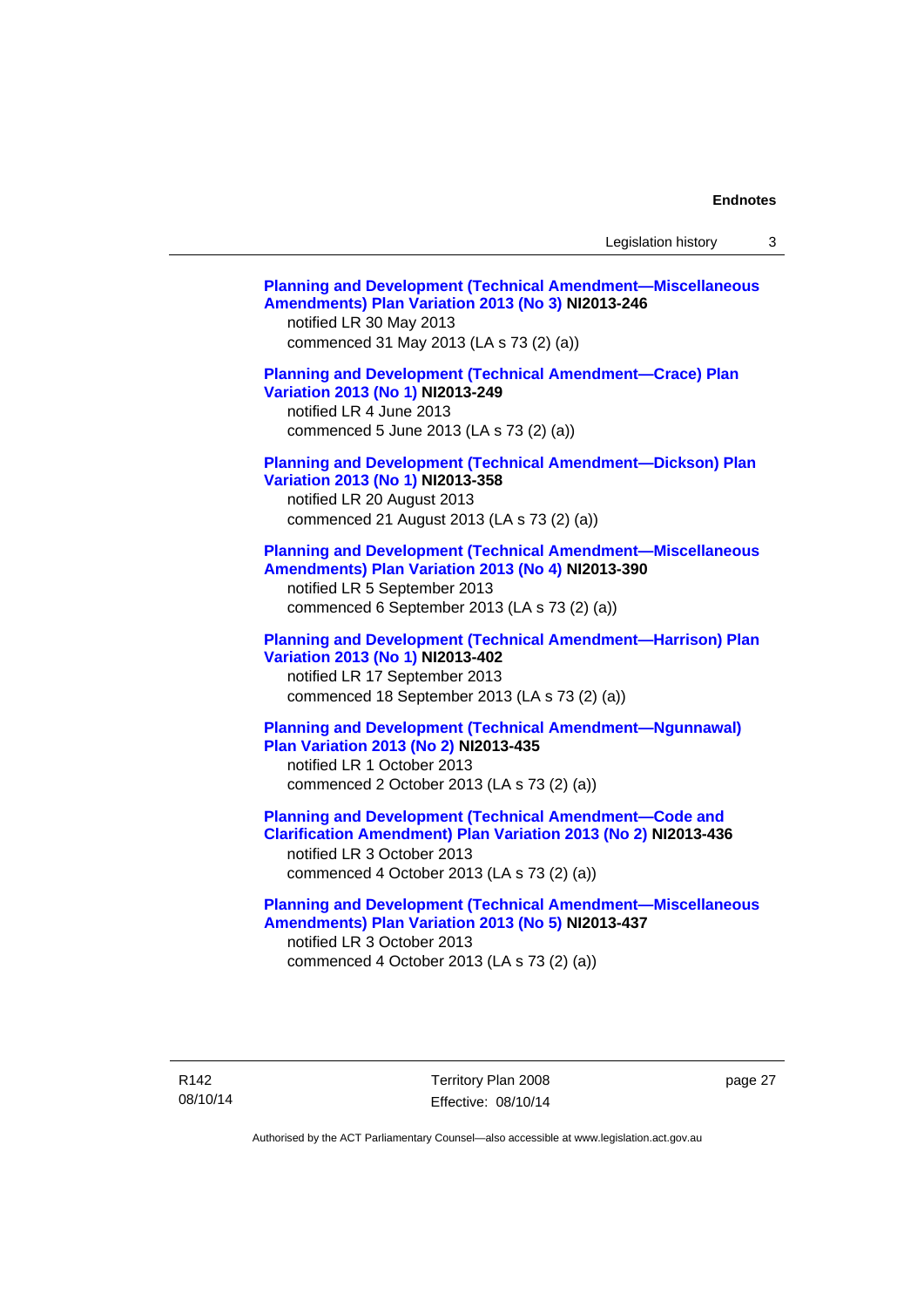**Planning and Development (Technical Amendment—Miscellaneous Amendments) Plan Variation 2013 (No 3) NI2013-246**
notified LR 30 May 2013
commenced 31 May 2013 (LA s 73 (2) (a))

**Planning and Development (Technical Amendment—Crace) Plan Variation 2013 (No 1) NI2013-249**
notified LR 4 June 2013
commenced 5 June 2013 (LA s 73 (2) (a))

**Planning and Development (Technical Amendment—Dickson) Plan Variation 2013 (No 1) NI2013-358**
notified LR 20 August 2013
commenced 21 August 2013 (LA s 73 (2) (a))

**Planning and Development (Technical Amendment—Miscellaneous Amendments) Plan Variation 2013 (No 4) NI2013-390**
notified LR 5 September 2013
commenced 6 September 2013 (LA s 73 (2) (a))

**Planning and Development (Technical Amendment—Harrison) Plan Variation 2013 (No 1) NI2013-402**
notified LR 17 September 2013
commenced 18 September 2013 (LA s 73 (2) (a))

**Planning and Development (Technical Amendment—Ngunnawal) Plan Variation 2013 (No 2) NI2013-435**
notified LR 1 October 2013
commenced 2 October 2013 (LA s 73 (2) (a))

**Planning and Development (Technical Amendment—Code and Clarification Amendment) Plan Variation 2013 (No 2) NI2013-436**
notified LR 3 October 2013
commenced 4 October 2013 (LA s 73 (2) (a))

**Planning and Development (Technical Amendment—Miscellaneous Amendments) Plan Variation 2013 (No 5) NI2013-437**
notified LR 3 October 2013
commenced 4 October 2013 (LA s 73 (2) (a))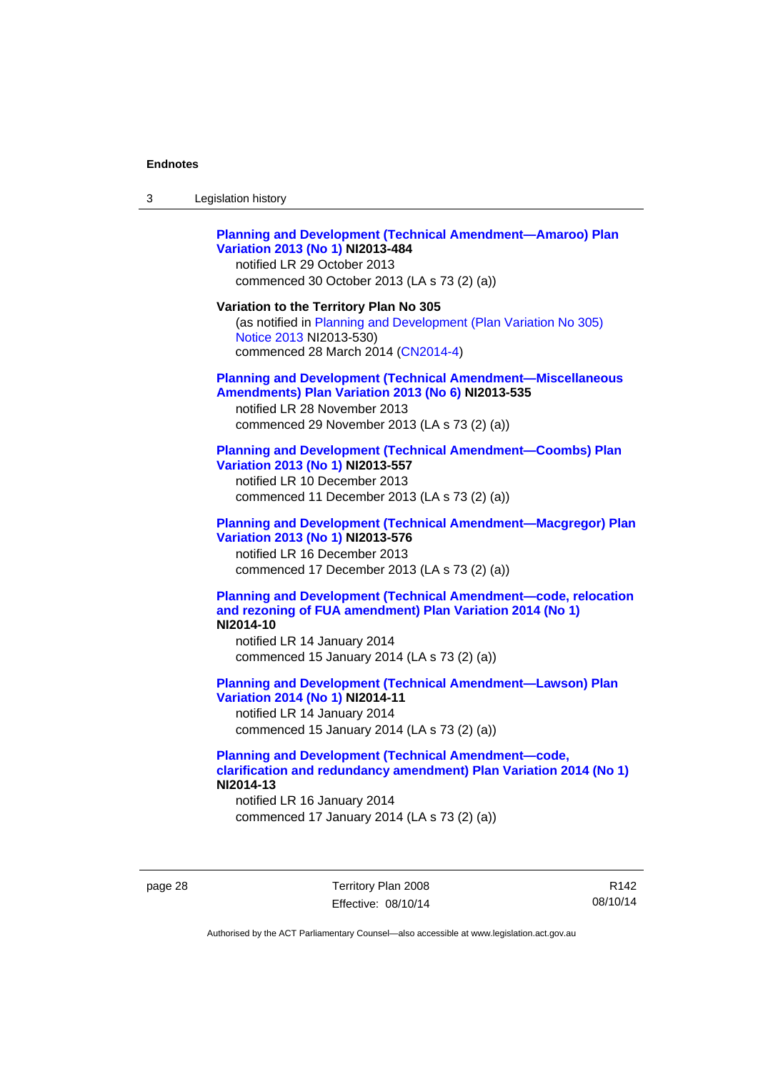**Planning and Development (Technical Amendment—Amaroo) Plan Variation 2013 (No 1) NI2013-484**

notified LR 29 October 2013

commenced 30 October 2013 (LA s 73 (2) (a))

**Variation to the Territory Plan No 305**

(as notified in Planning and Development (Plan Variation No 305) Notice 2013 NI2013-530)

commenced 28 March 2014 (CN2014-4)

**Planning and Development (Technical Amendment—Miscellaneous Amendments) Plan Variation 2013 (No 6) NI2013-535**

notified LR 28 November 2013

commenced 29 November 2013 (LA s 73 (2) (a))

**Planning and Development (Technical Amendment—Coombs) Plan Variation 2013 (No 1) NI2013-557**

notified LR 10 December 2013

commenced 11 December 2013 (LA s 73 (2) (a))

**Planning and Development (Technical Amendment—Macgregor) Plan Variation 2013 (No 1) NI2013-576**

notified LR 16 December 2013

commenced 17 December 2013 (LA s 73 (2) (a))

**Planning and Development (Technical Amendment—code, relocation and rezoning of FUA amendment) Plan Variation 2014 (No 1) NI2014-10**

notified LR 14 January 2014

commenced 15 January 2014 (LA s 73 (2) (a))

**Planning and Development (Technical Amendment—Lawson) Plan Variation 2014 (No 1) NI2014-11**

notified LR 14 January 2014

commenced 15 January 2014 (LA s 73 (2) (a))

**Planning and Development (Technical Amendment—code, clarification and redundancy amendment) Plan Variation 2014 (No 1) NI2014-13**

notified LR 16 January 2014

commenced 17 January 2014 (LA s 73 (2) (a))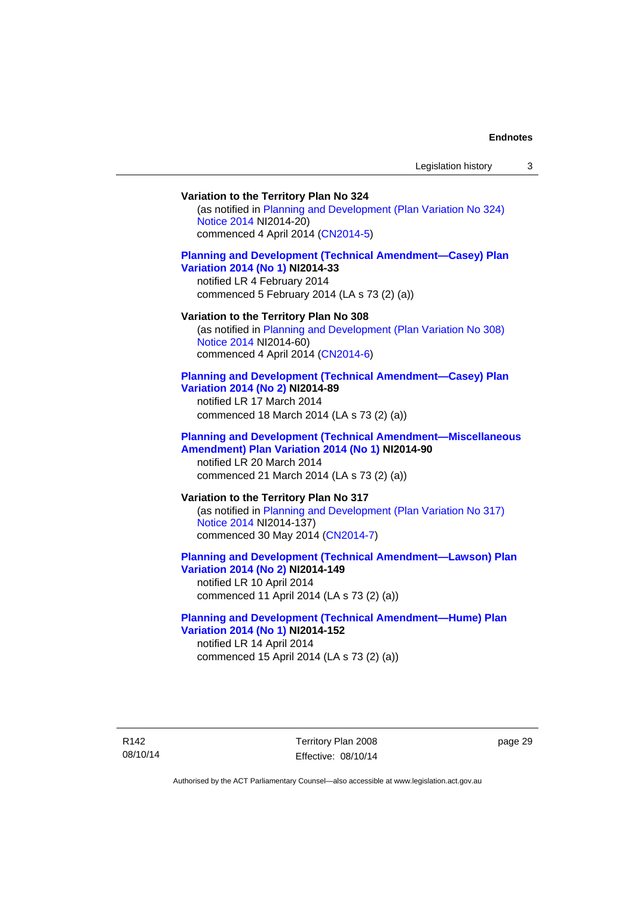**Variation to the Territory Plan No 324**

(as notified in Planning and Development (Plan Variation No 324) Notice 2014 NI2014-20)
commenced 4 April 2014 (CN2014-5)

**Planning and Development (Technical Amendment—Casey) Plan Variation 2014 (No 1) NI2014-33**

notified LR 4 February 2014
commenced 5 February 2014 (LA s 73 (2) (a))

**Variation to the Territory Plan No 308**

(as notified in Planning and Development (Plan Variation No 308) Notice 2014 NI2014-60)
commenced 4 April 2014 (CN2014-6)

**Planning and Development (Technical Amendment—Casey) Plan Variation 2014 (No 2) NI2014-89**

notified LR 17 March 2014
commenced 18 March 2014 (LA s 73 (2) (a))

**Planning and Development (Technical Amendment—Miscellaneous Amendment) Plan Variation 2014 (No 1) NI2014-90**

notified LR 20 March 2014
commenced 21 March 2014 (LA s 73 (2) (a))

**Variation to the Territory Plan No 317**

(as notified in Planning and Development (Plan Variation No 317) Notice 2014 NI2014-137)
commenced 30 May 2014 (CN2014-7)

**Planning and Development (Technical Amendment—Lawson) Plan Variation 2014 (No 2) NI2014-149**

notified LR 10 April 2014
commenced 11 April 2014 (LA s 73 (2) (a))

**Planning and Development (Technical Amendment—Hume) Plan Variation 2014 (No 1) NI2014-152**

notified LR 14 April 2014
commenced 15 April 2014 (LA s 73 (2) (a))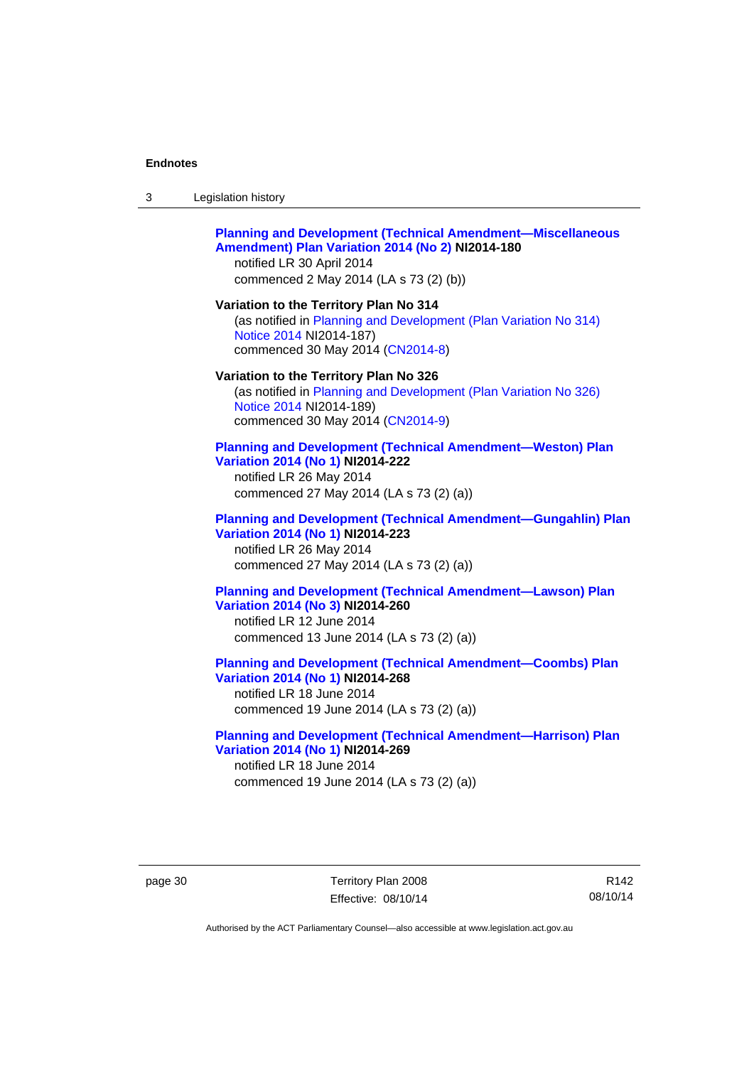**Planning and Development (Technical Amendment—Miscellaneous Amendment) Plan Variation 2014 (No 2) NI2014-180**
notified LR 30 April 2014
commenced 2 May 2014 (LA s 73 (2) (b))

**Variation to the Territory Plan No 314**
(as notified in Planning and Development (Plan Variation No 314) Notice 2014 NI2014-187)
commenced 30 May 2014 (CN2014-8)

**Variation to the Territory Plan No 326**
(as notified in Planning and Development (Plan Variation No 326) Notice 2014 NI2014-189)
commenced 30 May 2014 (CN2014-9)

**Planning and Development (Technical Amendment—Weston) Plan Variation 2014 (No 1) NI2014-222**
notified LR 26 May 2014
commenced 27 May 2014 (LA s 73 (2) (a))

**Planning and Development (Technical Amendment—Gungahlin) Plan Variation 2014 (No 1) NI2014-223**
notified LR 26 May 2014
commenced 27 May 2014 (LA s 73 (2) (a))

**Planning and Development (Technical Amendment—Lawson) Plan Variation 2014 (No 3) NI2014-260**
notified LR 12 June 2014
commenced 13 June 2014 (LA s 73 (2) (a))

**Planning and Development (Technical Amendment—Coombs) Plan Variation 2014 (No 1) NI2014-268**
notified LR 18 June 2014
commenced 19 June 2014 (LA s 73 (2) (a))

**Planning and Development (Technical Amendment—Harrison) Plan Variation 2014 (No 1) NI2014-269**
notified LR 18 June 2014
commenced 19 June 2014 (LA s 73 (2) (a))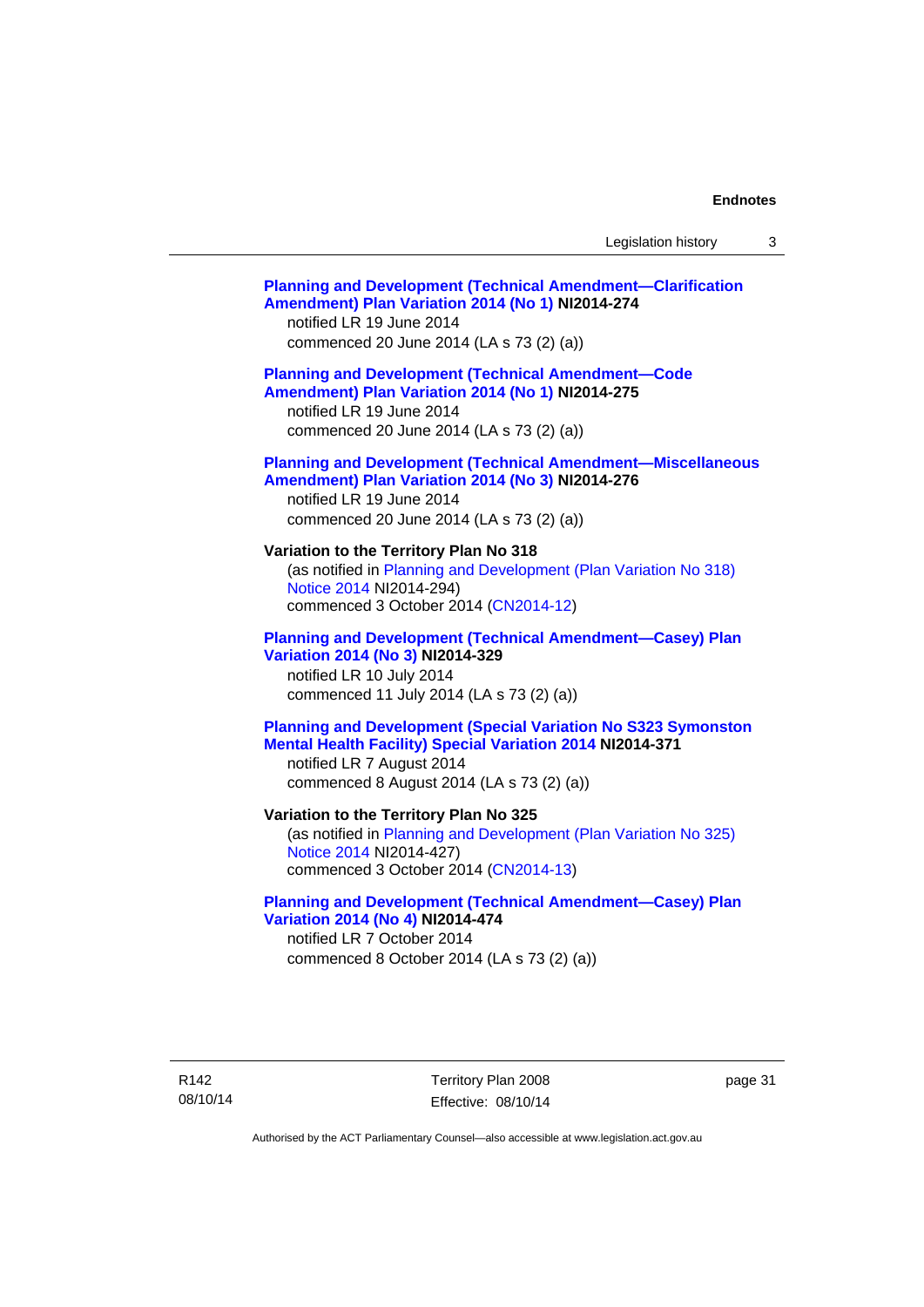**Planning and Development (Technical Amendment—Clarification Amendment) Plan Variation 2014 (No 1) NI2014-274**
notified LR 19 June 2014
commenced 20 June 2014 (LA s 73 (2) (a))

**Planning and Development (Technical Amendment—Code Amendment) Plan Variation 2014 (No 1) NI2014-275**
notified LR 19 June 2014
commenced 20 June 2014 (LA s 73 (2) (a))

**Planning and Development (Technical Amendment—Miscellaneous Amendment) Plan Variation 2014 (No 3) NI2014-276**
notified LR 19 June 2014
commenced 20 June 2014 (LA s 73 (2) (a))

**Variation to the Territory Plan No 318**
(as notified in Planning and Development (Plan Variation No 318) Notice 2014 NI2014-294)
commenced 3 October 2014 (CN2014-12)

**Planning and Development (Technical Amendment—Casey) Plan Variation 2014 (No 3) NI2014-329**
notified LR 10 July 2014
commenced 11 July 2014 (LA s 73 (2) (a))

**Planning and Development (Special Variation No S323 Symonston Mental Health Facility) Special Variation 2014 NI2014-371**
notified LR 7 August 2014
commenced 8 August 2014 (LA s 73 (2) (a))

**Variation to the Territory Plan No 325**
(as notified in Planning and Development (Plan Variation No 325) Notice 2014 NI2014-427)
commenced 3 October 2014 (CN2014-13)

**Planning and Development (Technical Amendment—Casey) Plan Variation 2014 (No 4) NI2014-474**
notified LR 7 October 2014
commenced 8 October 2014 (LA s 73 (2) (a))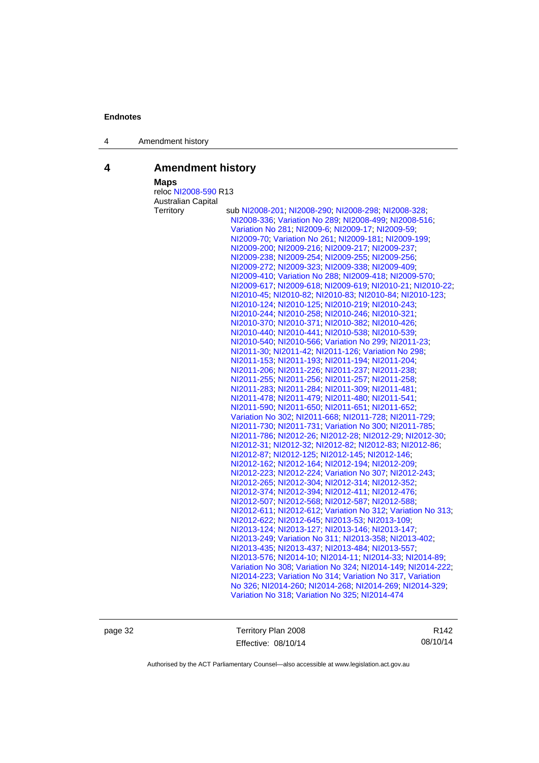## 4 Amendment history

**Maps**

reloc NI2008-590 R13

Australian Capital Territory sub NI2008-201; NI2008-290; NI2008-298; NI2008-328; NI2008-336; Variation No 289; NI2008-499; NI2008-516; Variation No 281; NI2009-6; NI2009-17; NI2009-59; NI2009-70; Variation No 261; NI2009-181; NI2009-199; NI2009-200; NI2009-216; NI2009-217; NI2009-237; NI2009-238; NI2009-254; NI2009-255; NI2009-256; NI2009-272; NI2009-323; NI2009-338; NI2009-409; NI2009-410; Variation No 288; NI2009-418; NI2009-570; NI2009-617; NI2009-618; NI2009-619; NI2010-21; NI2010-22; NI2010-45; NI2010-82; NI2010-83; NI2010-84; NI2010-123; NI2010-124; NI2010-125; NI2010-219; NI2010-243; NI2010-244; NI2010-258; NI2010-246; NI2010-321; NI2010-370; NI2010-371; NI2010-382; NI2010-426; NI2010-440; NI2010-441; NI2010-538; NI2010-539; NI2010-540; NI2010-566; Variation No 299; NI2011-23; NI2011-30; NI2011-42; NI2011-126; Variation No 298; NI2011-153; NI2011-193; NI2011-194; NI2011-204; NI2011-206; NI2011-226; NI2011-237; NI2011-238; NI2011-255; NI2011-256; NI2011-257; NI2011-258; NI2011-283; NI2011-284; NI2011-309; NI2011-481; NI2011-478; NI2011-479; NI2011-480; NI2011-541; NI2011-590; NI2011-650; NI2011-651; NI2011-652; Variation No 302; NI2011-668; NI2011-728; NI2011-729; NI2011-730; NI2011-731; Variation No 300; NI2011-785; NI2011-786; NI2012-26; NI2012-28; NI2012-29; NI2012-30; NI2012-31; NI2012-32; NI2012-82; NI2012-83; NI2012-86; NI2012-87; NI2012-125; NI2012-145; NI2012-146; NI2012-162; NI2012-164; NI2012-194; NI2012-209; NI2012-223; NI2012-224; Variation No 307; NI2012-243; NI2012-265; NI2012-304; NI2012-314; NI2012-352; NI2012-374; NI2012-394; NI2012-411; NI2012-476; NI2012-507; NI2012-568; NI2012-587; NI2012-588; NI2012-611; NI2012-612; Variation No 312; Variation No 313; NI2012-622; NI2012-645; NI2013-53; NI2013-109; NI2013-124; NI2013-127; NI2013-146; NI2013-147; NI2013-249; Variation No 311; NI2013-358; NI2013-402; NI2013-435; NI2013-437; NI2013-484; NI2013-557; NI2013-576; NI2014-10; NI2014-11; NI2014-33; NI2014-89; Variation No 308; Variation No 324; NI2014-149; NI2014-222; NI2014-223; Variation No 314; Variation No 317, Variation No 326; NI2014-260; NI2014-268; NI2014-269; NI2014-329; Variation No 318; Variation No 325; NI2014-474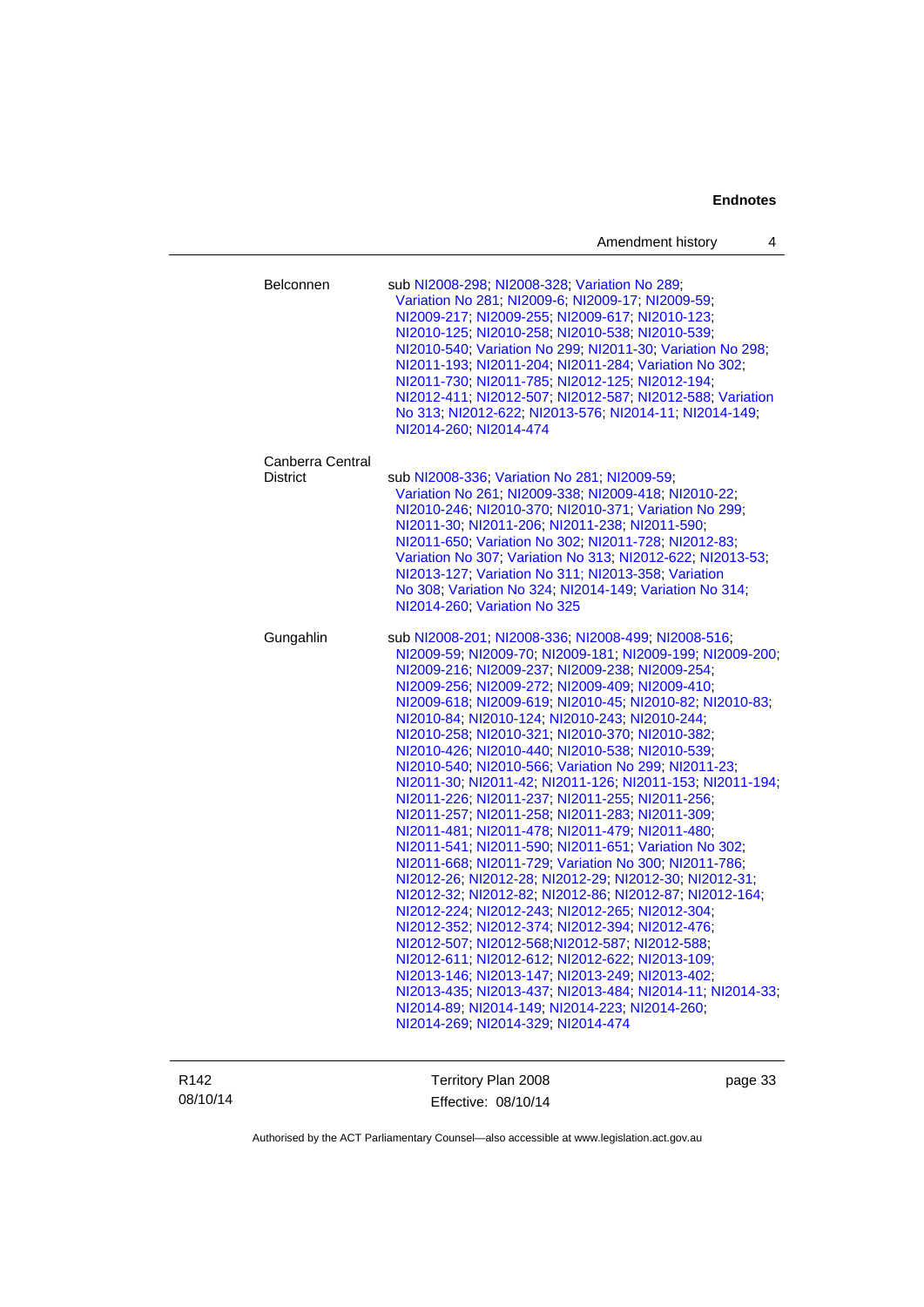| | |
|---|---|
| Belconnen | sub NI2008-298; NI2008-328; Variation No 289; Variation No 281; NI2009-6; NI2009-17; NI2009-59; NI2009-217; NI2009-255; NI2009-617; NI2010-123; NI2010-125; NI2010-258; NI2010-538; NI2010-539; NI2010-540; Variation No 299; NI2011-30; Variation No 298; NI2011-193; NI2011-204; NI2011-284; Variation No 302; NI2011-730; NI2011-785; NI2012-125; NI2012-194; NI2012-411; NI2012-507; NI2012-587; NI2012-588; Variation No 313; NI2012-622; NI2013-576; NI2014-11; NI2014-149; NI2014-260; NI2014-474 |
| Canberra Central District | sub NI2008-336; Variation No 281; NI2009-59; Variation No 261; NI2009-338; NI2009-418; NI2010-22; NI2010-246; NI2010-370; NI2010-371; Variation No 299; NI2011-30; NI2011-206; NI2011-238; NI2011-590; NI2011-650; Variation No 302; NI2011-728; NI2012-83; Variation No 307; Variation No 313; NI2012-622; NI2013-53; NI2013-127; Variation No 311; NI2013-358; Variation No 308; Variation No 324; NI2014-149; Variation No 314; NI2014-260; Variation No 325 |
| Gungahlin | sub NI2008-201; NI2008-336; NI2008-499; NI2008-516; NI2009-59; NI2009-70; NI2009-181; NI2009-199; NI2009-200; NI2009-216; NI2009-237; NI2009-238; NI2009-254; NI2009-256; NI2009-272; NI2009-409; NI2009-410; NI2009-618; NI2009-619; NI2010-45; NI2010-82; NI2010-83; NI2010-84; NI2010-124; NI2010-243; NI2010-244; NI2010-258; NI2010-321; NI2010-370; NI2010-382; NI2010-426; NI2010-440; NI2010-538; NI2010-539; NI2010-540; NI2010-566; Variation No 299; NI2011-23; NI2011-30; NI2011-42; NI2011-126; NI2011-153; NI2011-194; NI2011-226; NI2011-237; NI2011-255; NI2011-256; NI2011-257; NI2011-258; NI2011-283; NI2011-309; NI2011-481; NI2011-478; NI2011-479; NI2011-480; NI2011-541; NI2011-590; NI2011-651; Variation No 302; NI2011-668; NI2011-729; Variation No 300; NI2011-786; NI2012-26; NI2012-28; NI2012-29; NI2012-30; NI2012-31; NI2012-32; NI2012-82; NI2012-86; NI2012-87; NI2012-164; NI2012-224; NI2012-243; NI2012-265; NI2012-304; NI2012-352; NI2012-374; NI2012-394; NI2012-476; NI2012-507; NI2012-568;NI2012-587; NI2012-588; NI2012-611; NI2012-612; NI2012-622; NI2013-109; NI2013-146; NI2013-147; NI2013-249; NI2013-402; NI2013-435; NI2013-437; NI2013-484; NI2014-11; NI2014-33; NI2014-89; NI2014-149; NI2014-223; NI2014-260; NI2014-269; NI2014-329; NI2014-474 |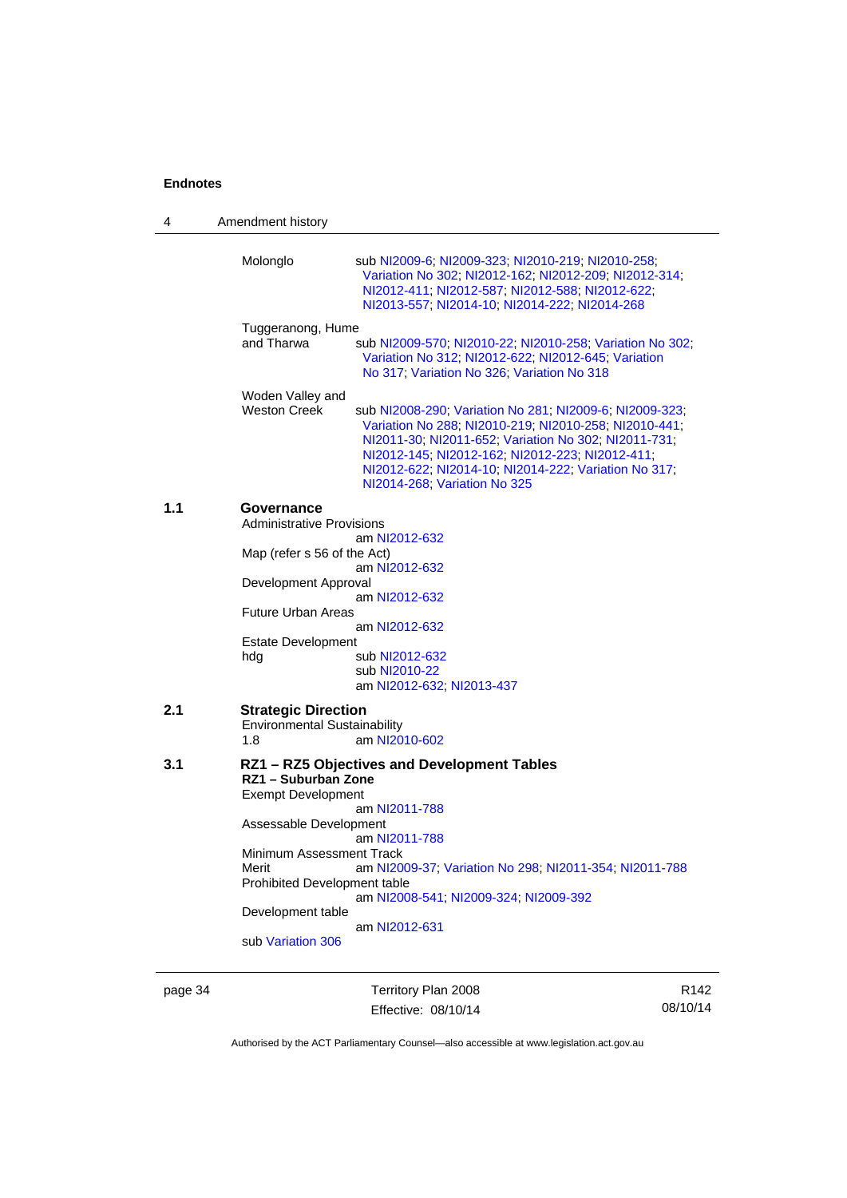Molonglo — sub NI2009-6; NI2009-323; NI2010-219; NI2010-258; Variation No 302; NI2012-162; NI2012-209; NI2012-314; NI2012-411; NI2012-587; NI2012-588; NI2012-622; NI2013-557; NI2014-10; NI2014-222; NI2014-268

Tuggeranong, Hume and Tharwa — sub NI2009-570; NI2010-22; NI2010-258; Variation No 302; Variation No 312; NI2012-622; NI2012-645; Variation No 317; Variation No 326; Variation No 318

Woden Valley and Weston Creek — sub NI2008-290; Variation No 281; NI2009-6; NI2009-323; Variation No 288; NI2010-219; NI2010-258; NI2010-441; NI2011-30; NI2011-652; Variation No 302; NI2011-731; NI2012-145; NI2012-162; NI2012-223; NI2012-411; NI2012-622; NI2014-10; NI2014-222; Variation No 317; NI2014-268; Variation No 325

**1.1 Governance**

Administrative Provisions
am NI2012-632

Map (refer s 56 of the Act)
am NI2012-632

Development Approval
am NI2012-632

Future Urban Areas
am NI2012-632

Estate Development
hdg sub NI2012-632
sub NI2010-22
am NI2012-632; NI2013-437

**2.1 Strategic Direction**

Environmental Sustainability
1.8 am NI2010-602

**3.1 RZ1 – RZ5 Objectives and Development Tables**

**RZ1 – Suburban Zone**

Exempt Development
am NI2011-788

Assessable Development
am NI2011-788

Minimum Assessment Track
Merit am NI2009-37; Variation No 298; NI2011-354; NI2011-788

Prohibited Development table
am NI2008-541; NI2009-324; NI2009-392

Development table
am NI2012-631

sub Variation 306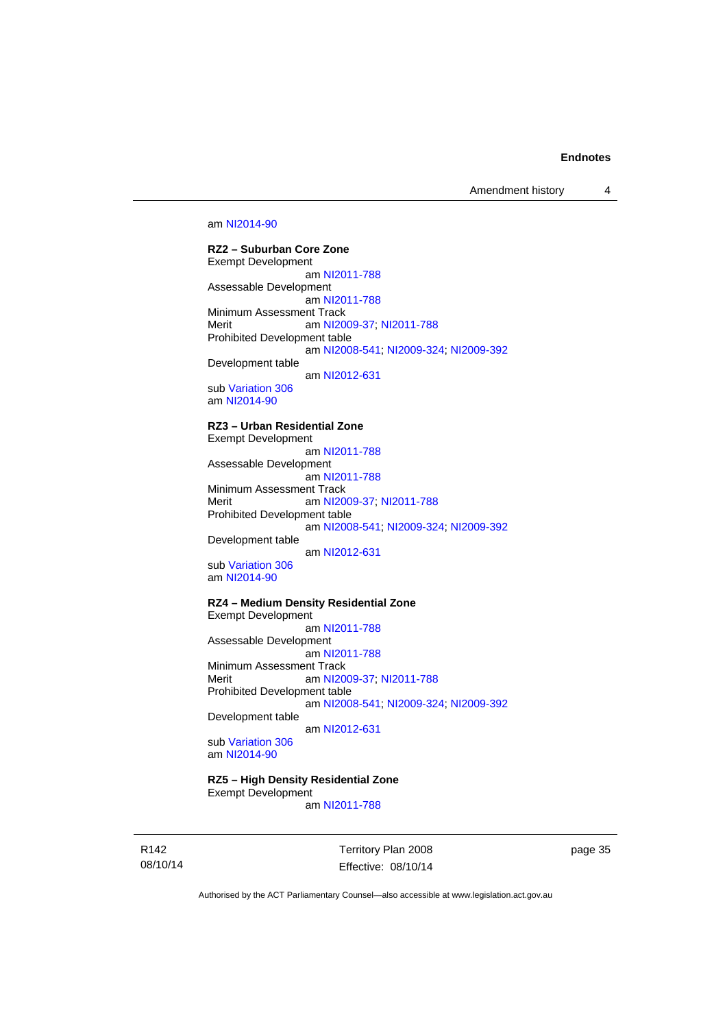am NI2014-90

**RZ2 – Suburban Core Zone**
Exempt Development
am NI2011-788
Assessable Development
am NI2011-788
Minimum Assessment Track
Merit am NI2009-37; NI2011-788
Prohibited Development table
am NI2008-541; NI2009-324; NI2009-392
Development table
am NI2012-631
sub Variation 306
am NI2014-90

**RZ3 – Urban Residential Zone**
Exempt Development
am NI2011-788
Assessable Development
am NI2011-788
Minimum Assessment Track
Merit am NI2009-37; NI2011-788
Prohibited Development table
am NI2008-541; NI2009-324; NI2009-392
Development table
am NI2012-631
sub Variation 306
am NI2014-90

**RZ4 – Medium Density Residential Zone**
Exempt Development
am NI2011-788
Assessable Development
am NI2011-788
Minimum Assessment Track
Merit am NI2009-37; NI2011-788
Prohibited Development table
am NI2008-541; NI2009-324; NI2009-392
Development table
am NI2012-631
sub Variation 306
am NI2014-90

**RZ5 – High Density Residential Zone**
Exempt Development
am NI2011-788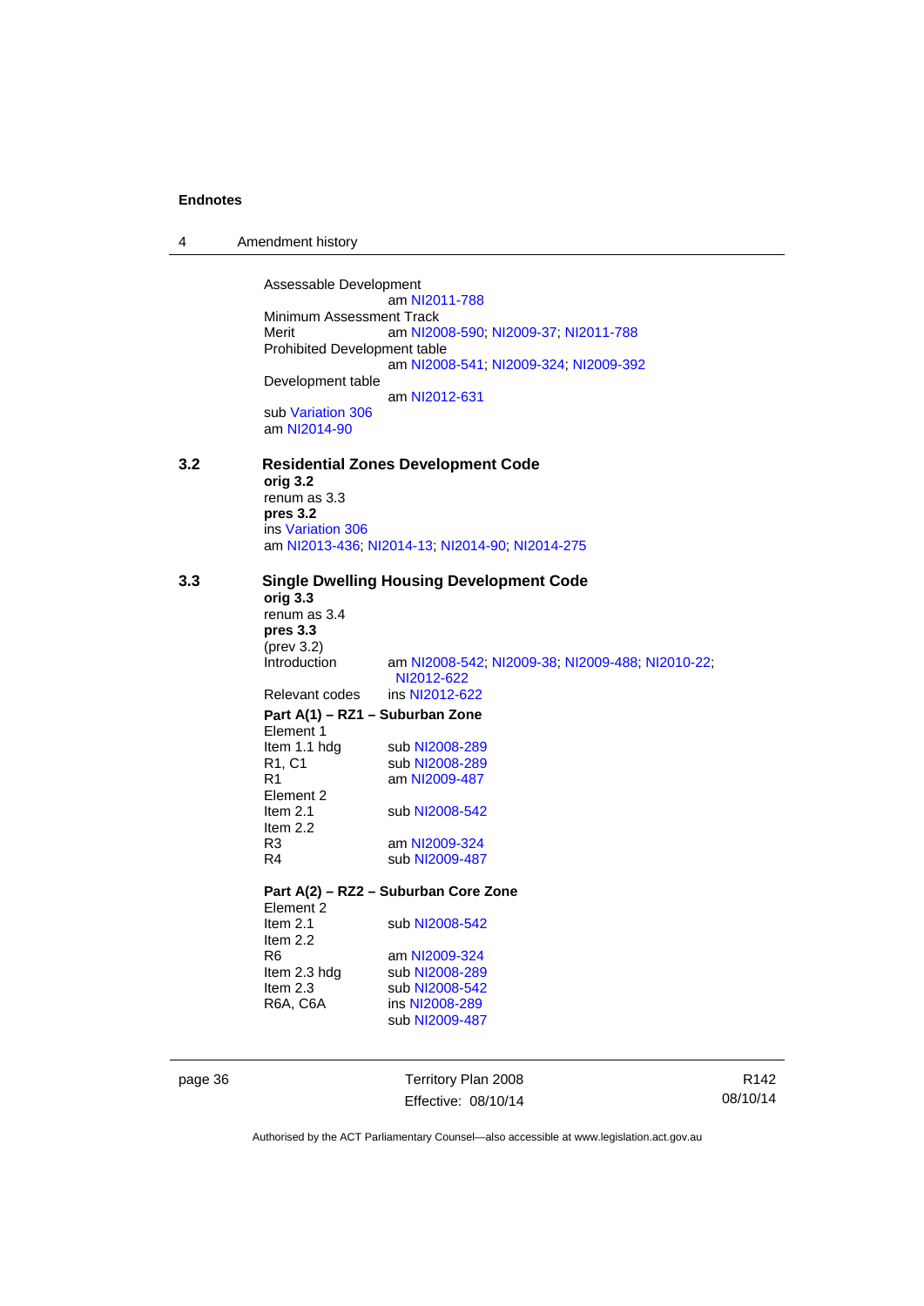Assessable Development
am NI2011-788
Minimum Assessment Track
Merit am NI2008-590; NI2009-37; NI2011-788
Prohibited Development table
am NI2008-541; NI2009-324; NI2009-392
Development table
am NI2012-631
sub Variation 306
am NI2014-90

## 3.2 Residential Zones Development Code

**orig 3.2**
renum as 3.3
**pres 3.2**
ins Variation 306
am NI2013-436; NI2014-13; NI2014-90; NI2014-275

## 3.3 Single Dwelling Housing Development Code

**orig 3.3**
renum as 3.4
**pres 3.3**
(prev 3.2)

| | |
|---|---|
| Introduction | am NI2008-542; NI2009-38; NI2009-488; NI2010-22; NI2012-622 |
| Relevant codes | ins NI2012-622 |

**Part A(1) – RZ1 – Suburban Zone**

| | |
|---|---|
| Element 1 | |
| Item 1.1 hdg | sub NI2008-289 |
| R1, C1 | sub NI2008-289 |
| R1 | am NI2009-487 |
| Element 2 | |
| Item 2.1 | sub NI2008-542 |
| Item 2.2 | |
| R3 | am NI2009-324 |
| R4 | sub NI2009-487 |

**Part A(2) – RZ2 – Suburban Core Zone**

| | |
|---|---|
| Element 2 | |
| Item 2.1 | sub NI2008-542 |
| Item 2.2 | |
| R6 | am NI2009-324 |
| Item 2.3 hdg | sub NI2008-289 |
| Item 2.3 | sub NI2008-542 |
| R6A, C6A | ins NI2008-289<br>sub NI2009-487 |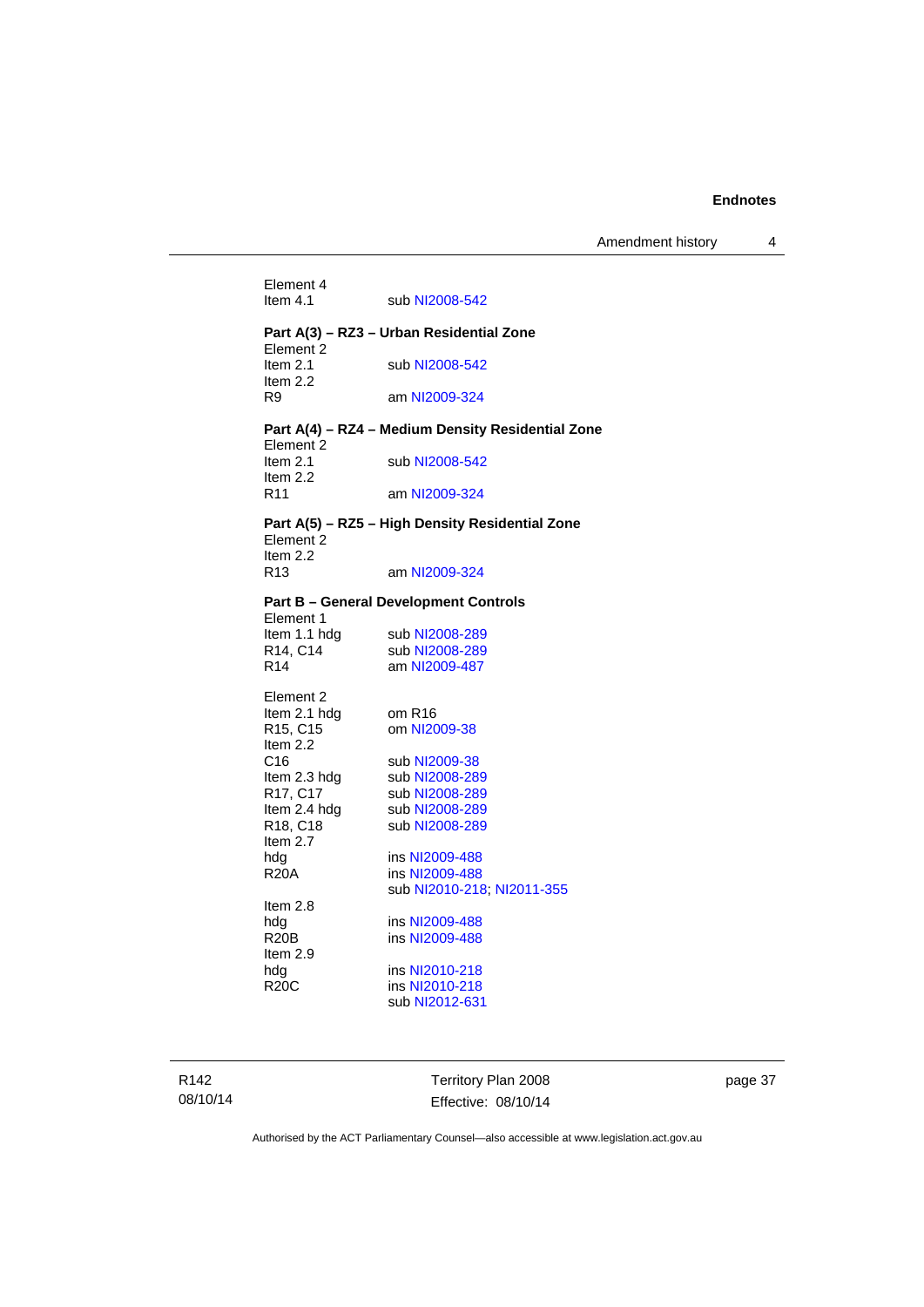Element 4
Item 4.1 sub NI2008-542

**Part A(3) – RZ3 – Urban Residential Zone**

Element 2
Item 2.1 sub NI2008-542
Item 2.2
R9 am NI2009-324

**Part A(4) – RZ4 – Medium Density Residential Zone**

Element 2
Item 2.1 sub NI2008-542
Item 2.2
R11 am NI2009-324

**Part A(5) – RZ5 – High Density Residential Zone**

Element 2
Item 2.2
R13 am NI2009-324

**Part B – General Development Controls**

Element 1
Item 1.1 hdg sub NI2008-289
R14, C14 sub NI2008-289
R14 am NI2009-487

Element 2
Item 2.1 hdg om R16
R15, C15 om NI2009-38
Item 2.2
C16 sub NI2009-38
Item 2.3 hdg sub NI2008-289
R17, C17 sub NI2008-289
Item 2.4 hdg sub NI2008-289
R18, C18 sub NI2008-289
Item 2.7
hdg ins NI2009-488
R20A ins NI2009-488
sub NI2010-218; NI2011-355
Item 2.8
hdg ins NI2009-488
R20B ins NI2009-488
Item 2.9
hdg ins NI2010-218
R20C ins NI2010-218
sub NI2012-631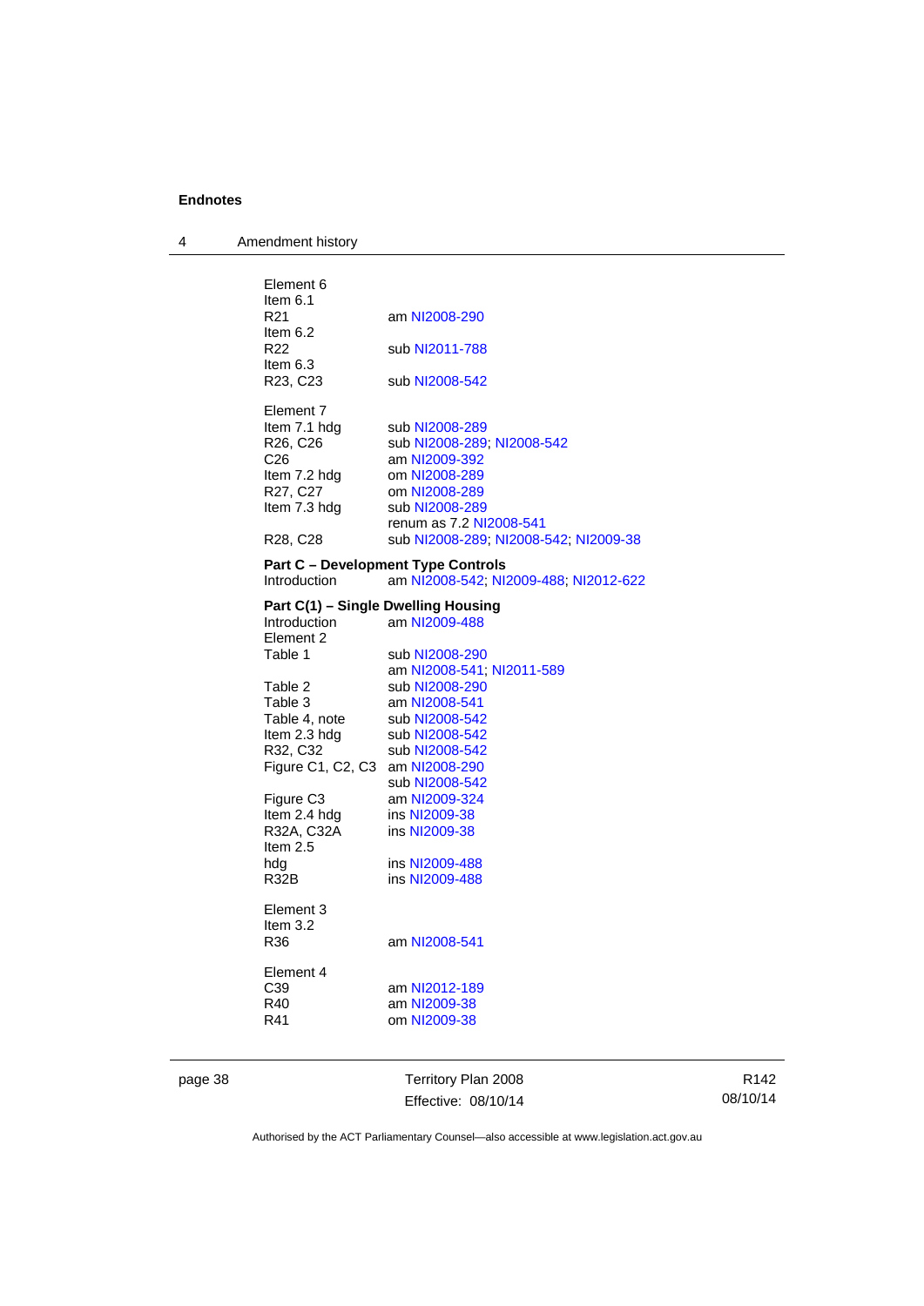Element 6
Item 6.1
R21 am NI2008-290
Item 6.2
R22 sub NI2011-788
Item 6.3
R23, C23 sub NI2008-542

Element 7
Item 7.1 hdg sub NI2008-289
R26, C26 sub NI2008-289; NI2008-542
C26 am NI2009-392
Item 7.2 hdg om NI2008-289
R27, C27 om NI2008-289
Item 7.3 hdg sub NI2008-289
renum as 7.2 NI2008-541
R28, C28 sub NI2008-289; NI2008-542; NI2009-38

**Part C – Development Type Controls**
Introduction am NI2008-542; NI2009-488; NI2012-622

**Part C(1) – Single Dwelling Housing**
Introduction am NI2009-488
Element 2
Table 1 sub NI2008-290
am NI2008-541; NI2011-589
Table 2 sub NI2008-290
Table 3 am NI2008-541
Table 4, note sub NI2008-542
Item 2.3 hdg sub NI2008-542
R32, C32 sub NI2008-542
Figure C1, C2, C3 am NI2008-290
sub NI2008-542
Figure C3 am NI2009-324
Item 2.4 hdg ins NI2009-38
R32A, C32A ins NI2009-38
Item 2.5
hdg ins NI2009-488
R32B ins NI2009-488

Element 3
Item 3.2
R36 am NI2008-541

Element 4
C39 am NI2012-189
R40 am NI2009-38
R41 om NI2009-38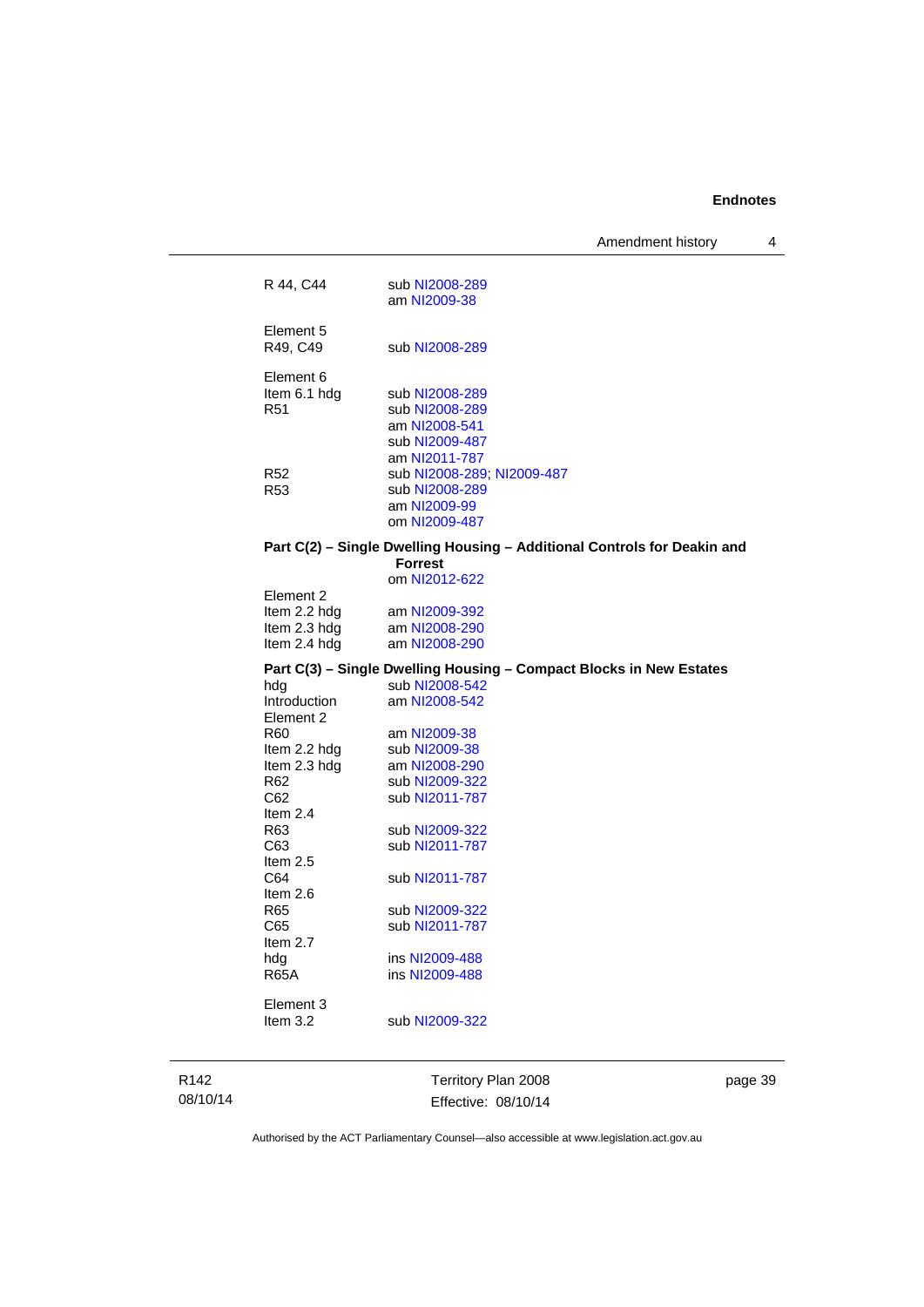| | |
|---|---|
| R 44, C44 | sub NI2008-289 |
| | am NI2009-38 |
| | |
| Element 5 | |
| R49, C49 | sub NI2008-289 |
| | |
| Element 6 | |
| Item 6.1 hdg | sub NI2008-289 |
| R51 | sub NI2008-289 |
| | am NI2008-541 |
| | sub NI2009-487 |
| | am NI2011-787 |
| R52 | sub NI2008-289; NI2009-487 |
| R53 | sub NI2008-289 |
| | am NI2009-99 |
| | om NI2009-487 |

**Part C(2) – Single Dwelling Housing – Additional Controls for Deakin and Forrest**

| | |
|---|---|
| | om NI2012-622 |
| Element 2 | |
| Item 2.2 hdg | am NI2009-392 |
| Item 2.3 hdg | am NI2008-290 |
| Item 2.4 hdg | am NI2008-290 |

**Part C(3) – Single Dwelling Housing – Compact Blocks in New Estates**

| | |
|---|---|
| hdg | sub NI2008-542 |
| Introduction | am NI2008-542 |
| Element 2 | |
| R60 | am NI2009-38 |
| Item 2.2 hdg | sub NI2009-38 |
| Item 2.3 hdg | am NI2008-290 |
| R62 | sub NI2009-322 |
| C62 | sub NI2011-787 |
| Item 2.4 | |
| R63 | sub NI2009-322 |
| C63 | sub NI2011-787 |
| Item 2.5 | |
| C64 | sub NI2011-787 |
| Item 2.6 | |
| R65 | sub NI2009-322 |
| C65 | sub NI2011-787 |
| Item 2.7 | |
| hdg | ins NI2009-488 |
| R65A | ins NI2009-488 |
| | |
| Element 3 | |
| Item 3.2 | sub NI2009-322 |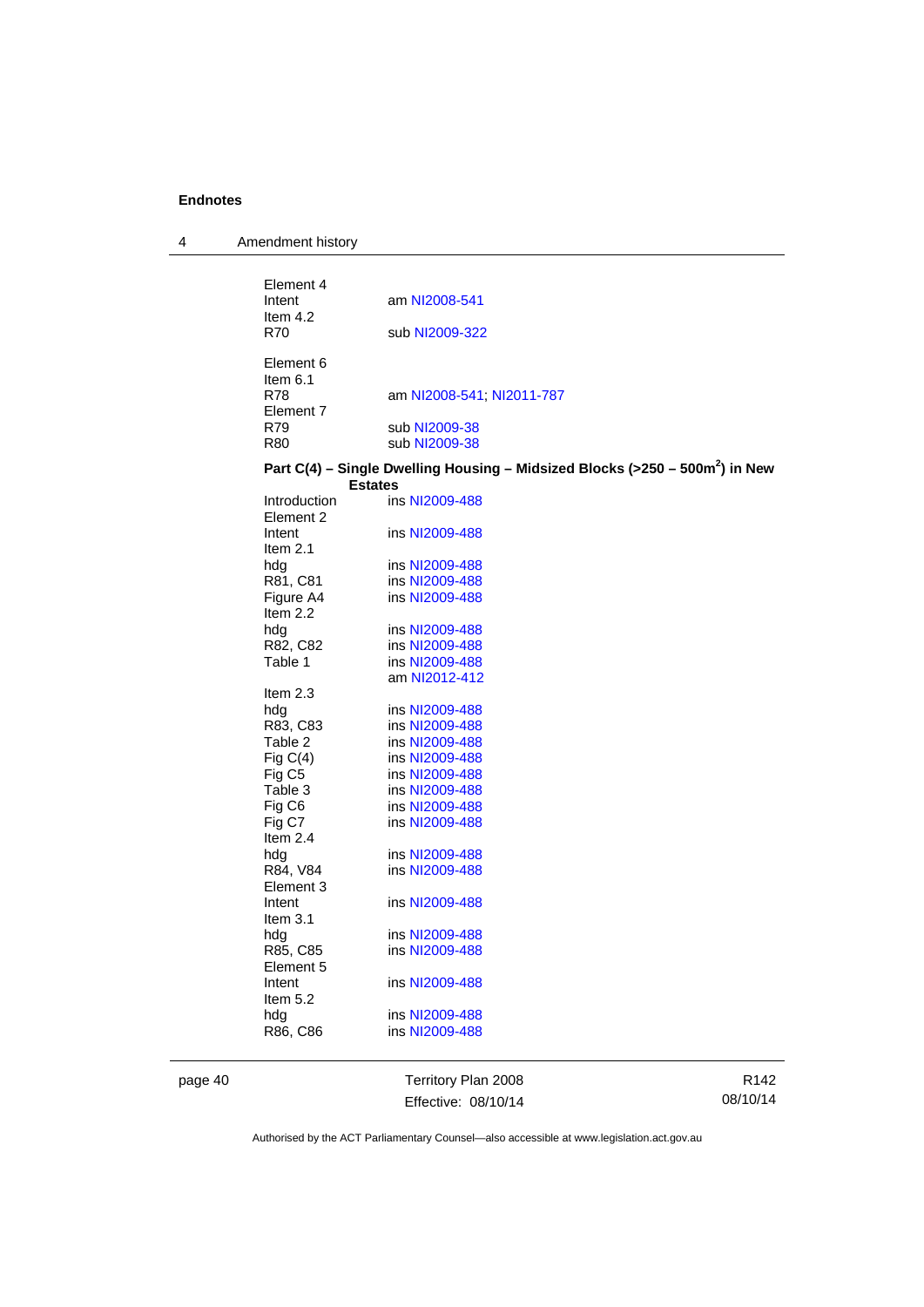Element 4

| | |
|---|---|
| Intent | am NI2008-541 |
| Item 4.2 | |
| R70 | sub NI2009-322 |

Element 6

| | |
|---|---|
| Item 6.1 | |
| R78 | am NI2008-541; NI2011-787 |
| Element 7 | |
| R79 | sub NI2009-38 |
| R80 | sub NI2009-38 |

**Part C(4) – Single Dwelling Housing – Midsized Blocks (>250 – 500m²) in New Estates**

| | |
|---|---|
| Introduction | ins NI2009-488 |
| Element 2 | |
| Intent | ins NI2009-488 |
| Item 2.1 | |
| hdg | ins NI2009-488 |
| R81, C81 | ins NI2009-488 |
| Figure A4 | ins NI2009-488 |
| Item 2.2 | |
| hdg | ins NI2009-488 |
| R82, C82 | ins NI2009-488 |
| Table 1 | ins NI2009-488<br>am NI2012-412 |
| Item 2.3 | |
| hdg | ins NI2009-488 |
| R83, C83 | ins NI2009-488 |
| Table 2 | ins NI2009-488 |
| Fig C(4) | ins NI2009-488 |
| Fig C5 | ins NI2009-488 |
| Table 3 | ins NI2009-488 |
| Fig C6 | ins NI2009-488 |
| Fig C7 | ins NI2009-488 |
| Item 2.4 | |
| hdg | ins NI2009-488 |
| R84, V84 | ins NI2009-488 |
| Element 3 | |
| Intent | ins NI2009-488 |
| Item 3.1 | |
| hdg | ins NI2009-488 |
| R85, C85 | ins NI2009-488 |
| Element 5 | |
| Intent | ins NI2009-488 |
| Item 5.2 | |
| hdg | ins NI2009-488 |
| R86, C86 | ins NI2009-488 |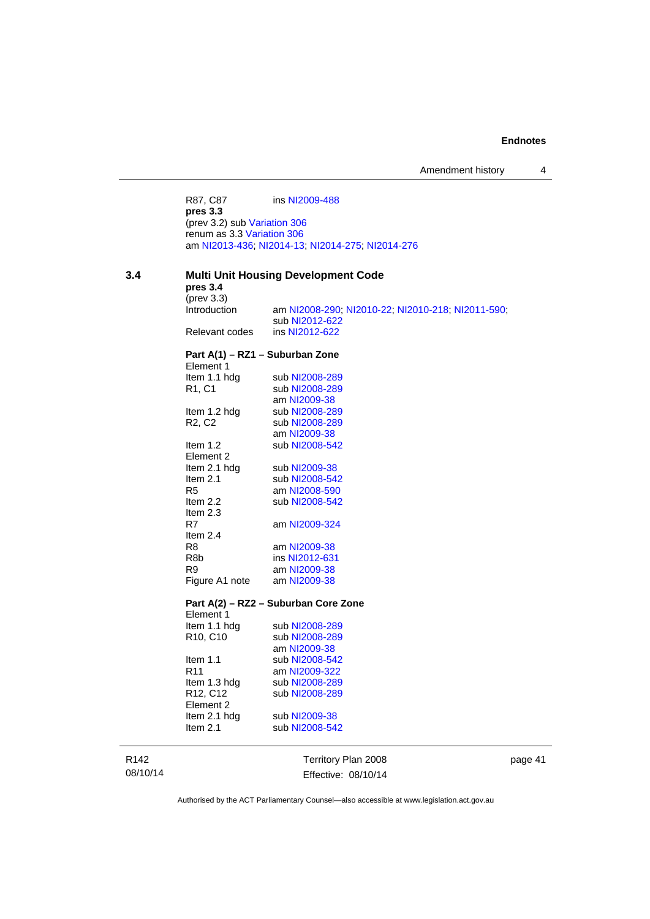R87, C87 ins NI2009-488
**pres 3.3**
(prev 3.2) sub Variation 306
renum as 3.3 Variation 306
am NI2013-436; NI2014-13; NI2014-275; NI2014-276

## 3.4 Multi Unit Housing Development Code

**pres 3.4**
(prev 3.3)

| | |
|---|---|
| Introduction | am NI2008-290; NI2010-22; NI2010-218; NI2011-590; sub NI2012-622 |
| Relevant codes | ins NI2012-622 |

**Part A(1) – RZ1 – Suburban Zone**

| | |
|---|---|
| Element 1 | |
| Item 1.1 hdg | sub NI2008-289 |
| R1, C1 | sub NI2008-289<br>am NI2009-38 |
| Item 1.2 hdg | sub NI2008-289 |
| R2, C2 | sub NI2008-289<br>am NI2009-38 |
| Item 1.2 | sub NI2008-542 |
| Element 2 | |
| Item 2.1 hdg | sub NI2009-38 |
| Item 2.1 | sub NI2008-542 |
| R5 | am NI2008-590 |
| Item 2.2 | sub NI2008-542 |
| Item 2.3 | |
| R7 | am NI2009-324 |
| Item 2.4 | |
| R8 | am NI2009-38 |
| R8b | ins NI2012-631 |
| R9 | am NI2009-38 |
| Figure A1 note | am NI2009-38 |

**Part A(2) – RZ2 – Suburban Core Zone**

| | |
|---|---|
| Element 1 | |
| Item 1.1 hdg | sub NI2008-289 |
| R10, C10 | sub NI2008-289<br>am NI2009-38 |
| Item 1.1 | sub NI2008-542 |
| R11 | am NI2009-322 |
| Item 1.3 hdg | sub NI2008-289 |
| R12, C12 | sub NI2008-289 |
| Element 2 | |
| Item 2.1 hdg | sub NI2009-38 |
| Item 2.1 | sub NI2008-542 |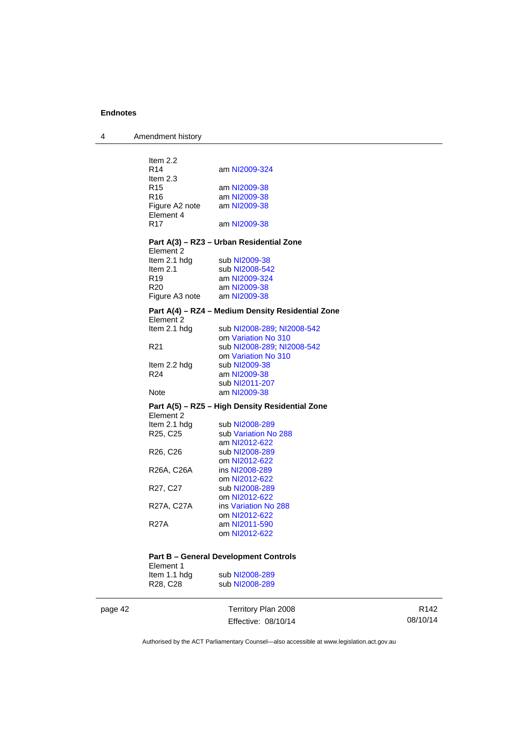Item 2.2
R14 am NI2009-324
Item 2.3
R15 am NI2009-38
R16 am NI2009-38
Figure A2 note am NI2009-38
Element 4
R17 am NI2009-38

**Part A(3) – RZ3 – Urban Residential Zone**

Element 2
Item 2.1 hdg sub NI2009-38
Item 2.1 sub NI2008-542
R19 am NI2009-324
R20 am NI2009-38
Figure A3 note am NI2009-38

**Part A(4) – RZ4 – Medium Density Residential Zone**

Element 2
Item 2.1 hdg sub NI2008-289; NI2008-542
om Variation No 310
R21 sub NI2008-289; NI2008-542
om Variation No 310
Item 2.2 hdg sub NI2009-38
R24 am NI2009-38
sub NI2011-207
Note am NI2009-38

**Part A(5) – RZ5 – High Density Residential Zone**

Element 2
Item 2.1 hdg sub NI2008-289
R25, C25 sub Variation No 288
am NI2012-622
R26, C26 sub NI2008-289
om NI2012-622
R26A, C26A ins NI2008-289
om NI2012-622
R27, C27 sub NI2008-289
om NI2012-622
R27A, C27A ins Variation No 288
om NI2012-622
R27A am NI2011-590
om NI2012-622

**Part B – General Development Controls**

Element 1
Item 1.1 hdg sub NI2008-289
R28, C28 sub NI2008-289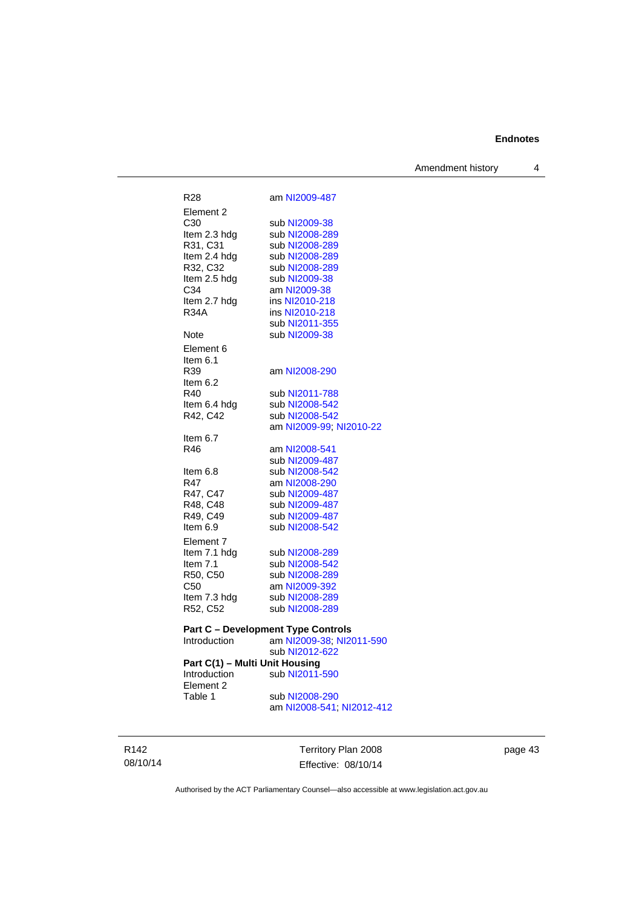| | |
|---|---|
| R28 | am NI2009-487 |
| Element 2 | |
| C30 | sub NI2009-38 |
| Item 2.3 hdg | sub NI2008-289 |
| R31, C31 | sub NI2008-289 |
| Item 2.4 hdg | sub NI2008-289 |
| R32, C32 | sub NI2008-289 |
| Item 2.5 hdg | sub NI2009-38 |
| C34 | am NI2009-38 |
| Item 2.7 hdg | ins NI2010-218 |
| R34A | ins NI2010-218 |
| | sub NI2011-355 |
| Note | sub NI2009-38 |
| Element 6 | |
| Item 6.1 | |
| R39 | am NI2008-290 |
| Item 6.2 | |
| R40 | sub NI2011-788 |
| Item 6.4 hdg | sub NI2008-542 |
| R42, C42 | sub NI2008-542 |
| | am NI2009-99; NI2010-22 |
| Item 6.7 | |
| R46 | am NI2008-541 |
| | sub NI2009-487 |
| Item 6.8 | sub NI2008-542 |
| R47 | am NI2008-290 |
| R47, C47 | sub NI2009-487 |
| R48, C48 | sub NI2009-487 |
| R49, C49 | sub NI2009-487 |
| Item 6.9 | sub NI2008-542 |
| Element 7 | |
| Item 7.1 hdg | sub NI2008-289 |
| Item 7.1 | sub NI2008-542 |
| R50, C50 | sub NI2008-289 |
| C50 | am NI2009-392 |
| Item 7.3 hdg | sub NI2008-289 |
| R52, C52 | sub NI2008-289 |

**Part C – Development Type Controls**

| | |
|---|---|
| Introduction | am NI2009-38; NI2011-590 |
| | sub NI2012-622 |

**Part C(1) – Multi Unit Housing**

| | |
|---|---|
| Introduction | sub NI2011-590 |
| Element 2 | |
| Table 1 | sub NI2008-290 |
| | am NI2008-541; NI2012-412 |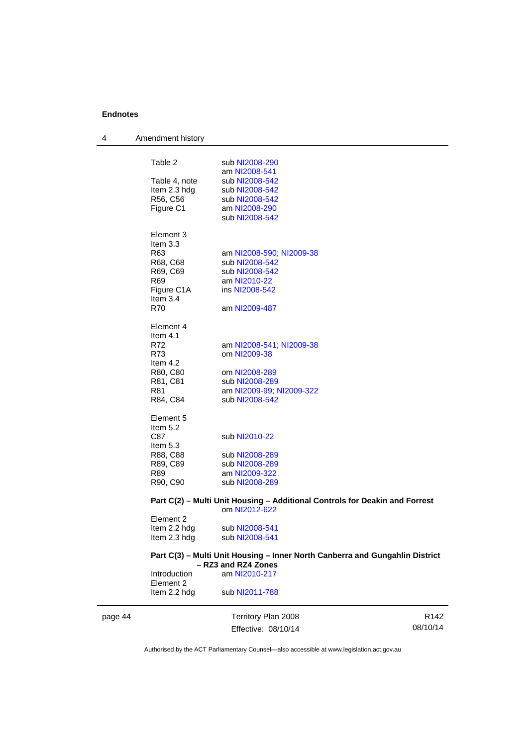| | |
|---|---|
| Table 2 | sub NI2008-290 |
| | am NI2008-541 |
| Table 4, note | sub NI2008-542 |
| Item 2.3 hdg | sub NI2008-542 |
| R56, C56 | sub NI2008-542 |
| Figure C1 | am NI2008-290 |
| | sub NI2008-542 |
| Element 3 | |
| Item 3.3 | |
| R63 | am NI2008-590; NI2009-38 |
| R68, C68 | sub NI2008-542 |
| R69, C69 | sub NI2008-542 |
| R69 | am NI2010-22 |
| Figure C1A | ins NI2008-542 |
| Item 3.4 | |
| R70 | am NI2009-487 |
| Element 4 | |
| Item 4.1 | |
| R72 | am NI2008-541; NI2009-38 |
| R73 | om NI2009-38 |
| Item 4.2 | |
| R80, C80 | om NI2008-289 |
| R81, C81 | sub NI2008-289 |
| R81 | am NI2009-99; NI2009-322 |
| R84, C84 | sub NI2008-542 |
| Element 5 | |
| Item 5.2 | |
| C87 | sub NI2010-22 |
| Item 5.3 | |
| R88, C88 | sub NI2008-289 |
| R89, C89 | sub NI2008-289 |
| R89 | am NI2009-322 |
| R90, C90 | sub NI2008-289 |

**Part C(2) – Multi Unit Housing – Additional Controls for Deakin and Forrest**
om NI2012-622

| | |
|---|---|
| Element 2 | |
| Item 2.2 hdg | sub NI2008-541 |
| Item 2.3 hdg | sub NI2008-541 |

**Part C(3) – Multi Unit Housing – Inner North Canberra and Gungahlin District – RZ3 and RZ4 Zones**

| | |
|---|---|
| Introduction | am NI2010-217 |
| Element 2 | |
| Item 2.2 hdg | sub NI2011-788 |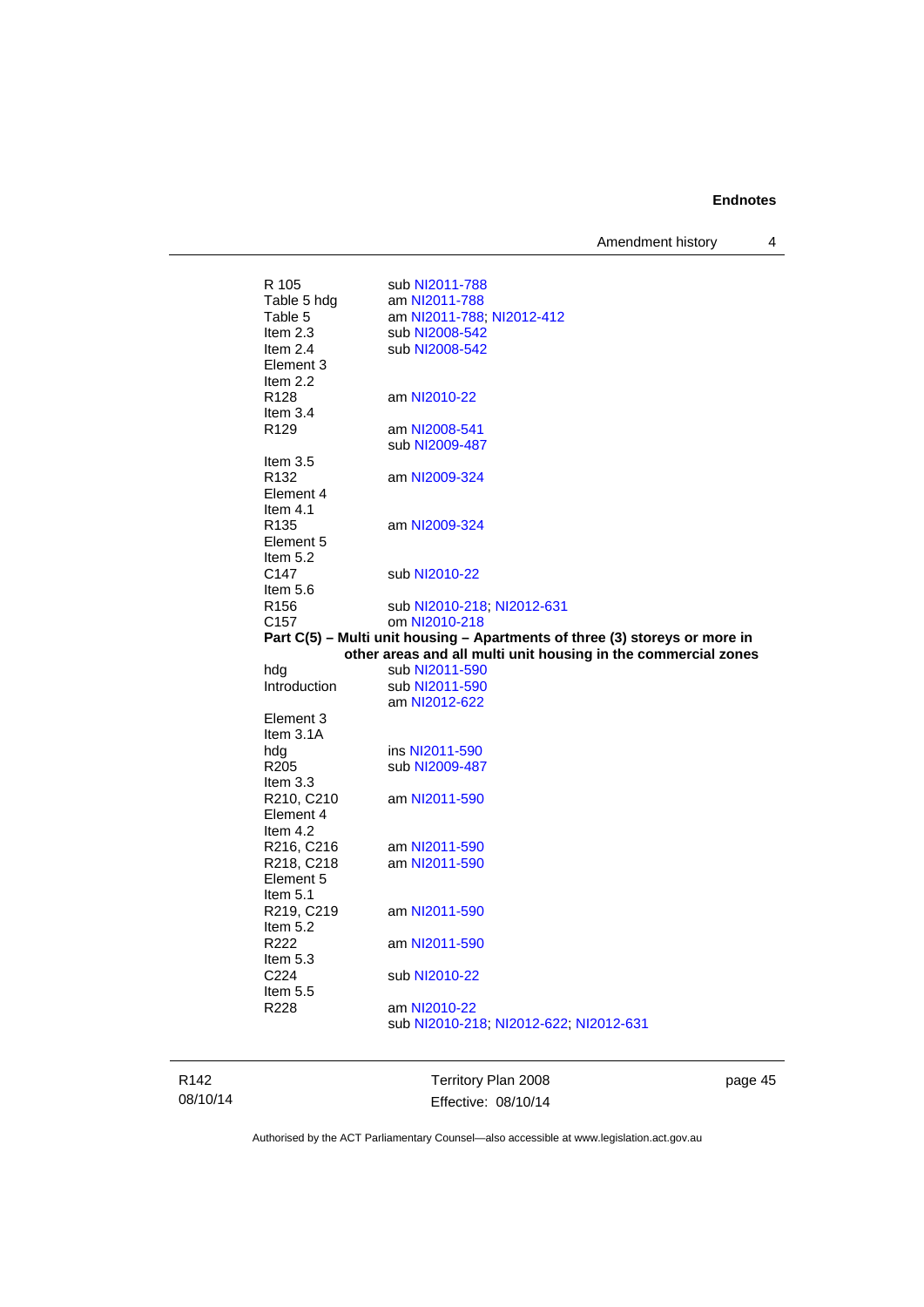R 105 sub NI2011-788
Table 5 hdg am NI2011-788
Table 5 am NI2011-788; NI2012-412
Item 2.3 sub NI2008-542
Item 2.4 sub NI2008-542
Element 3
Item 2.2
R128 am NI2010-22
Item 3.4
R129 am NI2008-541
sub NI2009-487
Item 3.5
R132 am NI2009-324
Element 4
Item 4.1
R135 am NI2009-324
Element 5
Item 5.2
C147 sub NI2010-22
Item 5.6
R156 sub NI2010-218; NI2012-631
C157 om NI2010-218

**Part C(5) – Multi unit housing – Apartments of three (3) storeys or more in other areas and all multi unit housing in the commercial zones**

hdg sub NI2011-590
Introduction sub NI2011-590
am NI2012-622
Element 3
Item 3.1A
hdg ins NI2011-590
R205 sub NI2009-487
Item 3.3
R210, C210 am NI2011-590
Element 4
Item 4.2
R216, C216 am NI2011-590
R218, C218 am NI2011-590
Element 5
Item 5.1
R219, C219 am NI2011-590
Item 5.2
R222 am NI2011-590
Item 5.3
C224 sub NI2010-22
Item 5.5
R228 am NI2010-22
sub NI2010-218; NI2012-622; NI2012-631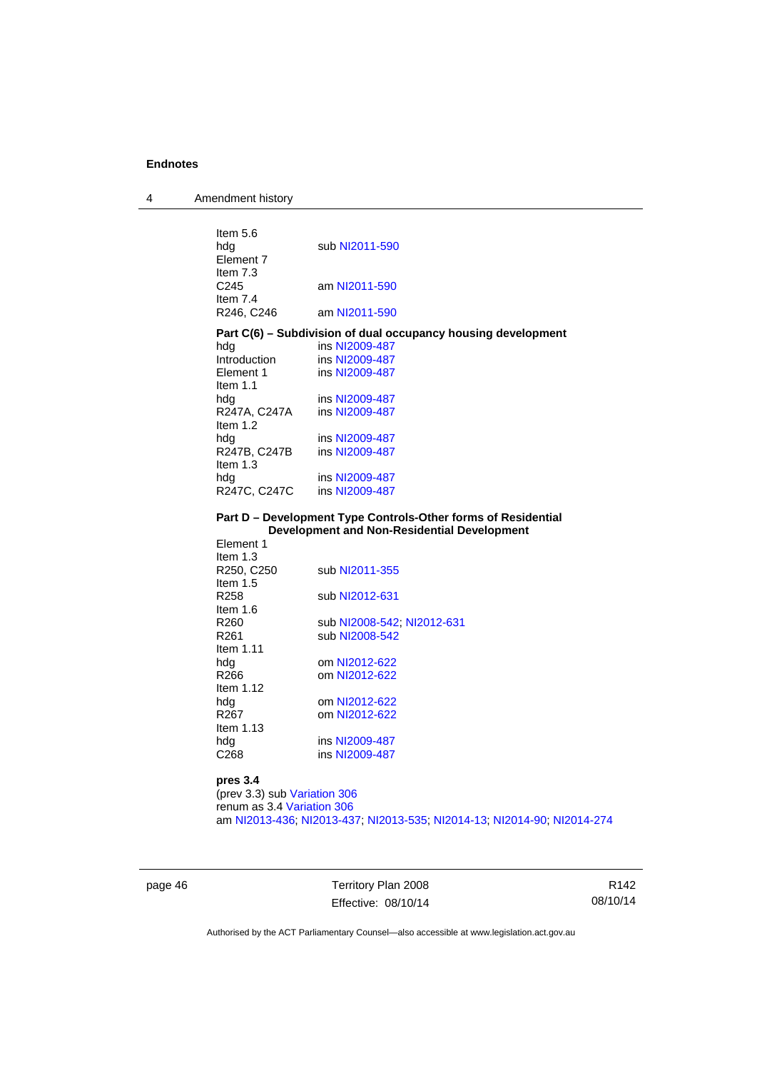Item 5.6

hdg sub NI2011-590

Element 7

Item 7.3

C245 am NI2011-590

Item 7.4

R246, C246 am NI2011-590

**Part C(6) – Subdivision of dual occupancy housing development**

hdg ins NI2009-487

Introduction ins NI2009-487

Element 1 ins NI2009-487

Item 1.1

hdg ins NI2009-487

R247A, C247A ins NI2009-487

Item 1.2

hdg ins NI2009-487

R247B, C247B ins NI2009-487

Item 1.3

hdg ins NI2009-487

R247C, C247C ins NI2009-487

**Part D – Development Type Controls-Other forms of Residential Development and Non-Residential Development**

Element 1

Item 1.3

R250, C250 sub NI2011-355

Item 1.5

R258 sub NI2012-631

Item 1.6

R260 sub NI2008-542; NI2012-631

R261 sub NI2008-542

Item 1.11

hdg om NI2012-622

R266 om NI2012-622

Item 1.12

hdg om NI2012-622

R267 om NI2012-622

Item 1.13

hdg ins NI2009-487

C268 ins NI2009-487

**pres 3.4**

(prev 3.3) sub Variation 306

renum as 3.4 Variation 306

am NI2013-436; NI2013-437; NI2013-535; NI2014-13; NI2014-90; NI2014-274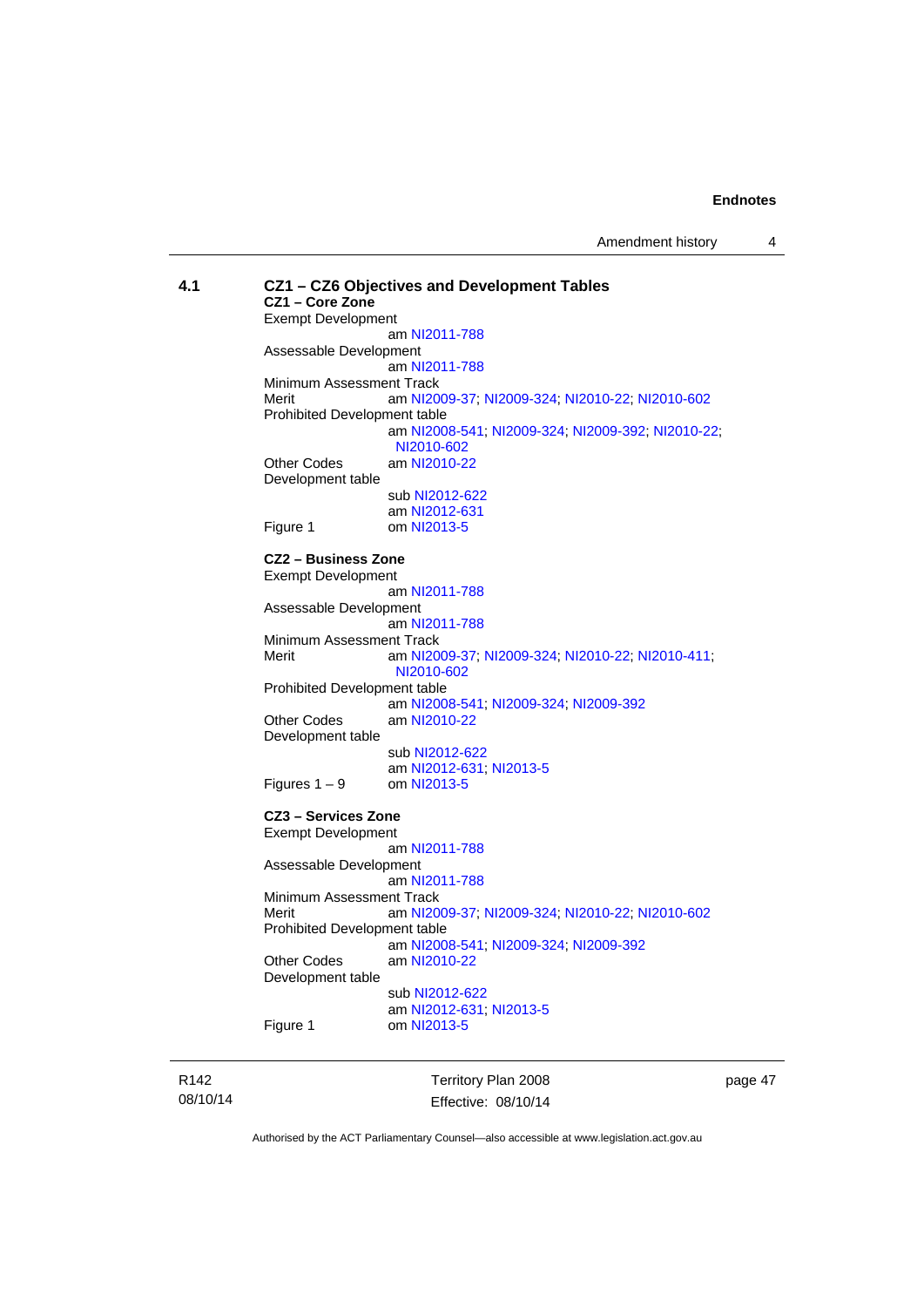### 4.1 CZ1 – CZ6 Objectives and Development Tables

**CZ1 – Core Zone**

Exempt Development
am NI2011-788

Assessable Development
am NI2011-788

Minimum Assessment Track

Merit am NI2009-37; NI2009-324; NI2010-22; NI2010-602

Prohibited Development table
am NI2008-541; NI2009-324; NI2009-392; NI2010-22; NI2010-602

Other Codes am NI2010-22

Development table
sub NI2012-622
am NI2012-631

Figure 1 om NI2013-5

**CZ2 – Business Zone**

Exempt Development
am NI2011-788

Assessable Development
am NI2011-788

Minimum Assessment Track

Merit am NI2009-37; NI2009-324; NI2010-22; NI2010-411; NI2010-602

Prohibited Development table
am NI2008-541; NI2009-324; NI2009-392

Other Codes am NI2010-22

Development table
sub NI2012-622
am NI2012-631; NI2013-5

Figures 1 – 9 om NI2013-5

**CZ3 – Services Zone**

Exempt Development
am NI2011-788

Assessable Development
am NI2011-788

Minimum Assessment Track

Merit am NI2009-37; NI2009-324; NI2010-22; NI2010-602

Prohibited Development table
am NI2008-541; NI2009-324; NI2009-392

Other Codes am NI2010-22

Development table
sub NI2012-622
am NI2012-631; NI2013-5

Figure 1 om NI2013-5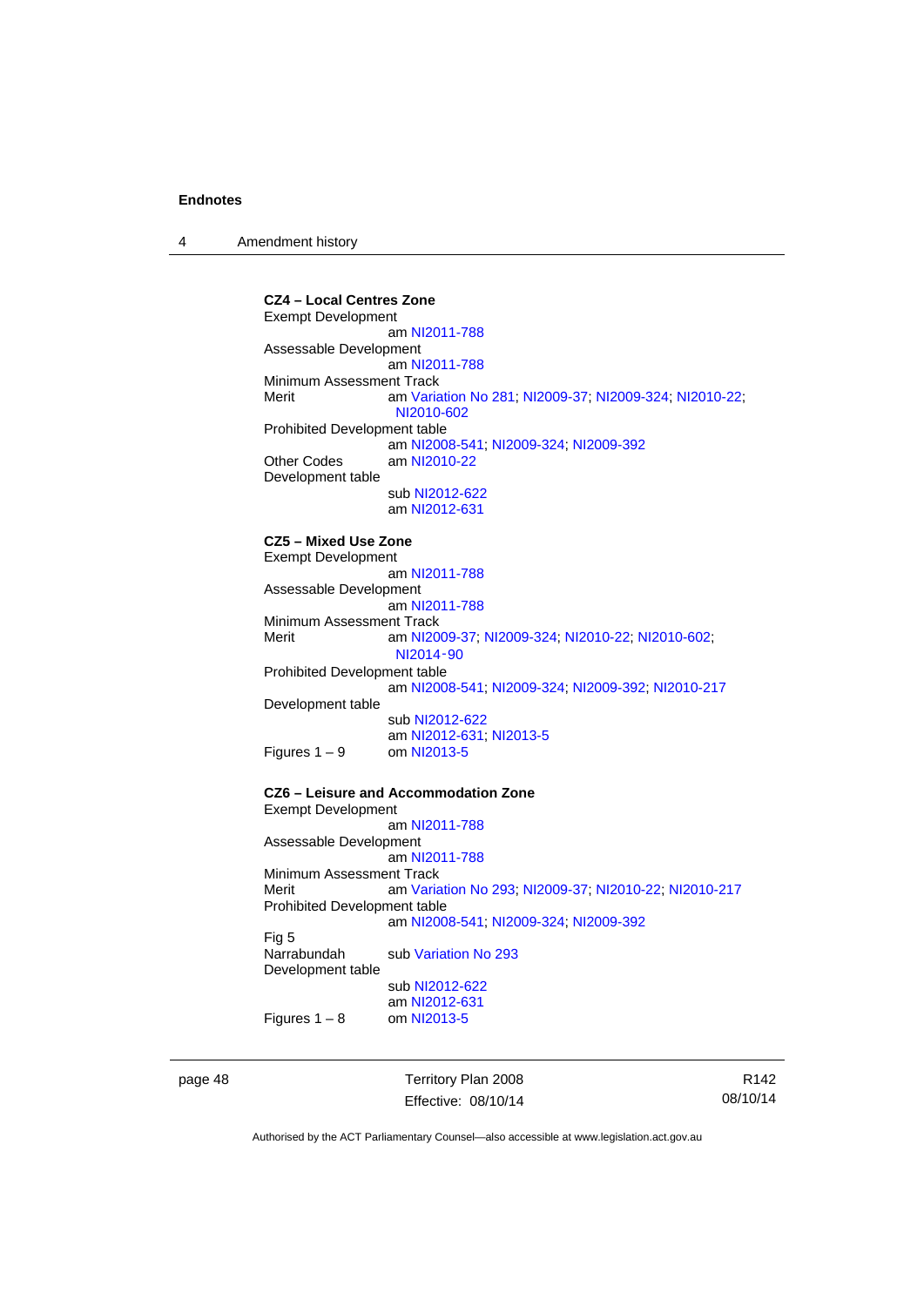**CZ4 – Local Centres Zone**

Exempt Development
am NI2011-788

Assessable Development
am NI2011-788

Minimum Assessment Track

Merit — am Variation No 281; NI2009-37; NI2009-324; NI2010-22; NI2010-602

Prohibited Development table
am NI2008-541; NI2009-324; NI2009-392

Other Codes — am NI2010-22

Development table
sub NI2012-622
am NI2012-631

**CZ5 – Mixed Use Zone**

Exempt Development
am NI2011-788

Assessable Development
am NI2011-788

Minimum Assessment Track

Merit — am NI2009-37; NI2009-324; NI2010-22; NI2010-602; NI2014-90

Prohibited Development table
am NI2008-541; NI2009-324; NI2009-392; NI2010-217

Development table
sub NI2012-622
am NI2012-631; NI2013-5

Figures 1 – 9 — om NI2013-5

**CZ6 – Leisure and Accommodation Zone**

Exempt Development
am NI2011-788

Assessable Development
am NI2011-788

Minimum Assessment Track

Merit — am Variation No 293; NI2009-37; NI2010-22; NI2010-217

Prohibited Development table
am NI2008-541; NI2009-324; NI2009-392

Fig 5

Narrabundah — sub Variation No 293

Development table
sub NI2012-622
am NI2012-631

Figures 1 – 8 — om NI2013-5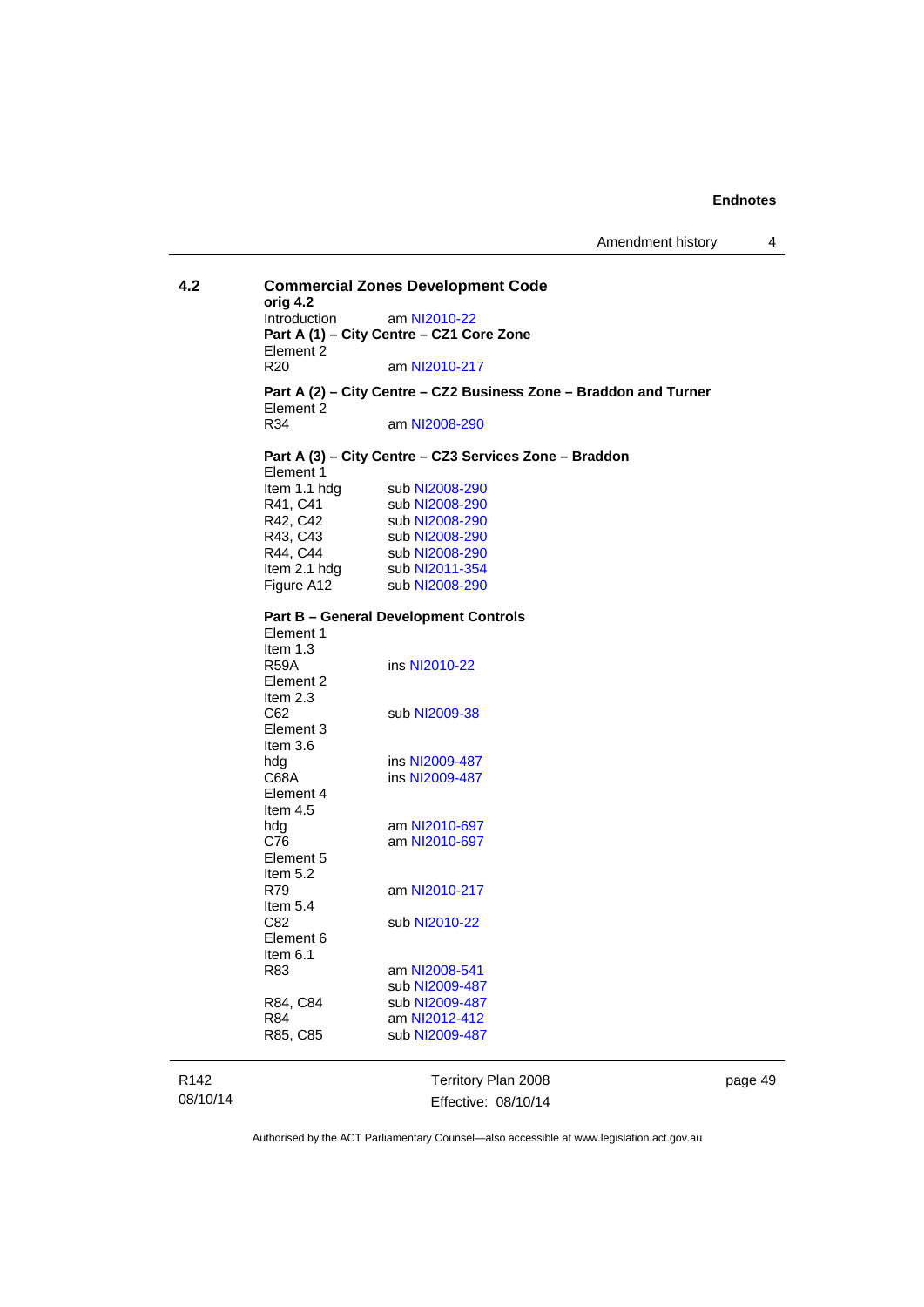## 4.2 Commercial Zones Development Code

**orig 4.2**

Introduction am NI2010-22

**Part A (1) – City Centre – CZ1 Core Zone**

Element 2

R20 am NI2010-217

**Part A (2) – City Centre – CZ2 Business Zone – Braddon and Turner**

Element 2

R34 am NI2008-290

**Part A (3) – City Centre – CZ3 Services Zone – Braddon**

Element 1

| | |
|---|---|
| Item 1.1 hdg | sub NI2008-290 |
| R41, C41 | sub NI2008-290 |
| R42, C42 | sub NI2008-290 |
| R43, C43 | sub NI2008-290 |
| R44, C44 | sub NI2008-290 |
| Item 2.1 hdg | sub NI2011-354 |
| Figure A12 | sub NI2008-290 |

**Part B – General Development Controls**

Element 1

Item 1.3

R59A ins NI2010-22

Element 2

Item 2.3

C62 sub NI2009-38

Element 3

Item 3.6

hdg ins NI2009-487

C68A ins NI2009-487

Element 4

Item 4.5

hdg am NI2010-697

C76 am NI2010-697

Element 5

Item 5.2

R79 am NI2010-217

Item 5.4

C82 sub NI2010-22

Element 6

Item 6.1

| | |
|---|---|
| R83 | am NI2008-541 |
| | sub NI2009-487 |
| R84, C84 | sub NI2009-487 |
| R84 | am NI2012-412 |
| R85, C85 | sub NI2009-487 |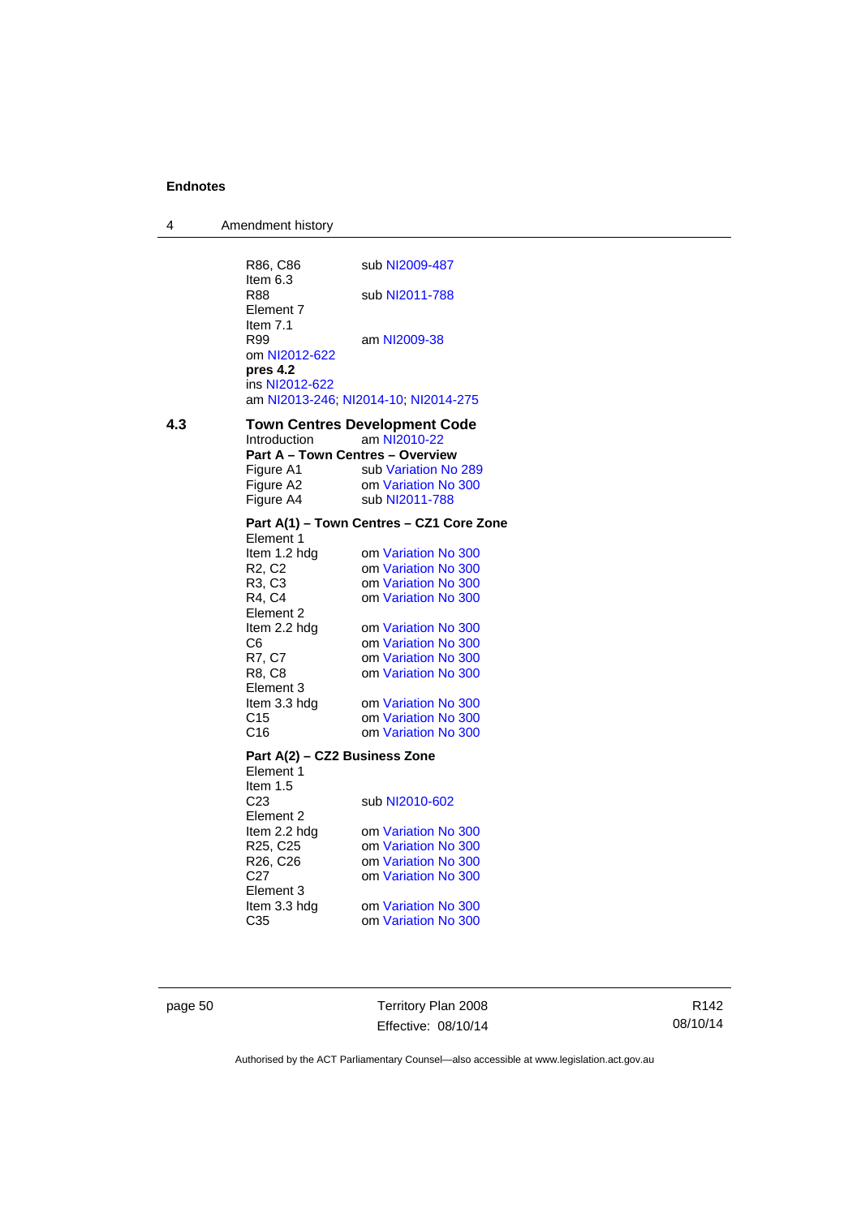R86, C86 sub NI2009-487
Item 6.3
R88 sub NI2011-788
Element 7
Item 7.1
R99 am NI2009-38
om NI2012-622
**pres 4.2**
ins NI2012-622
am NI2013-246; NI2014-10; NI2014-275

## 4.3 Town Centres Development Code

Introduction am NI2010-22

**Part A – Town Centres – Overview**

Figure A1 sub Variation No 289
Figure A2 om Variation No 300
Figure A4 sub NI2011-788

**Part A(1) – Town Centres – CZ1 Core Zone**

Element 1
Item 1.2 hdg om Variation No 300
R2, C2 om Variation No 300
R3, C3 om Variation No 300
R4, C4 om Variation No 300
Element 2
Item 2.2 hdg om Variation No 300
C6 om Variation No 300
R7, C7 om Variation No 300
R8, C8 om Variation No 300
Element 3
Item 3.3 hdg om Variation No 300
C15 om Variation No 300
C16 om Variation No 300

**Part A(2) – CZ2 Business Zone**

Element 1
Item 1.5
C23 sub NI2010-602
Element 2
Item 2.2 hdg om Variation No 300
R25, C25 om Variation No 300
R26, C26 om Variation No 300
C27 om Variation No 300
Element 3
Item 3.3 hdg om Variation No 300
C35 om Variation No 300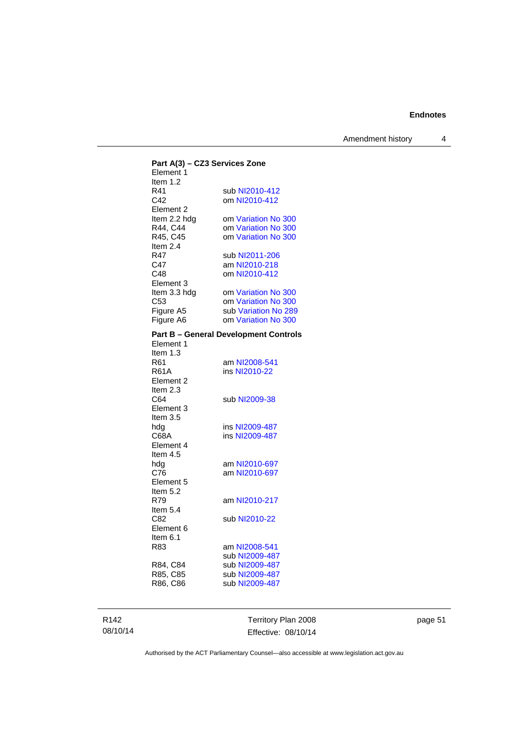**Part A(3) – CZ3 Services Zone**

Element 1

Item 1.2

| | |
|---|---|
| R41 | sub NI2010-412 |
| C42 | om NI2010-412 |

Element 2

| | |
|---|---|
| Item 2.2 hdg | om Variation No 300 |
| R44, C44 | om Variation No 300 |
| R45, C45 | om Variation No 300 |

Item 2.4

| | |
|---|---|
| R47 | sub NI2011-206 |
| C47 | am NI2010-218 |
| C48 | om NI2010-412 |

Element 3

| | |
|---|---|
| Item 3.3 hdg | om Variation No 300 |
| C53 | om Variation No 300 |
| Figure A5 | sub Variation No 289 |
| Figure A6 | om Variation No 300 |

**Part B – General Development Controls**

Element 1

Item 1.3

| | |
|---|---|
| R61 | am NI2008-541 |
| R61A | ins NI2010-22 |

Element 2

Item 2.3

| | |
|---|---|
| C64 | sub NI2009-38 |

Element 3

Item 3.5

| | |
|---|---|
| hdg | ins NI2009-487 |
| C68A | ins NI2009-487 |

Element 4

Item 4.5

| | |
|---|---|
| hdg | am NI2010-697 |
| C76 | am NI2010-697 |

Element 5

Item 5.2

| | |
|---|---|
| R79 | am NI2010-217 |

Item 5.4

| | |
|---|---|
| C82 | sub NI2010-22 |

Element 6

Item 6.1

| | |
|---|---|
| R83 | am NI2008-541<br>sub NI2009-487 |
| R84, C84 | sub NI2009-487 |
| R85, C85 | sub NI2009-487 |
| R86, C86 | sub NI2009-487 |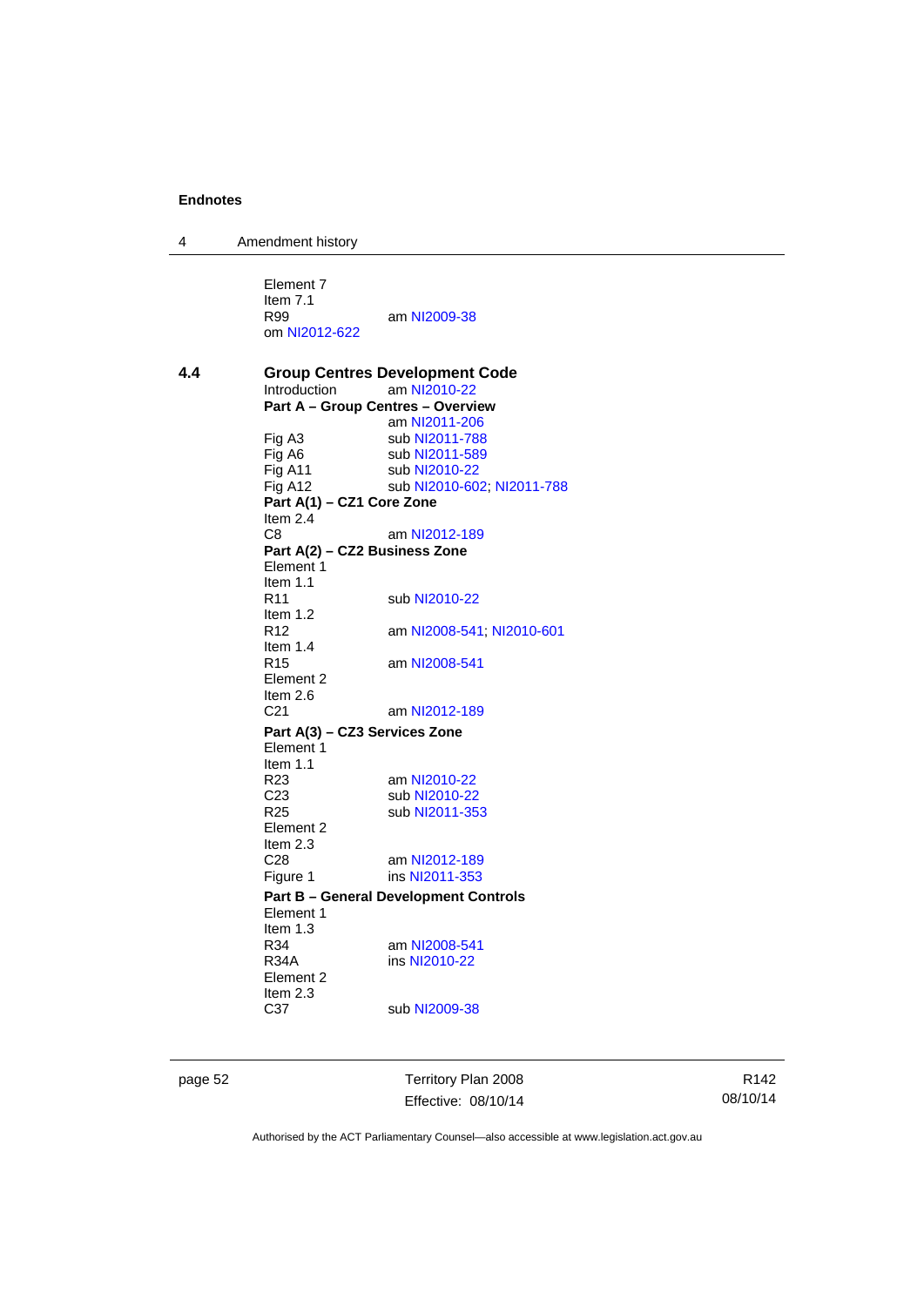Element 7
Item 7.1
R99 am NI2009-38
om NI2012-622

**4.4 Group Centres Development Code**

Introduction am NI2010-22

**Part A – Group Centres – Overview**

am NI2011-206

Fig A3 sub NI2011-788
Fig A6 sub NI2011-589
Fig A11 sub NI2010-22
Fig A12 sub NI2010-602; NI2011-788

**Part A(1) – CZ1 Core Zone**

Item 2.4
C8 am NI2012-189

**Part A(2) – CZ2 Business Zone**

Element 1
Item 1.1
R11 sub NI2010-22
Item 1.2
R12 am NI2008-541; NI2010-601
Item 1.4
R15 am NI2008-541
Element 2
Item 2.6
C21 am NI2012-189

**Part A(3) – CZ3 Services Zone**

Element 1
Item 1.1
R23 am NI2010-22
C23 sub NI2010-22
R25 sub NI2011-353
Element 2
Item 2.3
C28 am NI2012-189
Figure 1 ins NI2011-353

**Part B – General Development Controls**

Element 1
Item 1.3
R34 am NI2008-541
R34A ins NI2010-22
Element 2
Item 2.3
C37 sub NI2009-38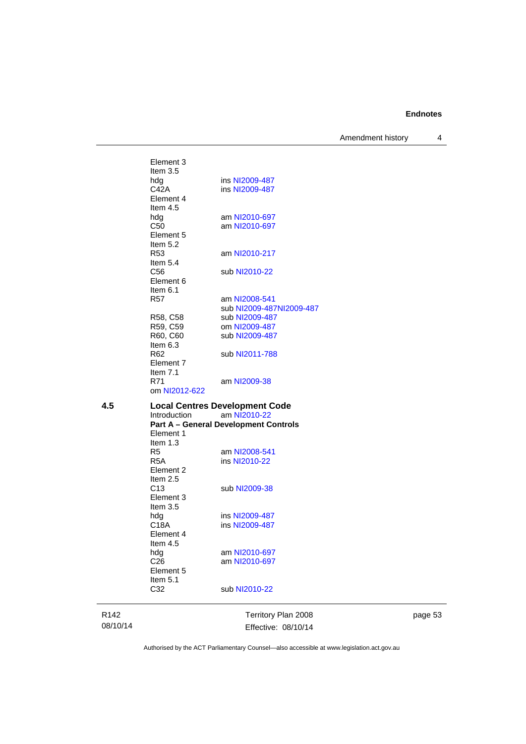Element 3
Item 3.5
hdg ins NI2009-487
C42A ins NI2009-487
Element 4
Item 4.5
hdg am NI2010-697
C50 am NI2010-697
Element 5
Item 5.2
R53 am NI2010-217
Item 5.4
C56 sub NI2010-22
Element 6
Item 6.1
R57 am NI2008-541
sub NI2009-487NI2009-487
R58, C58 sub NI2009-487
R59, C59 om NI2009-487
R60, C60 sub NI2009-487
Item 6.3
R62 sub NI2011-788
Element 7
Item 7.1
R71 am NI2009-38
om NI2012-622

**4.5 Local Centres Development Code**

Introduction am NI2010-22

**Part A – General Development Controls**

Element 1
Item 1.3
R5 am NI2008-541
R5A ins NI2010-22
Element 2
Item 2.5
C13 sub NI2009-38
Element 3
Item 3.5
hdg ins NI2009-487
C18A ins NI2009-487
Element 4
Item 4.5
hdg am NI2010-697
C26 am NI2010-697
Element 5
Item 5.1
C32 sub NI2010-22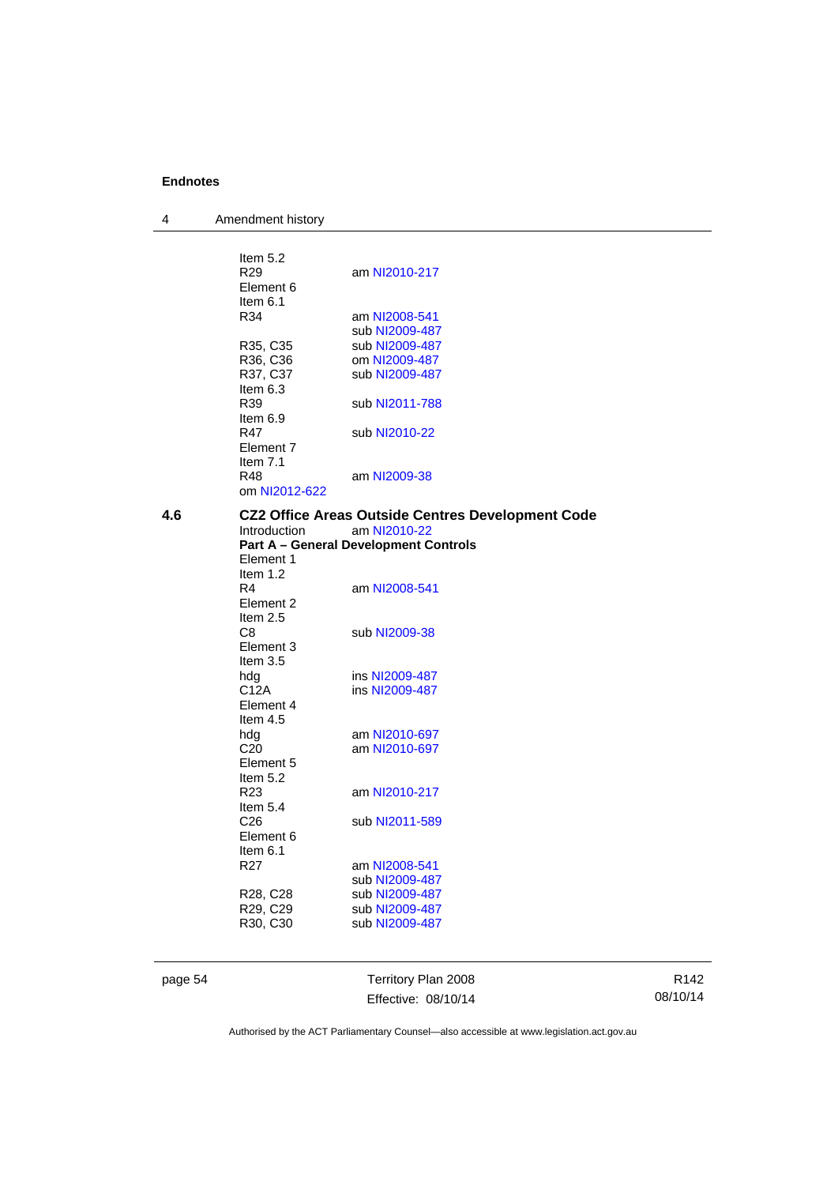| | |
|---|---|
| Item 5.2 | |
| R29 | am NI2010-217 |
| Element 6 | |
| Item 6.1 | |
| R34 | am NI2008-541 |
| | sub NI2009-487 |
| R35, C35 | sub NI2009-487 |
| R36, C36 | om NI2009-487 |
| R37, C37 | sub NI2009-487 |
| Item 6.3 | |
| R39 | sub NI2011-788 |
| Item 6.9 | |
| R47 | sub NI2010-22 |
| Element 7 | |
| Item 7.1 | |
| R48 | am NI2009-38 |
| om NI2012-622 | |

**4.6 CZ2 Office Areas Outside Centres Development Code**

| | |
|---|---|
| Introduction | am NI2010-22 |
| **Part A – General Development Controls** | |
| Element 1 | |
| Item 1.2 | |
| R4 | am NI2008-541 |
| Element 2 | |
| Item 2.5 | |
| C8 | sub NI2009-38 |
| Element 3 | |
| Item 3.5 | |
| hdg | ins NI2009-487 |
| C12A | ins NI2009-487 |
| Element 4 | |
| Item 4.5 | |
| hdg | am NI2010-697 |
| C20 | am NI2010-697 |
| Element 5 | |
| Item 5.2 | |
| R23 | am NI2010-217 |
| Item 5.4 | |
| C26 | sub NI2011-589 |
| Element 6 | |
| Item 6.1 | |
| R27 | am NI2008-541 |
| | sub NI2009-487 |
| R28, C28 | sub NI2009-487 |
| R29, C29 | sub NI2009-487 |
| R30, C30 | sub NI2009-487 |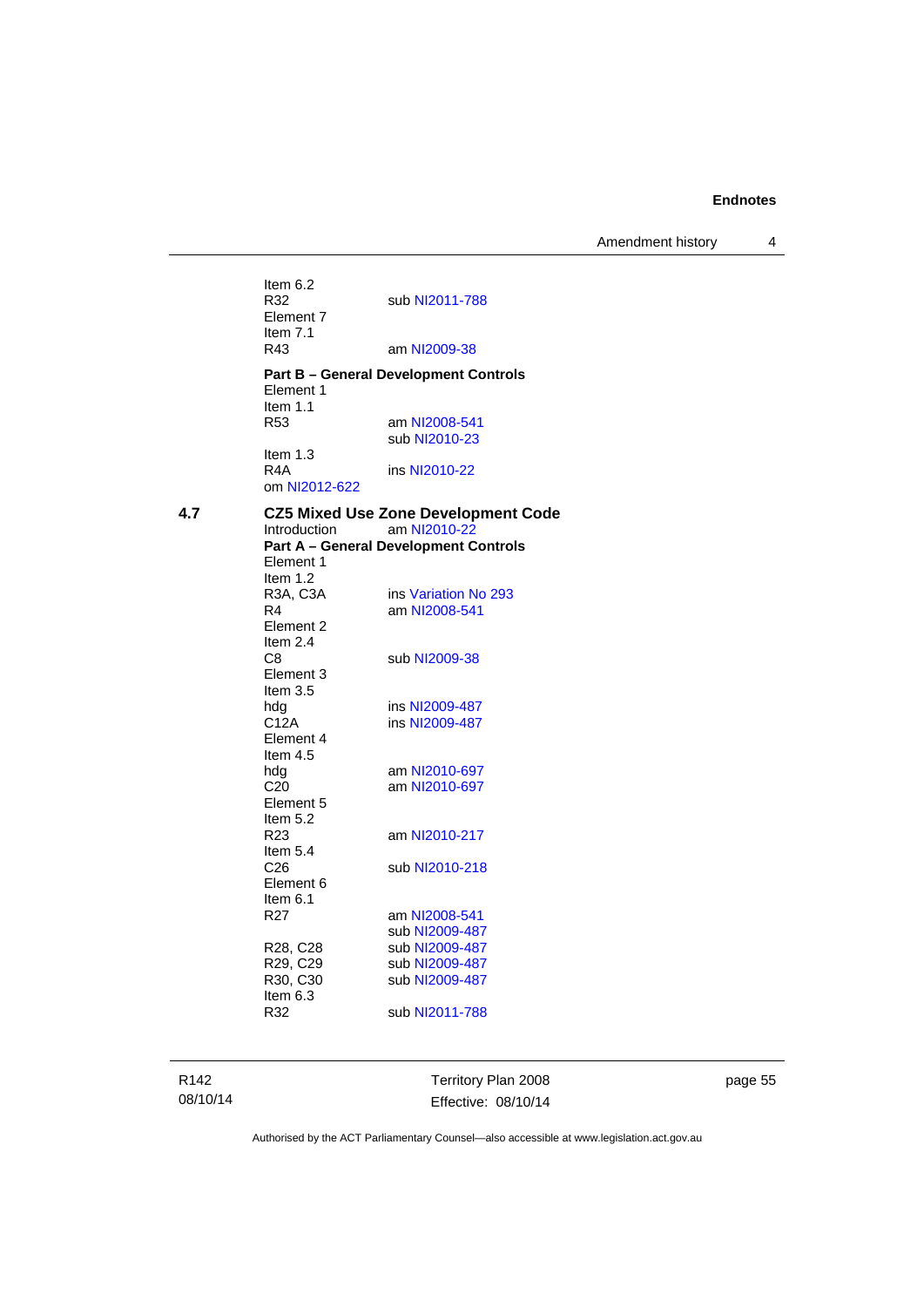Item 6.2
R32 sub NI2011-788
Element 7
Item 7.1
R43 am NI2009-38

**Part B – General Development Controls**
Element 1
Item 1.1
R53 am NI2008-541
sub NI2010-23
Item 1.3
R4A ins NI2010-22
om NI2012-622

**4.7 CZ5 Mixed Use Zone Development Code**

Introduction am NI2010-22

**Part A – General Development Controls**
Element 1
Item 1.2
R3A, C3A ins Variation No 293
R4 am NI2008-541
Element 2
Item 2.4
C8 sub NI2009-38
Element 3
Item 3.5
hdg ins NI2009-487
C12A ins NI2009-487
Element 4
Item 4.5
hdg am NI2010-697
C20 am NI2010-697
Element 5
Item 5.2
R23 am NI2010-217
Item 5.4
C26 sub NI2010-218
Element 6
Item 6.1
R27 am NI2008-541
sub NI2009-487
R28, C28 sub NI2009-487
R29, C29 sub NI2009-487
R30, C30 sub NI2009-487
Item 6.3
R32 sub NI2011-788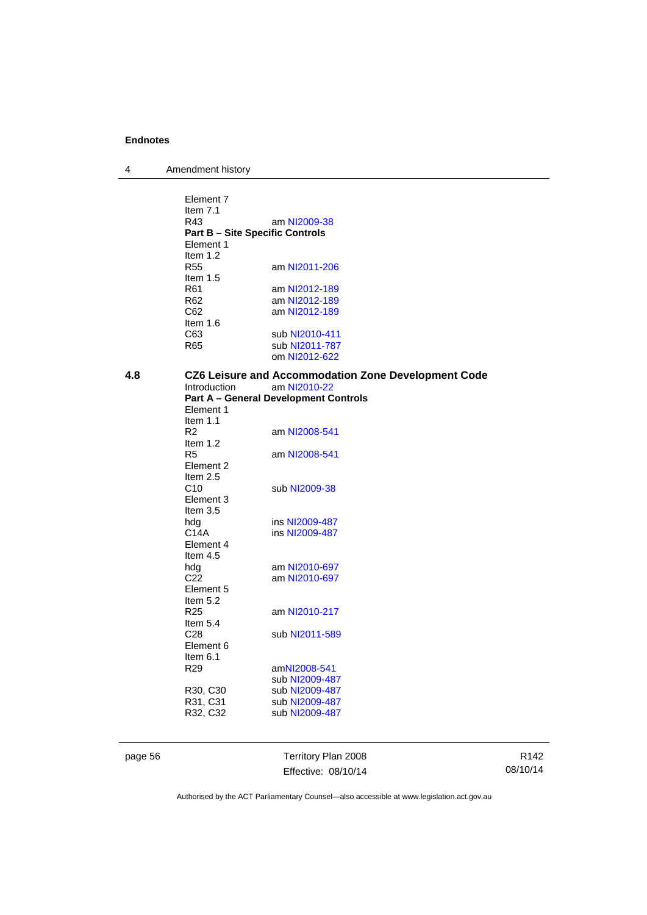Element 7
Item 7.1
R43 am NI2009-38

**Part B – Site Specific Controls**

Element 1
Item 1.2
R55 am NI2011-206
Item 1.5
R61 am NI2012-189
R62 am NI2012-189
C62 am NI2012-189
Item 1.6
C63 sub NI2010-411
R65 sub NI2011-787
om NI2012-622

**4.8 CZ6 Leisure and Accommodation Zone Development Code**

Introduction am NI2010-22

**Part A – General Development Controls**

Element 1
Item 1.1
R2 am NI2008-541
Item 1.2
R5 am NI2008-541
Element 2
Item 2.5
C10 sub NI2009-38
Element 3
Item 3.5
hdg ins NI2009-487
C14A ins NI2009-487
Element 4
Item 4.5
hdg am NI2010-697
C22 am NI2010-697
Element 5
Item 5.2
R25 am NI2010-217
Item 5.4
C28 sub NI2011-589
Element 6
Item 6.1
R29 amNI2008-541
sub NI2009-487
R30, C30 sub NI2009-487
R31, C31 sub NI2009-487
R32, C32 sub NI2009-487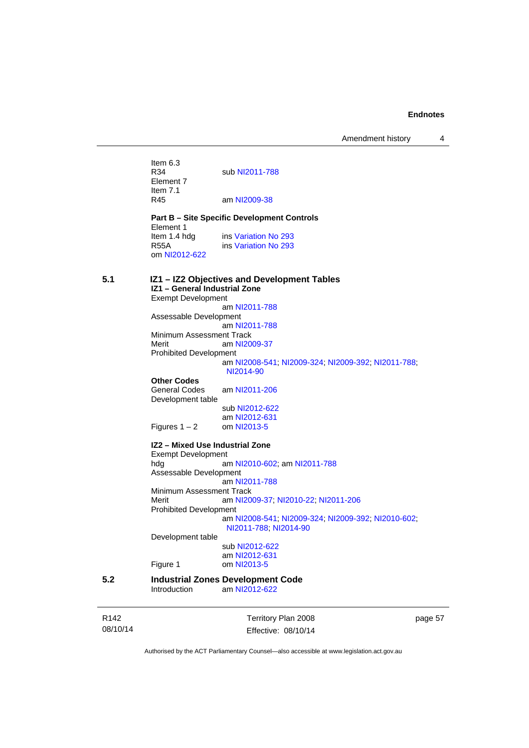Item 6.3
R34 sub NI2011-788
Element 7
Item 7.1
R45 am NI2009-38

**Part B – Site Specific Development Controls**
Element 1
Item 1.4 hdg ins Variation No 293
R55A ins Variation No 293
om NI2012-622

## 5.1 IZ1 – IZ2 Objectives and Development Tables

**IZ1 – General Industrial Zone**
Exempt Development
am NI2011-788
Assessable Development
am NI2011-788
Minimum Assessment Track
Merit am NI2009-37
Prohibited Development
am NI2008-541; NI2009-324; NI2009-392; NI2011-788; NI2014-90

**Other Codes**
General Codes am NI2011-206
Development table
sub NI2012-622
am NI2012-631
Figures 1 – 2 om NI2013-5

**IZ2 – Mixed Use Industrial Zone**
Exempt Development
hdg am NI2010-602; am NI2011-788
Assessable Development
am NI2011-788
Minimum Assessment Track
Merit am NI2009-37; NI2010-22; NI2011-206
Prohibited Development
am NI2008-541; NI2009-324; NI2009-392; NI2010-602; NI2011-788; NI2014-90
Development table
sub NI2012-622
am NI2012-631
Figure 1 om NI2013-5

## 5.2 Industrial Zones Development Code

Introduction am NI2012-622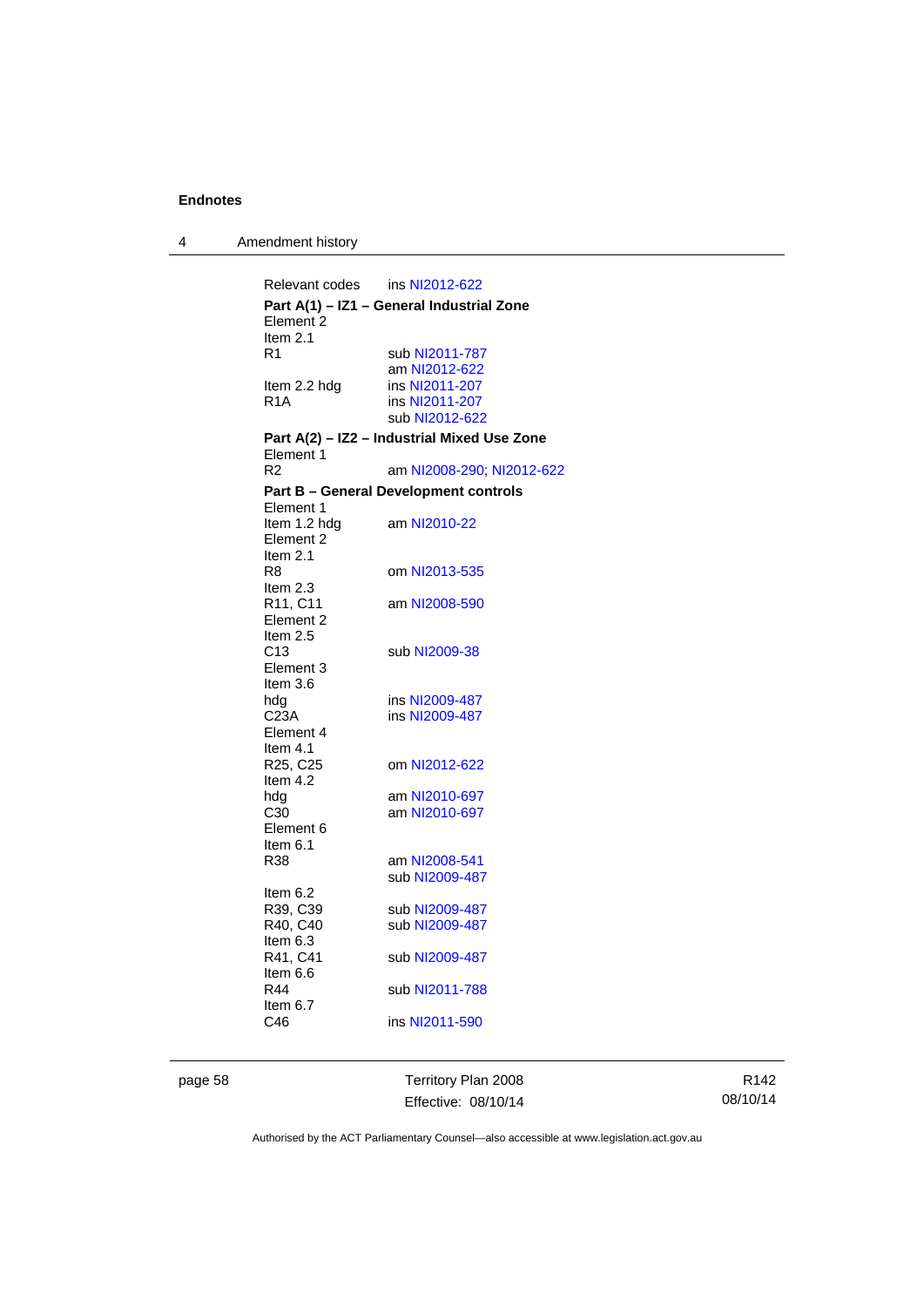Relevant codes ins NI2012-622

**Part A(1) – IZ1 – General Industrial Zone**

Element 2
Item 2.1
R1 sub NI2011-787
am NI2012-622
Item 2.2 hdg ins NI2011-207
R1A ins NI2011-207
sub NI2012-622

**Part A(2) – IZ2 – Industrial Mixed Use Zone**

Element 1
R2 am NI2008-290; NI2012-622

**Part B – General Development controls**

Element 1
Item 1.2 hdg am NI2010-22
Element 2
Item 2.1
R8 om NI2013-535
Item 2.3
R11, C11 am NI2008-590
Element 2
Item 2.5
C13 sub NI2009-38
Element 3
Item 3.6
hdg ins NI2009-487
C23A ins NI2009-487
Element 4
Item 4.1
R25, C25 om NI2012-622
Item 4.2
hdg am NI2010-697
C30 am NI2010-697
Element 6
Item 6.1
R38 am NI2008-541
sub NI2009-487
Item 6.2
R39, C39 sub NI2009-487
R40, C40 sub NI2009-487
Item 6.3
R41, C41 sub NI2009-487
Item 6.6
R44 sub NI2011-788
Item 6.7
C46 ins NI2011-590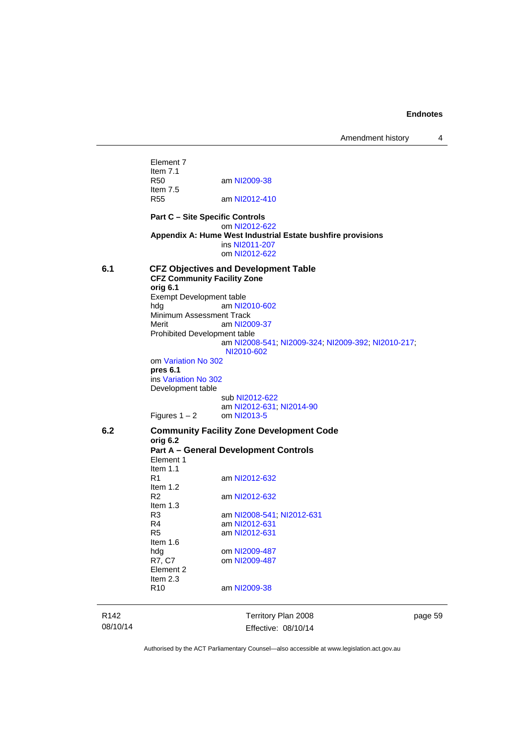Element 7
Item 7.1
R50 am NI2009-38
Item 7.5
R55 am NI2012-410

**Part C – Site Specific Controls**
om NI2012-622
**Appendix A: Hume West Industrial Estate bushfire provisions**
ins NI2011-207
om NI2012-622

**6.1 CFZ Objectives and Development Table**
**CFZ Community Facility Zone**
**orig 6.1**
Exempt Development table
hdg am NI2010-602
Minimum Assessment Track
Merit am NI2009-37
Prohibited Development table
am NI2008-541; NI2009-324; NI2009-392; NI2010-217; NI2010-602
om Variation No 302
**pres 6.1**
ins Variation No 302
Development table
sub NI2012-622
am NI2012-631; NI2014-90
Figures 1 – 2 om NI2013-5

**6.2 Community Facility Zone Development Code**
**orig 6.2**
**Part A – General Development Controls**
Element 1
Item 1.1
R1 am NI2012-632
Item 1.2
R2 am NI2012-632
Item 1.3
R3 am NI2008-541; NI2012-631
R4 am NI2012-631
R5 am NI2012-631
Item 1.6
hdg om NI2009-487
R7, C7 om NI2009-487
Element 2
Item 2.3
R10 am NI2009-38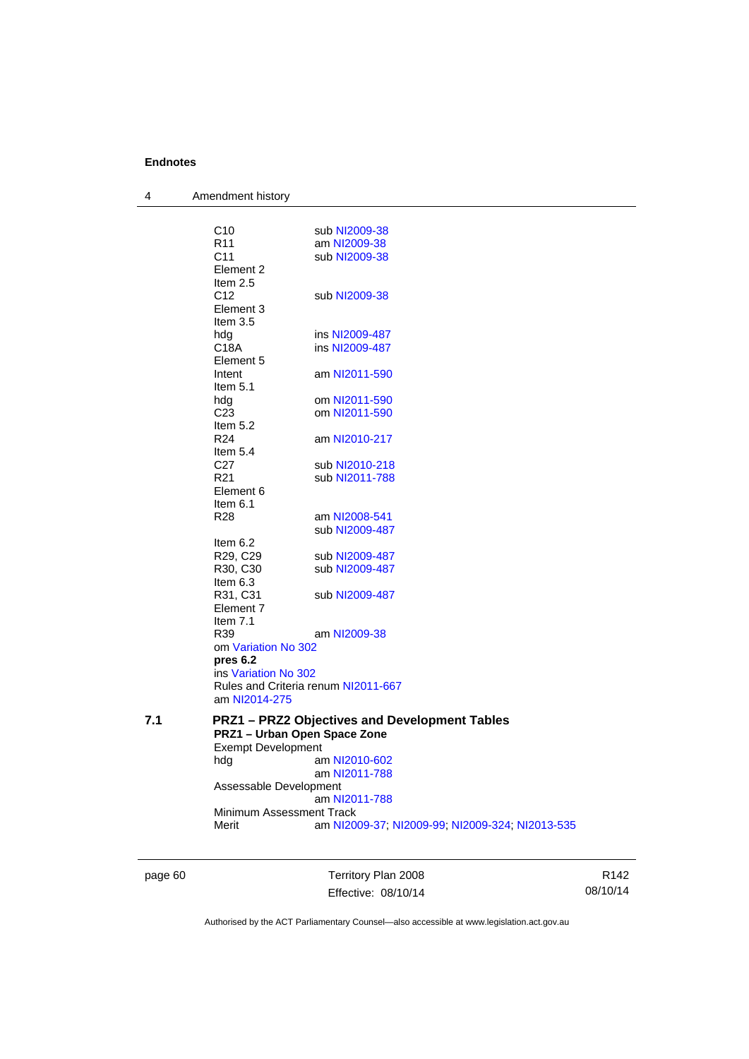| | |
|---|---|
| C10 | sub NI2009-38 |
| R11 | am NI2009-38 |
| C11 | sub NI2009-38 |
| Element 2 | |
| Item 2.5 | |
| C12 | sub NI2009-38 |
| Element 3 | |
| Item 3.5 | |
| hdg | ins NI2009-487 |
| C18A | ins NI2009-487 |
| Element 5 | |
| Intent | am NI2011-590 |
| Item 5.1 | |
| hdg | om NI2011-590 |
| C23 | om NI2011-590 |
| Item 5.2 | |
| R24 | am NI2010-217 |
| Item 5.4 | |
| C27 | sub NI2010-218 |
| R21 | sub NI2011-788 |
| Element 6 | |
| Item 6.1 | |
| R28 | am NI2008-541 |
| | sub NI2009-487 |
| Item 6.2 | |
| R29, C29 | sub NI2009-487 |
| R30, C30 | sub NI2009-487 |
| Item 6.3 | |
| R31, C31 | sub NI2009-487 |
| Element 7 | |
| Item 7.1 | |
| R39 | am NI2009-38 |

om Variation No 302

**pres 6.2**

ins Variation No 302

Rules and Criteria renum NI2011-667

am NI2014-275

## 7.1 PRZ1 – PRZ2 Objectives and Development Tables

**PRZ1 – Urban Open Space Zone**

Exempt Development

| | |
|---|---|
| hdg | am NI2010-602 |
| | am NI2011-788 |

Assessable Development

am NI2011-788

Minimum Assessment Track

| | |
|---|---|
| Merit | am NI2009-37; NI2009-99; NI2009-324; NI2013-535 |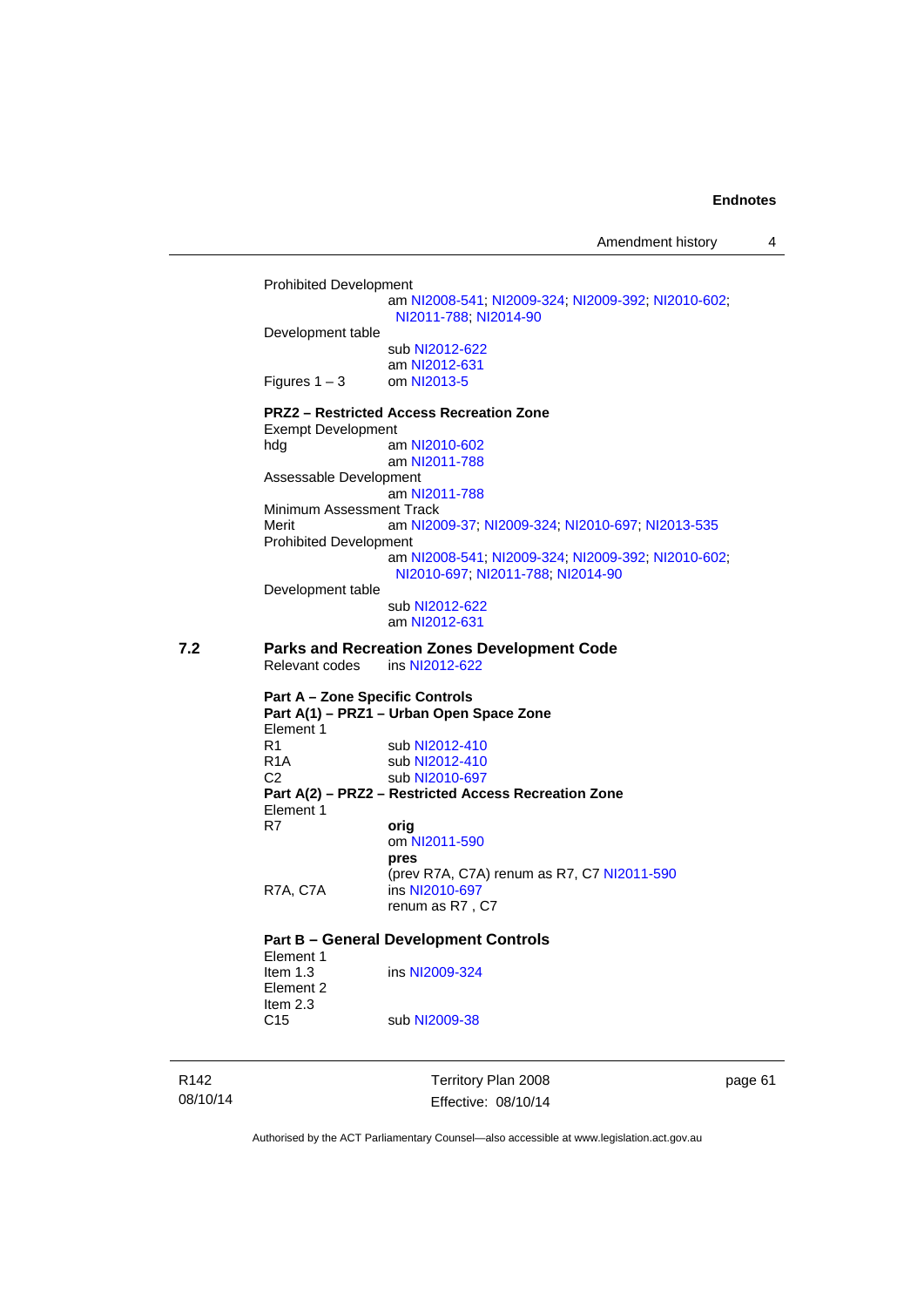Prohibited Development
am NI2008-541; NI2009-324; NI2009-392; NI2010-602; NI2011-788; NI2014-90

Development table
sub NI2012-622
am NI2012-631

Figures 1 – 3 om NI2013-5

**PRZ2 – Restricted Access Recreation Zone**

Exempt Development

hdg am NI2010-602
am NI2011-788

Assessable Development
am NI2011-788

Minimum Assessment Track

Merit am NI2009-37; NI2009-324; NI2010-697; NI2013-535

Prohibited Development
am NI2008-541; NI2009-324; NI2009-392; NI2010-602; NI2010-697; NI2011-788; NI2014-90

Development table
sub NI2012-622
am NI2012-631

## 7.2 Parks and Recreation Zones Development Code

Relevant codes ins NI2012-622

**Part A – Zone Specific Controls**

**Part A(1) – PRZ1 – Urban Open Space Zone**

Element 1

R1 sub NI2012-410

R1A sub NI2012-410

C2 sub NI2010-697

**Part A(2) – PRZ2 – Restricted Access Recreation Zone**

Element 1

R7 **orig**
om NI2011-590
**pres**
(prev R7A, C7A) renum as R7, C7 NI2011-590

R7A, C7A ins NI2010-697
renum as R7 , C7

**Part B – General Development Controls**

Element 1

Item 1.3 ins NI2009-324

Element 2

Item 2.3

C15 sub NI2009-38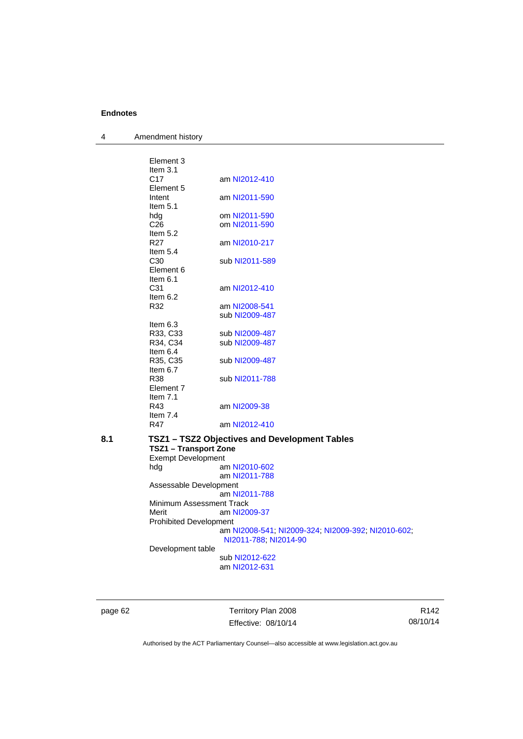Element 3
Item 3.1
C17 am NI2012-410
Element 5
Intent am NI2011-590
Item 5.1
hdg om NI2011-590
C26 om NI2011-590
Item 5.2
R27 am NI2010-217
Item 5.4
C30 sub NI2011-589
Element 6
Item 6.1
C31 am NI2012-410
Item 6.2
R32 am NI2008-541
sub NI2009-487
Item 6.3
R33, C33 sub NI2009-487
R34, C34 sub NI2009-487
Item 6.4
R35, C35 sub NI2009-487
Item 6.7
R38 sub NI2011-788
Element 7
Item 7.1
R43 am NI2009-38
Item 7.4
R47 am NI2012-410

## 8.1 TSZ1 – TSZ2 Objectives and Development Tables

**TSZ1 – Transport Zone**

Exempt Development
hdg am NI2010-602
am NI2011-788
Assessable Development
am NI2011-788
Minimum Assessment Track
Merit am NI2009-37
Prohibited Development
am NI2008-541; NI2009-324; NI2009-392; NI2010-602; NI2011-788; NI2014-90
Development table
sub NI2012-622
am NI2012-631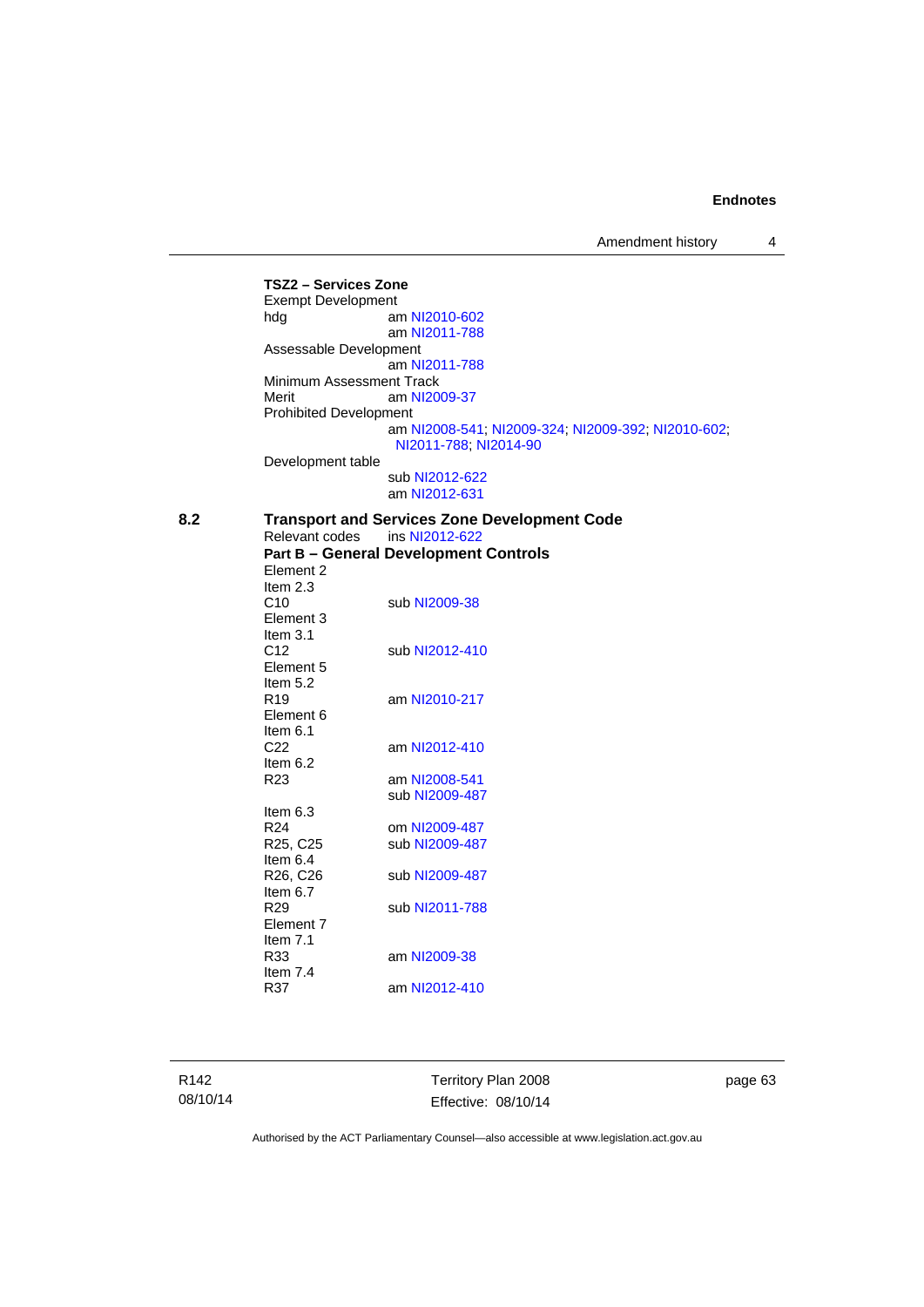**TSZ2 – Services Zone**

Exempt Development

hdg am NI2010-602
 am NI2011-788

Assessable Development
 am NI2011-788

Minimum Assessment Track

Merit am NI2009-37

Prohibited Development
 am NI2008-541; NI2009-324; NI2009-392; NI2010-602; NI2011-788; NI2014-90

Development table
 sub NI2012-622
 am NI2012-631

**8.2 Transport and Services Zone Development Code**

Relevant codes ins NI2012-622

**Part B – General Development Controls**

Element 2

Item 2.3

C10 sub NI2009-38

Element 3

Item 3.1

C12 sub NI2012-410

Element 5

Item 5.2

R19 am NI2010-217

Element 6

Item 6.1

C22 am NI2012-410

Item 6.2

R23 am NI2008-541
 sub NI2009-487

Item 6.3

R24 om NI2009-487

R25, C25 sub NI2009-487

Item 6.4

R26, C26 sub NI2009-487

Item 6.7

R29 sub NI2011-788

Element 7

Item 7.1

R33 am NI2009-38

Item 7.4

R37 am NI2012-410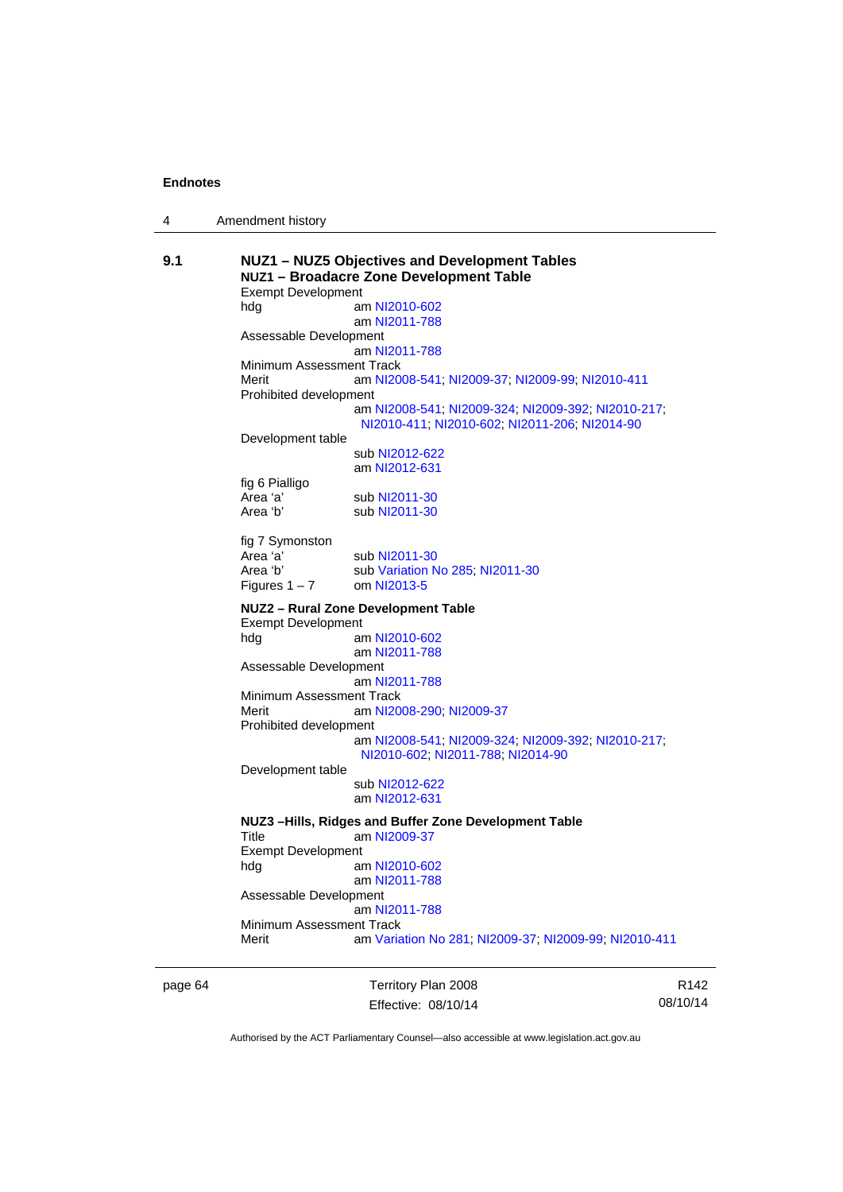**9.1 NUZ1 – NUZ5 Objectives and Development Tables**

**NUZ1 – Broadacre Zone Development Table**

Exempt Development
hdg — am NI2010-602
am NI2011-788

Assessable Development
am NI2011-788

Minimum Assessment Track
Merit — am NI2008-541; NI2009-37; NI2009-99; NI2010-411

Prohibited development
am NI2008-541; NI2009-324; NI2009-392; NI2010-217; NI2010-411; NI2010-602; NI2011-206; NI2014-90

Development table
sub NI2012-622
am NI2012-631

fig 6 Pialligo
Area 'a' — sub NI2011-30
Area 'b' — sub NI2011-30

fig 7 Symonston
Area 'a' — sub NI2011-30
Area 'b' — sub Variation No 285; NI2011-30
Figures 1 – 7 — om NI2013-5

**NUZ2 – Rural Zone Development Table**

Exempt Development
hdg — am NI2010-602
am NI2011-788

Assessable Development
am NI2011-788

Minimum Assessment Track
Merit — am NI2008-290; NI2009-37

Prohibited development
am NI2008-541; NI2009-324; NI2009-392; NI2010-217; NI2010-602; NI2011-788; NI2014-90

Development table
sub NI2012-622
am NI2012-631

**NUZ3 –Hills, Ridges and Buffer Zone Development Table**

Title — am NI2009-37

Exempt Development
hdg — am NI2010-602
am NI2011-788

Assessable Development
am NI2011-788

Minimum Assessment Track
Merit — am Variation No 281; NI2009-37; NI2009-99; NI2010-411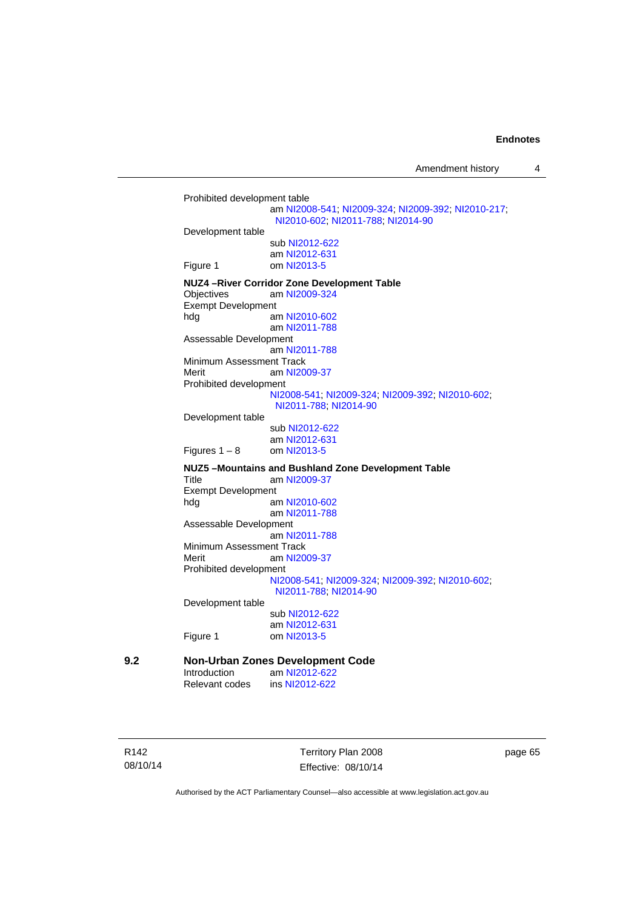Prohibited development table
am NI2008-541; NI2009-324; NI2009-392; NI2010-217; NI2010-602; NI2011-788; NI2014-90

Development table
sub NI2012-622
am NI2012-631

Figure 1 om NI2013-5

**NUZ4 –River Corridor Zone Development Table**

Objectives am NI2009-324

Exempt Development

hdg am NI2010-602
am NI2011-788

Assessable Development
am NI2011-788

Minimum Assessment Track

Merit am NI2009-37

Prohibited development
NI2008-541; NI2009-324; NI2009-392; NI2010-602; NI2011-788; NI2014-90

Development table
sub NI2012-622
am NI2012-631

Figures 1 – 8 om NI2013-5

**NUZ5 –Mountains and Bushland Zone Development Table**

Title am NI2009-37

Exempt Development

hdg am NI2010-602
am NI2011-788

Assessable Development
am NI2011-788

Minimum Assessment Track

Merit am NI2009-37

Prohibited development
NI2008-541; NI2009-324; NI2009-392; NI2010-602; NI2011-788; NI2014-90

Development table
sub NI2012-622
am NI2012-631

Figure 1 om NI2013-5

## 9.2 Non-Urban Zones Development Code

Introduction am NI2012-622

Relevant codes ins NI2012-622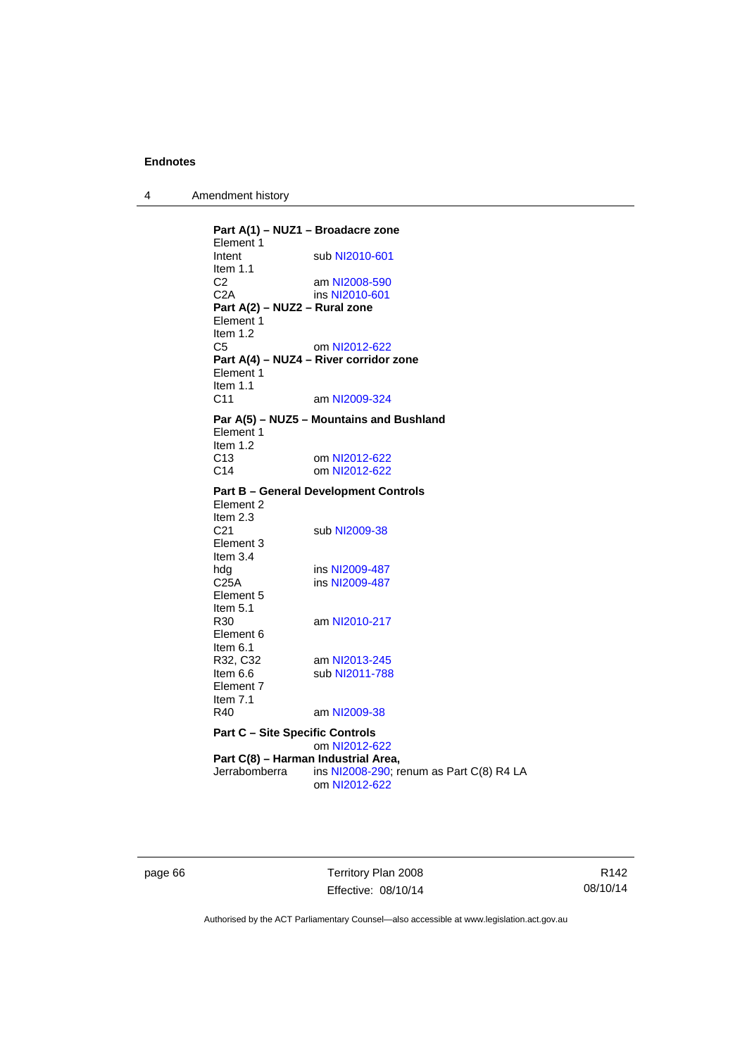**Part A(1) – NUZ1 – Broadacre zone**
Element 1
Intent sub NI2010-601
Item 1.1
C2 am NI2008-590
C2A ins NI2010-601

**Part A(2) – NUZ2 – Rural zone**
Element 1
Item 1.2
C5 om NI2012-622

**Part A(4) – NUZ4 – River corridor zone**
Element 1
Item 1.1
C11 am NI2009-324

**Par A(5) – NUZ5 – Mountains and Bushland**
Element 1
Item 1.2
C13 om NI2012-622
C14 om NI2012-622

**Part B – General Development Controls**
Element 2
Item 2.3
C21 sub NI2009-38
Element 3
Item 3.4
hdg ins NI2009-487
C25A ins NI2009-487
Element 5
Item 5.1
R30 am NI2010-217
Element 6
Item 6.1
R32, C32 am NI2013-245
Item 6.6 sub NI2011-788
Element 7
Item 7.1
R40 am NI2009-38

**Part C – Site Specific Controls**
om NI2012-622

**Part C(8) – Harman Industrial Area,**
Jerrabomberra ins NI2008-290; renum as Part C(8) R4 LA
om NI2012-622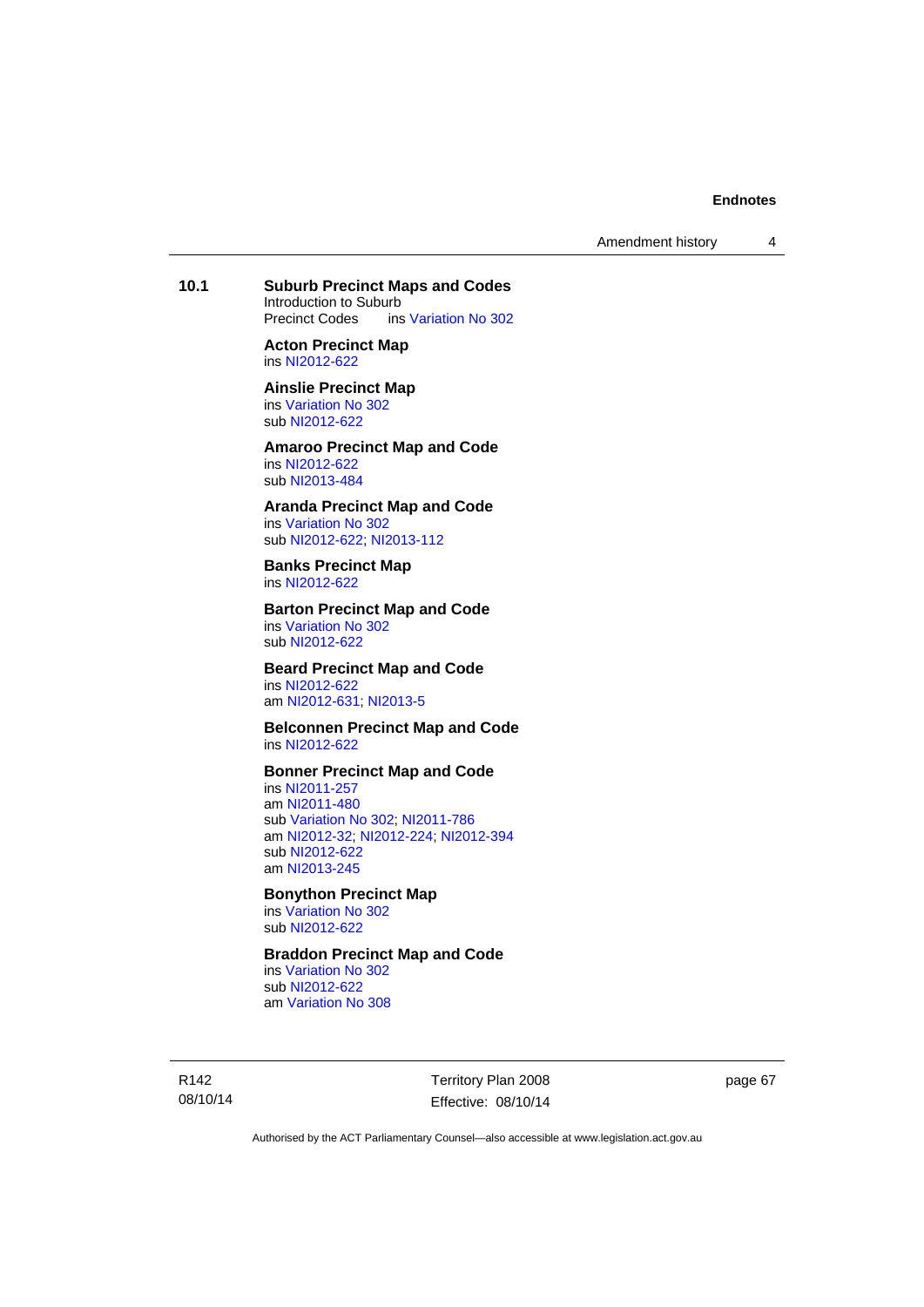**10.1 Suburb Precinct Maps and Codes**

Introduction to Suburb Precinct Codes ins Variation No 302

**Acton Precinct Map**
ins NI2012-622

**Ainslie Precinct Map**
ins Variation No 302
sub NI2012-622

**Amaroo Precinct Map and Code**
ins NI2012-622
sub NI2013-484

**Aranda Precinct Map and Code**
ins Variation No 302
sub NI2012-622; NI2013-112

**Banks Precinct Map**
ins NI2012-622

**Barton Precinct Map and Code**
ins Variation No 302
sub NI2012-622

**Beard Precinct Map and Code**
ins NI2012-622
am NI2012-631; NI2013-5

**Belconnen Precinct Map and Code**
ins NI2012-622

**Bonner Precinct Map and Code**
ins NI2011-257
am NI2011-480
sub Variation No 302; NI2011-786
am NI2012-32; NI2012-224; NI2012-394
sub NI2012-622
am NI2013-245

**Bonython Precinct Map**
ins Variation No 302
sub NI2012-622

**Braddon Precinct Map and Code**
ins Variation No 302
sub NI2012-622
am Variation No 308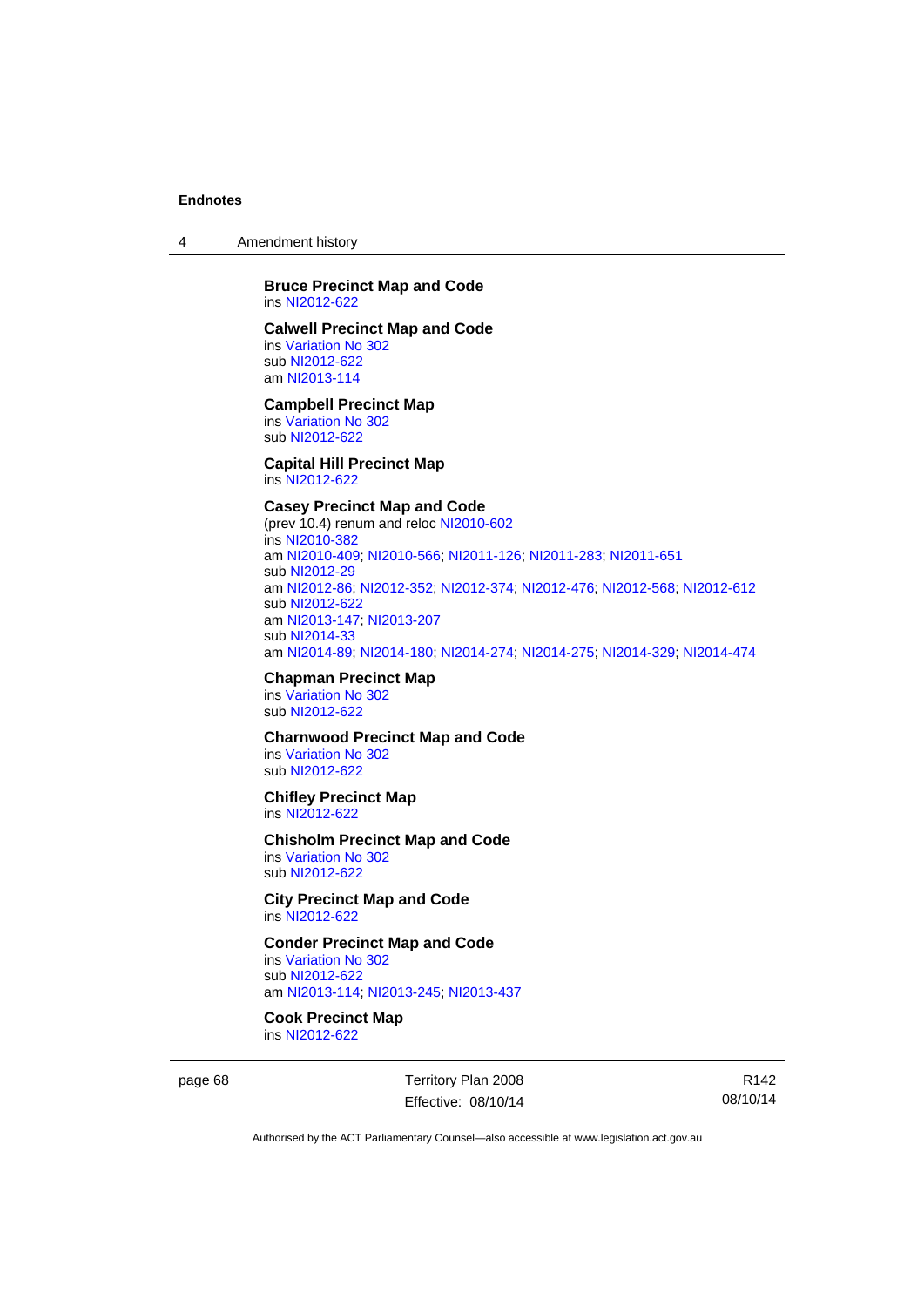**Bruce Precinct Map and Code**
ins NI2012-622

**Calwell Precinct Map and Code**
ins Variation No 302
sub NI2012-622
am NI2013-114

**Campbell Precinct Map**
ins Variation No 302
sub NI2012-622

**Capital Hill Precinct Map**
ins NI2012-622

**Casey Precinct Map and Code**
(prev 10.4) renum and reloc NI2010-602
ins NI2010-382
am NI2010-409; NI2010-566; NI2011-126; NI2011-283; NI2011-651
sub NI2012-29
am NI2012-86; NI2012-352; NI2012-374; NI2012-476; NI2012-568; NI2012-612
sub NI2012-622
am NI2013-147; NI2013-207
sub NI2014-33
am NI2014-89; NI2014-180; NI2014-274; NI2014-275; NI2014-329; NI2014-474

**Chapman Precinct Map**
ins Variation No 302
sub NI2012-622

**Charnwood Precinct Map and Code**
ins Variation No 302
sub NI2012-622

**Chifley Precinct Map**
ins NI2012-622

**Chisholm Precinct Map and Code**
ins Variation No 302
sub NI2012-622

**City Precinct Map and Code**
ins NI2012-622

**Conder Precinct Map and Code**
ins Variation No 302
sub NI2012-622
am NI2013-114; NI2013-245; NI2013-437

**Cook Precinct Map**
ins NI2012-622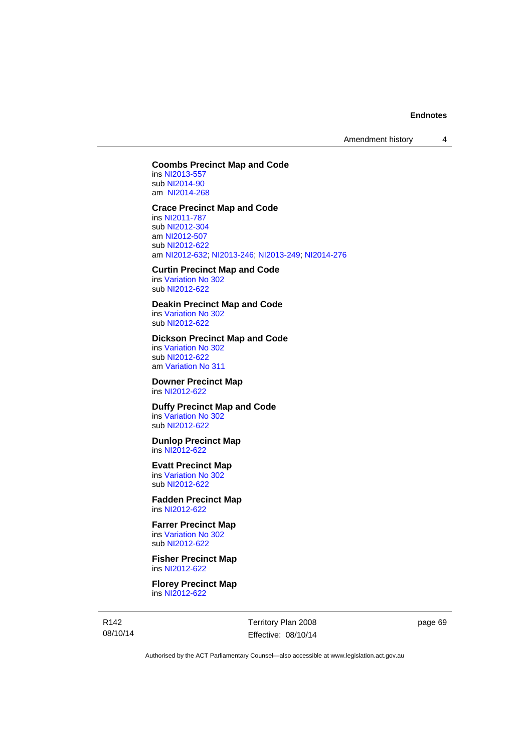**Coombs Precinct Map and Code**
ins NI2013-557
sub NI2014-90
am NI2014-268

**Crace Precinct Map and Code**
ins NI2011-787
sub NI2012-304
am NI2012-507
sub NI2012-622
am NI2012-632; NI2013-246; NI2013-249; NI2014-276

**Curtin Precinct Map and Code**
ins Variation No 302
sub NI2012-622

**Deakin Precinct Map and Code**
ins Variation No 302
sub NI2012-622

**Dickson Precinct Map and Code**
ins Variation No 302
sub NI2012-622
am Variation No 311

**Downer Precinct Map**
ins NI2012-622

**Duffy Precinct Map and Code**
ins Variation No 302
sub NI2012-622

**Dunlop Precinct Map**
ins NI2012-622

**Evatt Precinct Map**
ins Variation No 302
sub NI2012-622

**Fadden Precinct Map**
ins NI2012-622

**Farrer Precinct Map**
ins Variation No 302
sub NI2012-622

**Fisher Precinct Map**
ins NI2012-622

**Florey Precinct Map**
ins NI2012-622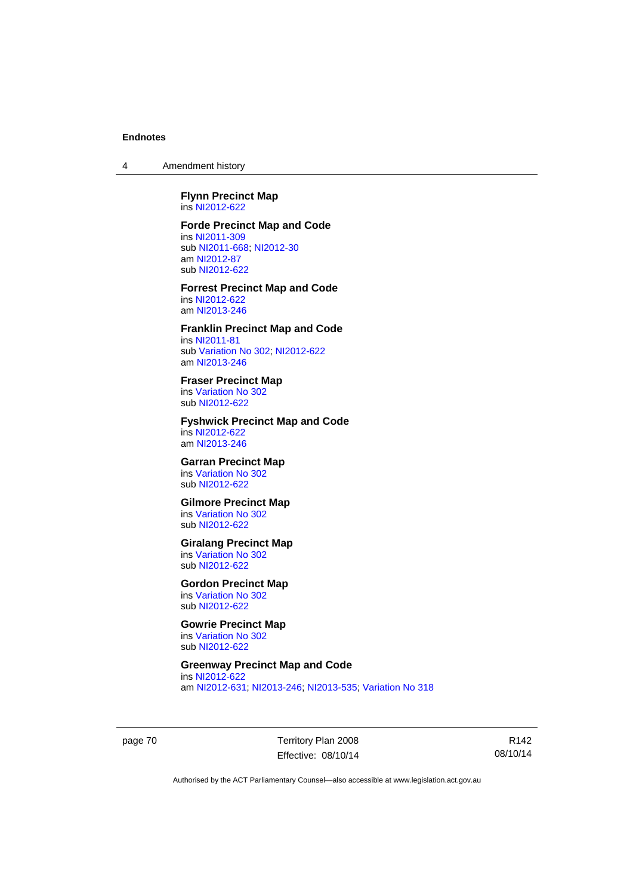**Flynn Precinct Map**
ins NI2012-622

**Forde Precinct Map and Code**
ins NI2011-309
sub NI2011-668; NI2012-30
am NI2012-87
sub NI2012-622

**Forrest Precinct Map and Code**
ins NI2012-622
am NI2013-246

**Franklin Precinct Map and Code**
ins NI2011-81
sub Variation No 302; NI2012-622
am NI2013-246

**Fraser Precinct Map**
ins Variation No 302
sub NI2012-622

**Fyshwick Precinct Map and Code**
ins NI2012-622
am NI2013-246

**Garran Precinct Map**
ins Variation No 302
sub NI2012-622

**Gilmore Precinct Map**
ins Variation No 302
sub NI2012-622

**Giralang Precinct Map**
ins Variation No 302
sub NI2012-622

**Gordon Precinct Map**
ins Variation No 302
sub NI2012-622

**Gowrie Precinct Map**
ins Variation No 302
sub NI2012-622

**Greenway Precinct Map and Code**
ins NI2012-622
am NI2012-631; NI2013-246; NI2013-535; Variation No 318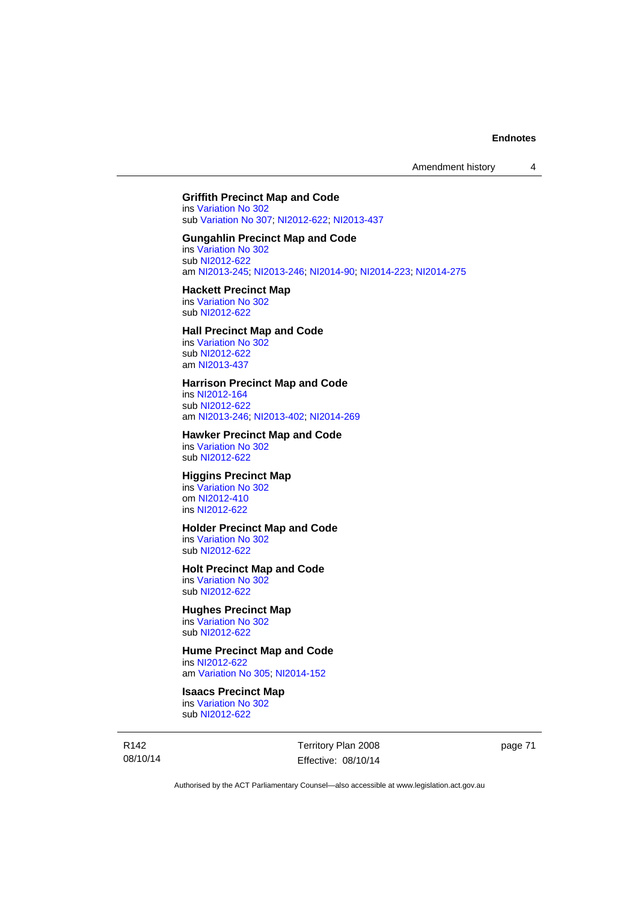**Griffith Precinct Map and Code**
ins Variation No 302
sub Variation No 307; NI2012-622; NI2013-437

**Gungahlin Precinct Map and Code**
ins Variation No 302
sub NI2012-622
am NI2013-245; NI2013-246; NI2014-90; NI2014-223; NI2014-275

**Hackett Precinct Map**
ins Variation No 302
sub NI2012-622

**Hall Precinct Map and Code**
ins Variation No 302
sub NI2012-622
am NI2013-437

**Harrison Precinct Map and Code**
ins NI2012-164
sub NI2012-622
am NI2013-246; NI2013-402; NI2014-269

**Hawker Precinct Map and Code**
ins Variation No 302
sub NI2012-622

**Higgins Precinct Map**
ins Variation No 302
om NI2012-410
ins NI2012-622

**Holder Precinct Map and Code**
ins Variation No 302
sub NI2012-622

**Holt Precinct Map and Code**
ins Variation No 302
sub NI2012-622

**Hughes Precinct Map**
ins Variation No 302
sub NI2012-622

**Hume Precinct Map and Code**
ins NI2012-622
am Variation No 305; NI2014-152

**Isaacs Precinct Map**
ins Variation No 302
sub NI2012-622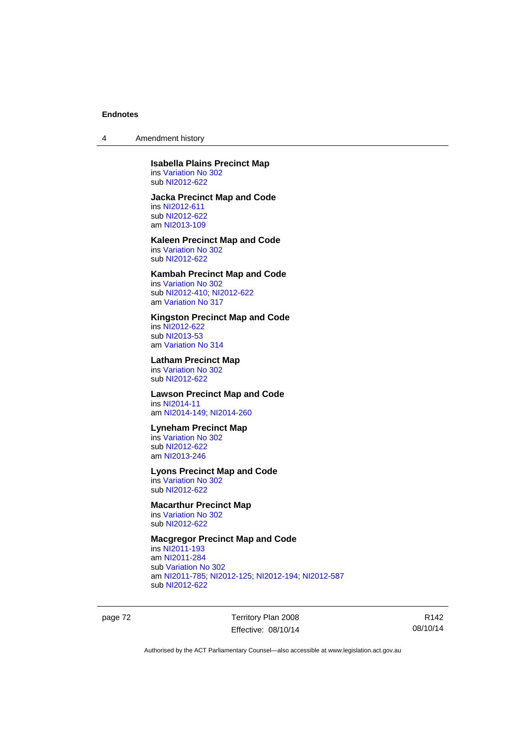**Isabella Plains Precinct Map**
ins Variation No 302
sub NI2012-622

**Jacka Precinct Map and Code**
ins NI2012-611
sub NI2012-622
am NI2013-109

**Kaleen Precinct Map and Code**
ins Variation No 302
sub NI2012-622

**Kambah Precinct Map and Code**
ins Variation No 302
sub NI2012-410; NI2012-622
am Variation No 317

**Kingston Precinct Map and Code**
ins NI2012-622
sub NI2013-53
am Variation No 314

**Latham Precinct Map**
ins Variation No 302
sub NI2012-622

**Lawson Precinct Map and Code**
ins NI2014-11
am NI2014-149; NI2014-260

**Lyneham Precinct Map**
ins Variation No 302
sub NI2012-622
am NI2013-246

**Lyons Precinct Map and Code**
ins Variation No 302
sub NI2012-622

**Macarthur Precinct Map**
ins Variation No 302
sub NI2012-622

**Macgregor Precinct Map and Code**
ins NI2011-193
am NI2011-284
sub Variation No 302
am NI2011-785; NI2012-125; NI2012-194; NI2012-587
sub NI2012-622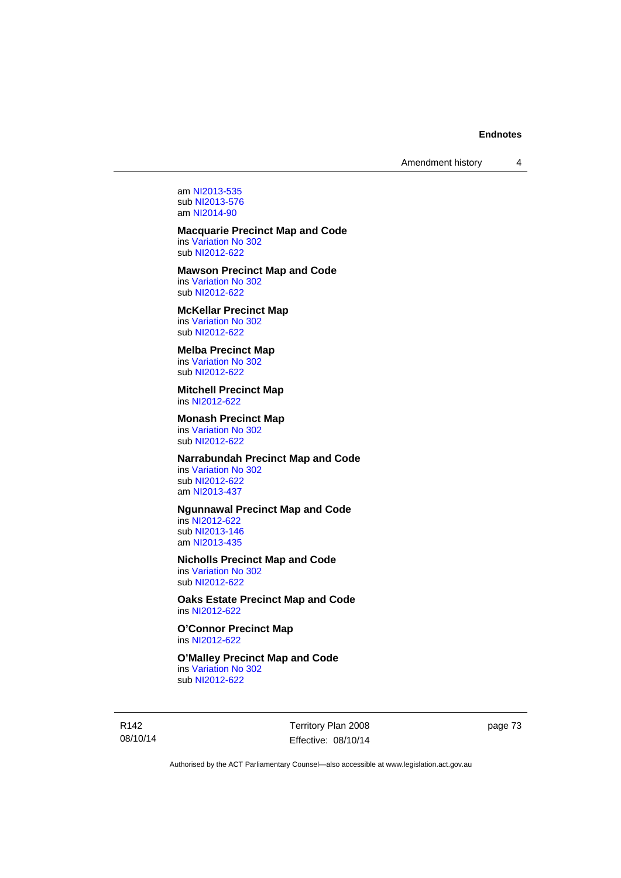am NI2013-535
sub NI2013-576
am NI2014-90

**Macquarie Precinct Map and Code**
ins Variation No 302
sub NI2012-622

**Mawson Precinct Map and Code**
ins Variation No 302
sub NI2012-622

**McKellar Precinct Map**
ins Variation No 302
sub NI2012-622

**Melba Precinct Map**
ins Variation No 302
sub NI2012-622

**Mitchell Precinct Map**
ins NI2012-622

**Monash Precinct Map**
ins Variation No 302
sub NI2012-622

**Narrabundah Precinct Map and Code**
ins Variation No 302
sub NI2012-622
am NI2013-437

**Ngunnawal Precinct Map and Code**
ins NI2012-622
sub NI2013-146
am NI2013-435

**Nicholls Precinct Map and Code**
ins Variation No 302
sub NI2012-622

**Oaks Estate Precinct Map and Code**
ins NI2012-622

**O'Connor Precinct Map**
ins NI2012-622

**O'Malley Precinct Map and Code**
ins Variation No 302
sub NI2012-622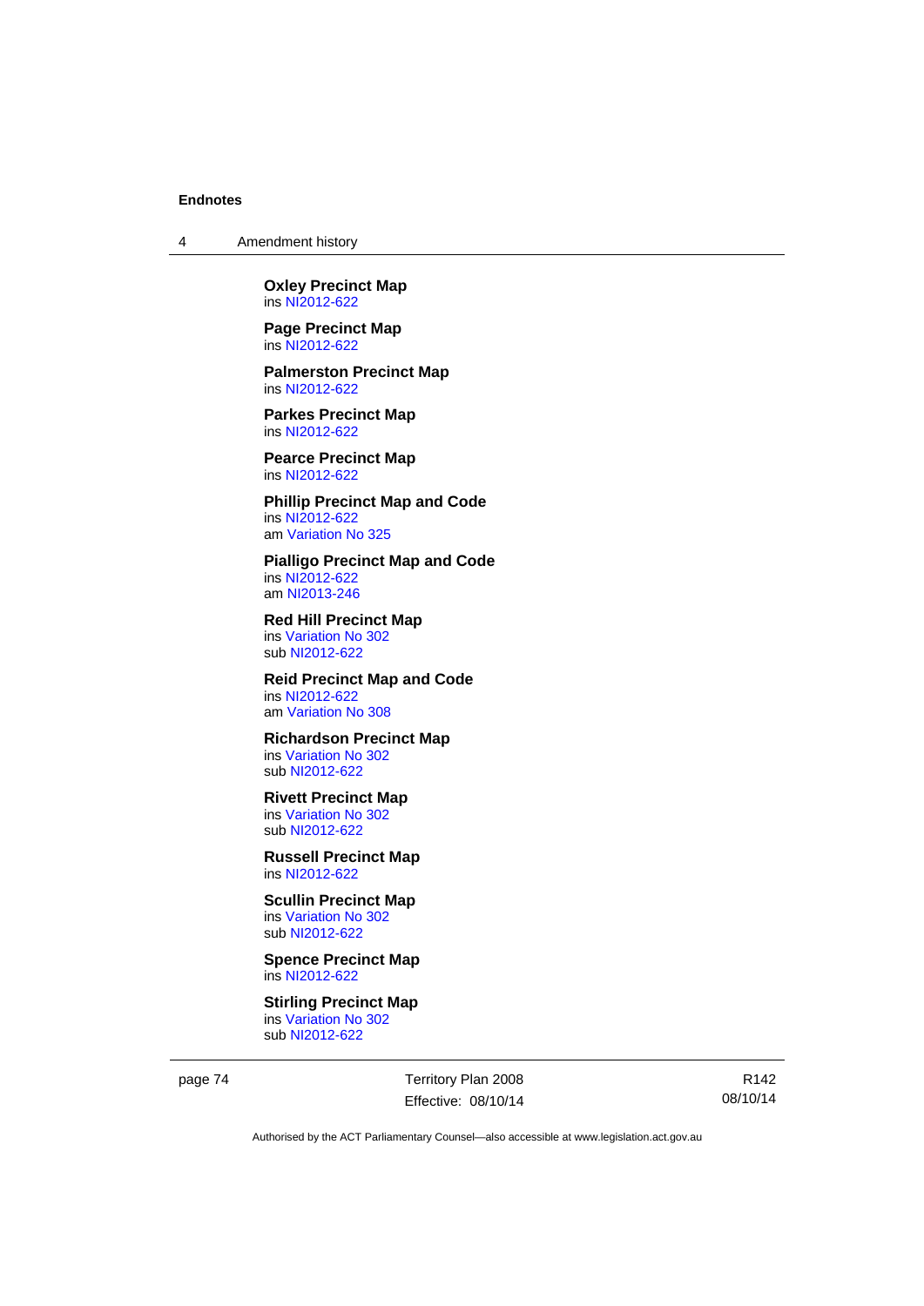**Oxley Precinct Map**
ins NI2012-622

**Page Precinct Map**
ins NI2012-622

**Palmerston Precinct Map**
ins NI2012-622

**Parkes Precinct Map**
ins NI2012-622

**Pearce Precinct Map**
ins NI2012-622

**Phillip Precinct Map and Code**
ins NI2012-622
am Variation No 325

**Pialligo Precinct Map and Code**
ins NI2012-622
am NI2013-246

**Red Hill Precinct Map**
ins Variation No 302
sub NI2012-622

**Reid Precinct Map and Code**
ins NI2012-622
am Variation No 308

**Richardson Precinct Map**
ins Variation No 302
sub NI2012-622

**Rivett Precinct Map**
ins Variation No 302
sub NI2012-622

**Russell Precinct Map**
ins NI2012-622

**Scullin Precinct Map**
ins Variation No 302
sub NI2012-622

**Spence Precinct Map**
ins NI2012-622

**Stirling Precinct Map**
ins Variation No 302
sub NI2012-622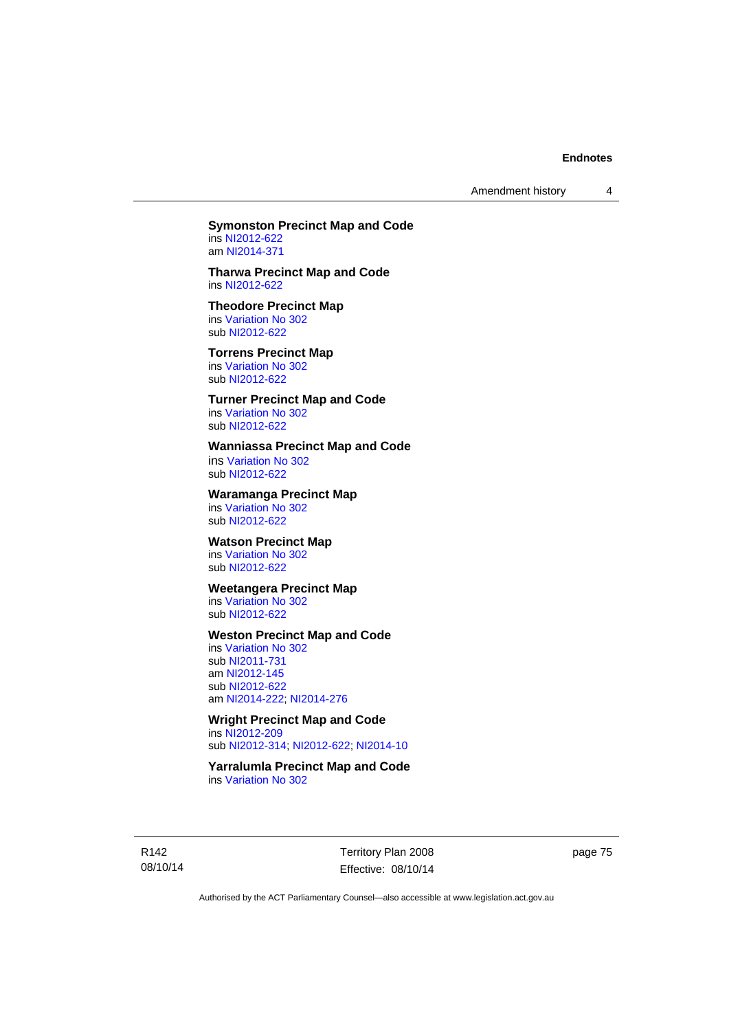**Symonston Precinct Map and Code**
ins NI2012-622
am NI2014-371

**Tharwa Precinct Map and Code**
ins NI2012-622

**Theodore Precinct Map**
ins Variation No 302
sub NI2012-622

**Torrens Precinct Map**
ins Variation No 302
sub NI2012-622

**Turner Precinct Map and Code**
ins Variation No 302
sub NI2012-622

**Wanniassa Precinct Map and Code**
ins Variation No 302
sub NI2012-622

**Waramanga Precinct Map**
ins Variation No 302
sub NI2012-622

**Watson Precinct Map**
ins Variation No 302
sub NI2012-622

**Weetangera Precinct Map**
ins Variation No 302
sub NI2012-622

**Weston Precinct Map and Code**
ins Variation No 302
sub NI2011-731
am NI2012-145
sub NI2012-622
am NI2014-222; NI2014-276

**Wright Precinct Map and Code**
ins NI2012-209
sub NI2012-314; NI2012-622; NI2014-10

**Yarralumla Precinct Map and Code**
ins Variation No 302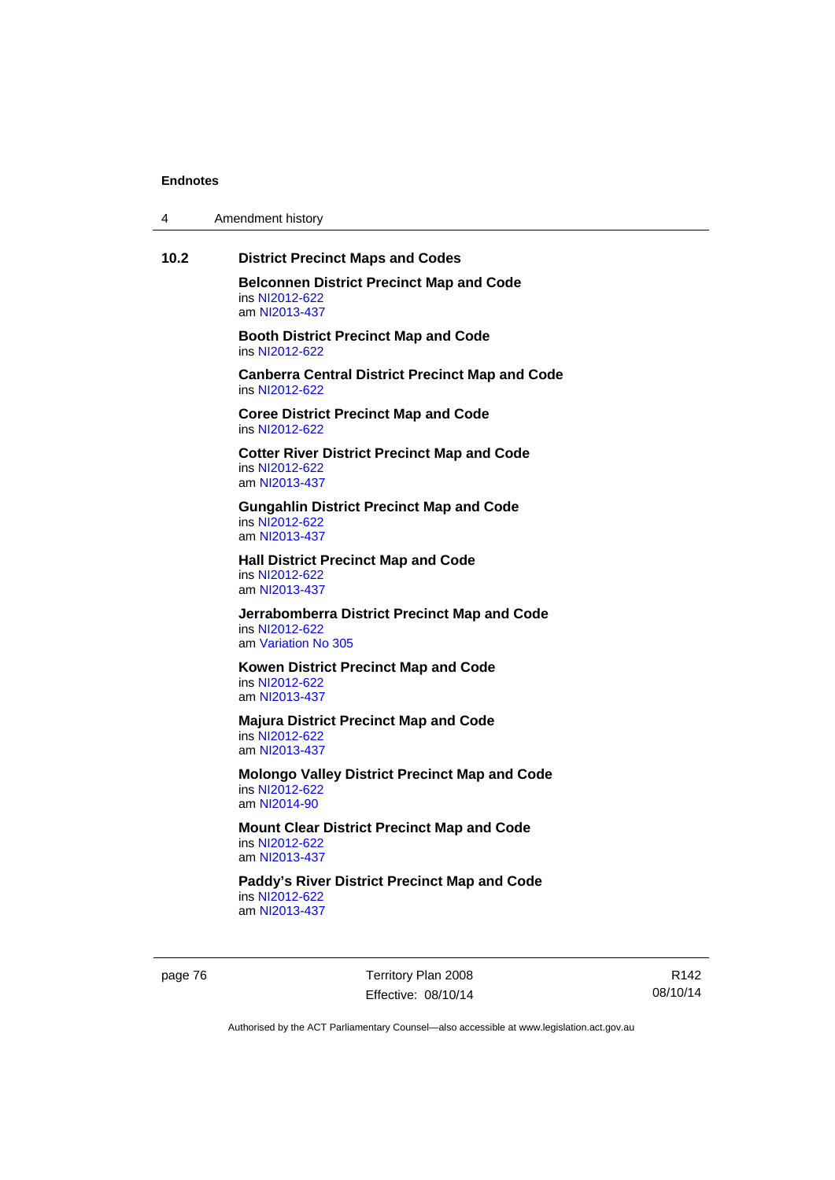## 10.2 District Precinct Maps and Codes

**Belconnen District Precinct Map and Code**
ins NI2012-622
am NI2013-437

**Booth District Precinct Map and Code**
ins NI2012-622

**Canberra Central District Precinct Map and Code**
ins NI2012-622

**Coree District Precinct Map and Code**
ins NI2012-622

**Cotter River District Precinct Map and Code**
ins NI2012-622
am NI2013-437

**Gungahlin District Precinct Map and Code**
ins NI2012-622
am NI2013-437

**Hall District Precinct Map and Code**
ins NI2012-622
am NI2013-437

**Jerrabomberra District Precinct Map and Code**
ins NI2012-622
am Variation No 305

**Kowen District Precinct Map and Code**
ins NI2012-622
am NI2013-437

**Majura District Precinct Map and Code**
ins NI2012-622
am NI2013-437

**Molongo Valley District Precinct Map and Code**
ins NI2012-622
am NI2014-90

**Mount Clear District Precinct Map and Code**
ins NI2012-622
am NI2013-437

**Paddy's River District Precinct Map and Code**
ins NI2012-622
am NI2013-437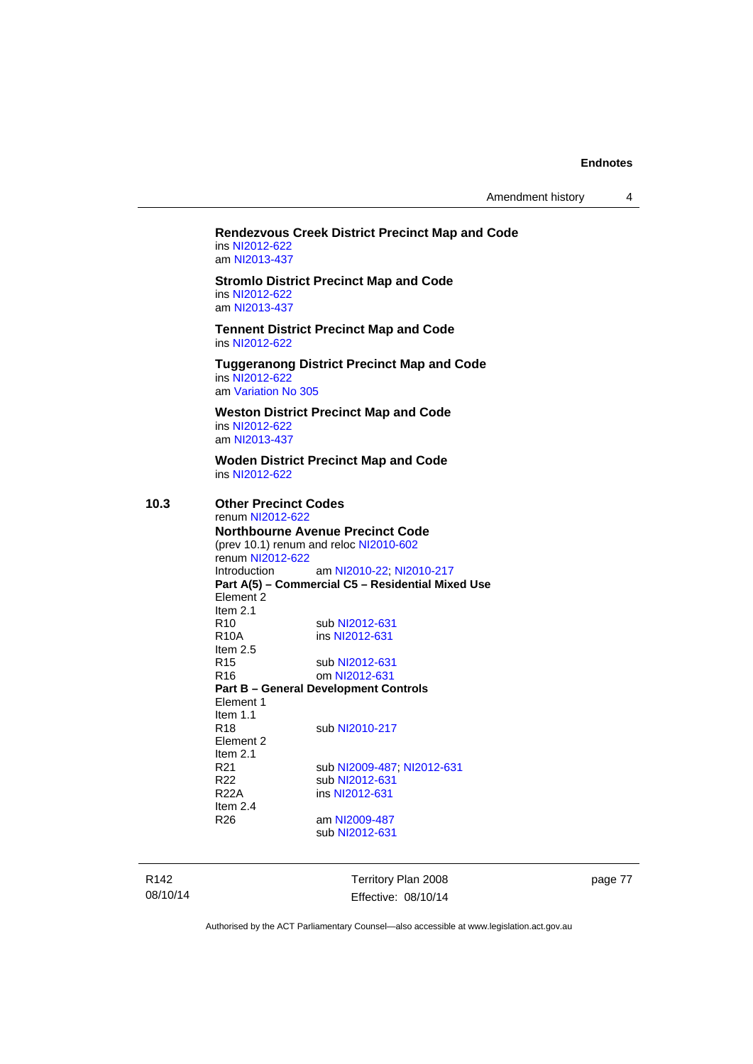**Rendezvous Creek District Precinct Map and Code**
ins NI2012-622
am NI2013-437

**Stromlo District Precinct Map and Code**
ins NI2012-622
am NI2013-437

**Tennent District Precinct Map and Code**
ins NI2012-622

**Tuggeranong District Precinct Map and Code**
ins NI2012-622
am Variation No 305

**Weston District Precinct Map and Code**
ins NI2012-622
am NI2013-437

**Woden District Precinct Map and Code**
ins NI2012-622

**10.3 Other Precinct Codes**
renum NI2012-622

**Northbourne Avenue Precinct Code**
(prev 10.1) renum and reloc NI2010-602
renum NI2012-622

Introduction am NI2010-22; NI2010-217

**Part A(5) – Commercial C5 – Residential Mixed Use**

Element 2
Item 2.1
R10 sub NI2012-631
R10A ins NI2012-631
Item 2.5
R15 sub NI2012-631
R16 om NI2012-631

**Part B – General Development Controls**

Element 1
Item 1.1
R18 sub NI2010-217
Element 2
Item 2.1
R21 sub NI2009-487; NI2012-631
R22 sub NI2012-631
R22A ins NI2012-631
Item 2.4
R26 am NI2009-487
sub NI2012-631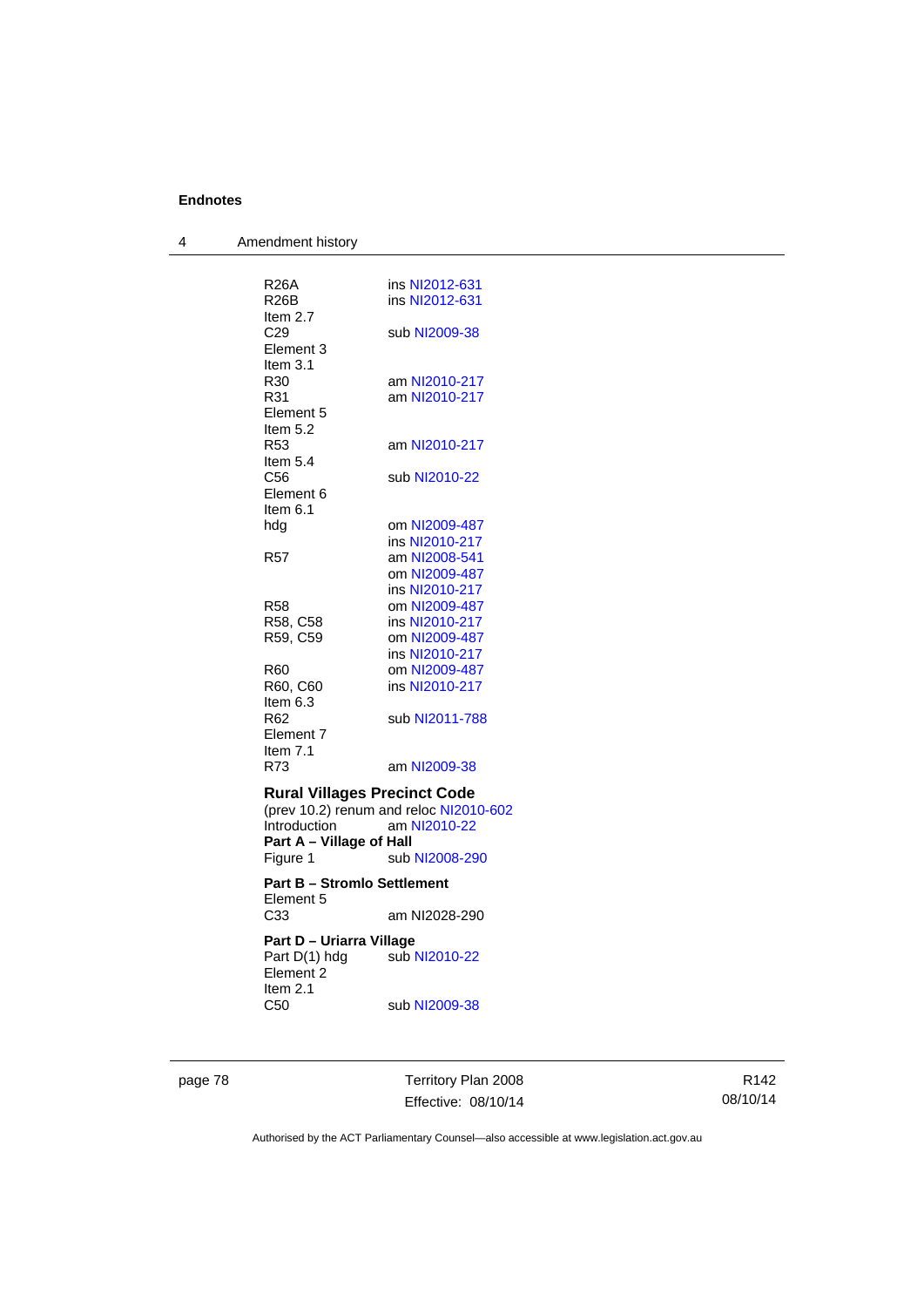R26A ins NI2012-631
R26B ins NI2012-631
Item 2.7
C29 sub NI2009-38
Element 3
Item 3.1
R30 am NI2010-217
R31 am NI2010-217
Element 5
Item 5.2
R53 am NI2010-217
Item 5.4
C56 sub NI2010-22
Element 6
Item 6.1
hdg om NI2009-487
ins NI2010-217
R57 am NI2008-541
om NI2009-487
ins NI2010-217
R58 om NI2009-487
R58, C58 ins NI2010-217
R59, C59 om NI2009-487
ins NI2010-217
R60 om NI2009-487
R60, C60 ins NI2010-217
Item 6.3
R62 sub NI2011-788
Element 7
Item 7.1
R73 am NI2009-38

**Rural Villages Precinct Code**

(prev 10.2) renum and reloc NI2010-602
Introduction am NI2010-22

**Part A – Village of Hall**

Figure 1 sub NI2008-290

**Part B – Stromlo Settlement**

Element 5
C33 am NI2028-290

**Part D – Uriarra Village**

Part D(1) hdg sub NI2010-22
Element 2
Item 2.1
C50 sub NI2009-38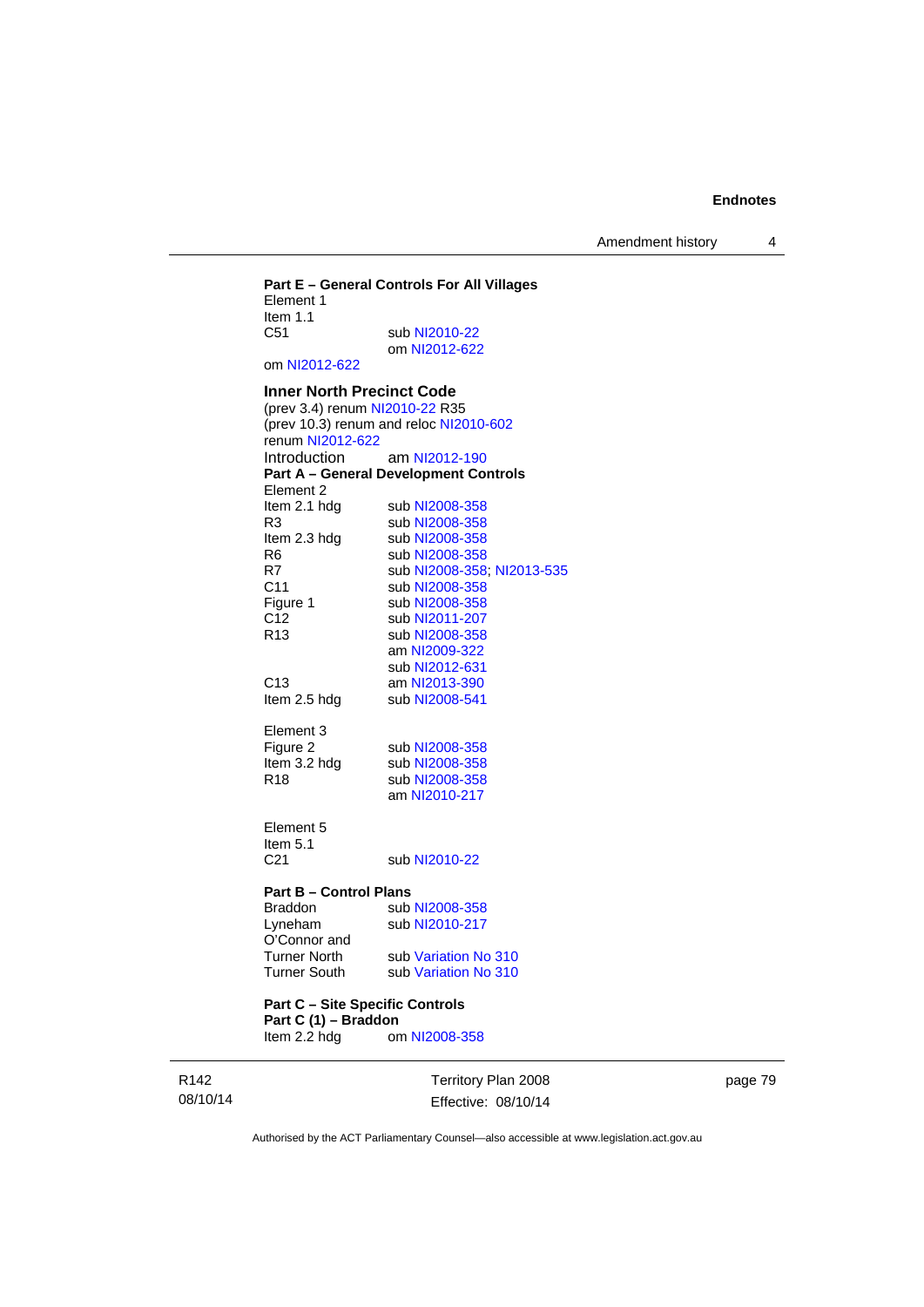**Part E – General Controls For All Villages**

Element 1

Item 1.1

| | |
|---|---|
| C51 | sub NI2010-22 |
| | om NI2012-622 |

om NI2012-622

### Inner North Precinct Code

(prev 3.4) renum NI2010-22 R35

(prev 10.3) renum and reloc NI2010-602

renum NI2012-622

| | |
|---|---|
| Introduction | am NI2012-190 |

**Part A – General Development Controls**

Element 2

| | |
|---|---|
| Item 2.1 hdg | sub NI2008-358 |
| R3 | sub NI2008-358 |
| Item 2.3 hdg | sub NI2008-358 |
| R6 | sub NI2008-358 |
| R7 | sub NI2008-358; NI2013-535 |
| C11 | sub NI2008-358 |
| Figure 1 | sub NI2008-358 |
| C12 | sub NI2011-207 |
| R13 | sub NI2008-358 |
| | am NI2009-322 |
| | sub NI2012-631 |
| C13 | am NI2013-390 |
| Item 2.5 hdg | sub NI2008-541 |

Element 3

| | |
|---|---|
| Figure 2 | sub NI2008-358 |
| Item 3.2 hdg | sub NI2008-358 |
| R18 | sub NI2008-358 |
| | am NI2010-217 |

Element 5

Item 5.1

| | |
|---|---|
| C21 | sub NI2010-22 |

**Part B – Control Plans**

| | |
|---|---|
| Braddon | sub NI2008-358 |
| Lyneham | sub NI2010-217 |
| O'Connor and Turner North | sub Variation No 310 |
| Turner South | sub Variation No 310 |

**Part C – Site Specific Controls**

**Part C (1) – Braddon**

| | |
|---|---|
| Item 2.2 hdg | om NI2008-358 |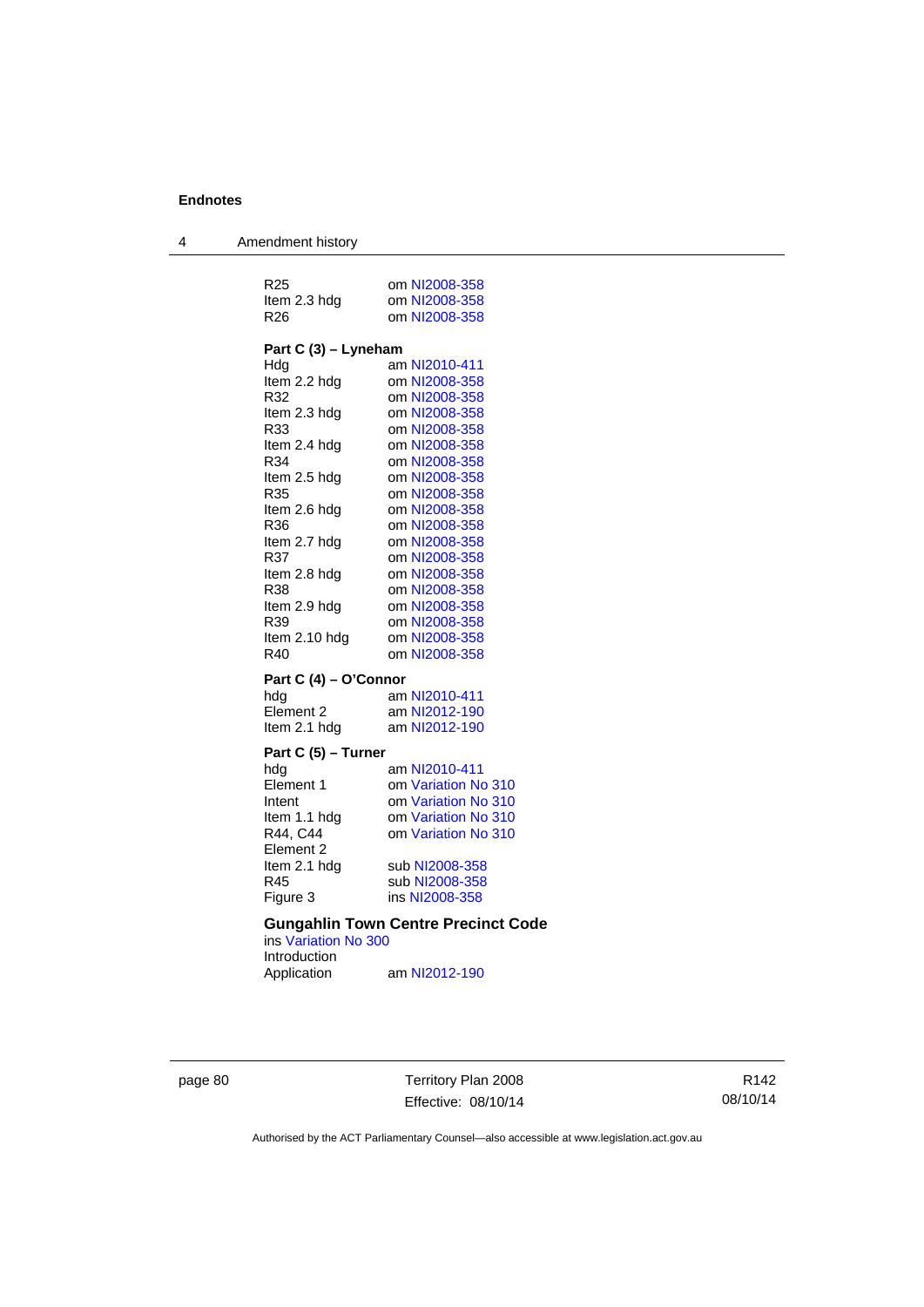| | |
|---|---|
| R25 | om NI2008-358 |
| Item 2.3 hdg | om NI2008-358 |
| R26 | om NI2008-358 |

**Part C (3) – Lyneham**

| | |
|---|---|
| Hdg | am NI2010-411 |
| Item 2.2 hdg | om NI2008-358 |
| R32 | om NI2008-358 |
| Item 2.3 hdg | om NI2008-358 |
| R33 | om NI2008-358 |
| Item 2.4 hdg | om NI2008-358 |
| R34 | om NI2008-358 |
| Item 2.5 hdg | om NI2008-358 |
| R35 | om NI2008-358 |
| Item 2.6 hdg | om NI2008-358 |
| R36 | om NI2008-358 |
| Item 2.7 hdg | om NI2008-358 |
| R37 | om NI2008-358 |
| Item 2.8 hdg | om NI2008-358 |
| R38 | om NI2008-358 |
| Item 2.9 hdg | om NI2008-358 |
| R39 | om NI2008-358 |
| Item 2.10 hdg | om NI2008-358 |
| R40 | om NI2008-358 |

**Part C (4) – O'Connor**

| | |
|---|---|
| hdg | am NI2010-411 |
| Element 2 | am NI2012-190 |
| Item 2.1 hdg | am NI2012-190 |

**Part C (5) – Turner**

| | |
|---|---|
| hdg | am NI2010-411 |
| Element 1 | om Variation No 310 |
| Intent | om Variation No 310 |
| Item 1.1 hdg | om Variation No 310 |
| R44, C44 | om Variation No 310 |
| Element 2 | |
| Item 2.1 hdg | sub NI2008-358 |
| R45 | sub NI2008-358 |
| Figure 3 | ins NI2008-358 |

### Gungahlin Town Centre Precinct Code

ins Variation No 300

Introduction

| | |
|---|---|
| Application | am NI2012-190 |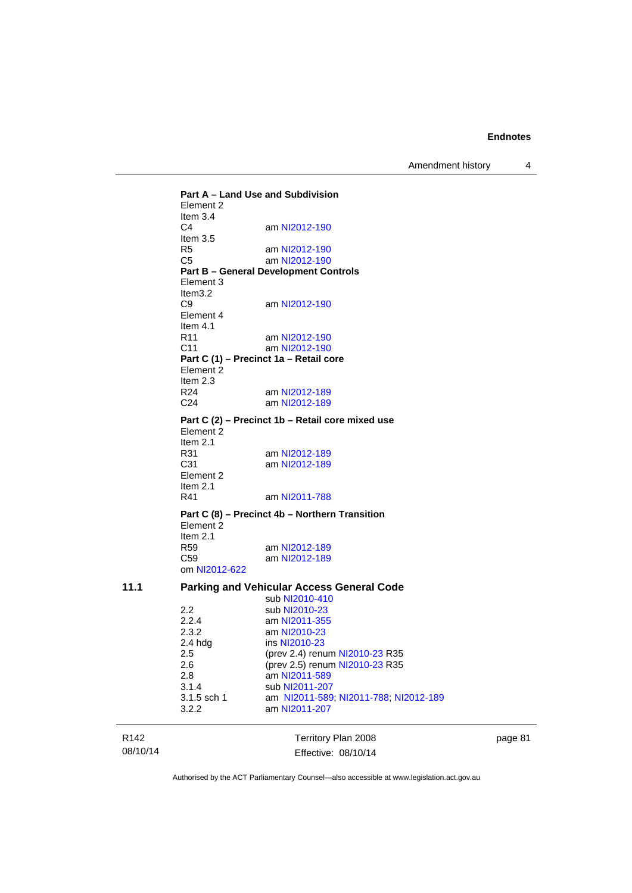**Part A – Land Use and Subdivision**
Element 2
Item 3.4

| | |
|---|---|
| C4 | am NI2012-190 |

Item 3.5

| | |
|---|---|
| R5 | am NI2012-190 |
| C5 | am NI2012-190 |

**Part B – General Development Controls**
Element 3
Item3.2

| | |
|---|---|
| C9 | am NI2012-190 |

Element 4
Item 4.1

| | |
|---|---|
| R11 | am NI2012-190 |
| C11 | am NI2012-190 |

**Part C (1) – Precinct 1a – Retail core**
Element 2
Item 2.3

| | |
|---|---|
| R24 | am NI2012-189 |
| C24 | am NI2012-189 |

**Part C (2) – Precinct 1b – Retail core mixed use**
Element 2
Item 2.1

| | |
|---|---|
| R31 | am NI2012-189 |
| C31 | am NI2012-189 |

Element 2
Item 2.1

| | |
|---|---|
| R41 | am NI2011-788 |

**Part C (8) – Precinct 4b – Northern Transition**
Element 2
Item 2.1

| | |
|---|---|
| R59 | am NI2012-189 |
| C59 | am NI2012-189 |

om NI2012-622

## 11.1 Parking and Vehicular Access General Code

sub NI2010-410

| | |
|---|---|
| 2.2 | sub NI2010-23 |
| 2.2.4 | am NI2011-355 |
| 2.3.2 | am NI2010-23 |
| 2.4 hdg | ins NI2010-23 |
| 2.5 | (prev 2.4) renum NI2010-23 R35 |
| 2.6 | (prev 2.5) renum NI2010-23 R35 |
| 2.8 | am NI2011-589 |
| 3.1.4 | sub NI2011-207 |
| 3.1.5 sch 1 | am NI2011-589; NI2011-788; NI2012-189 |
| 3.2.2 | am NI2011-207 |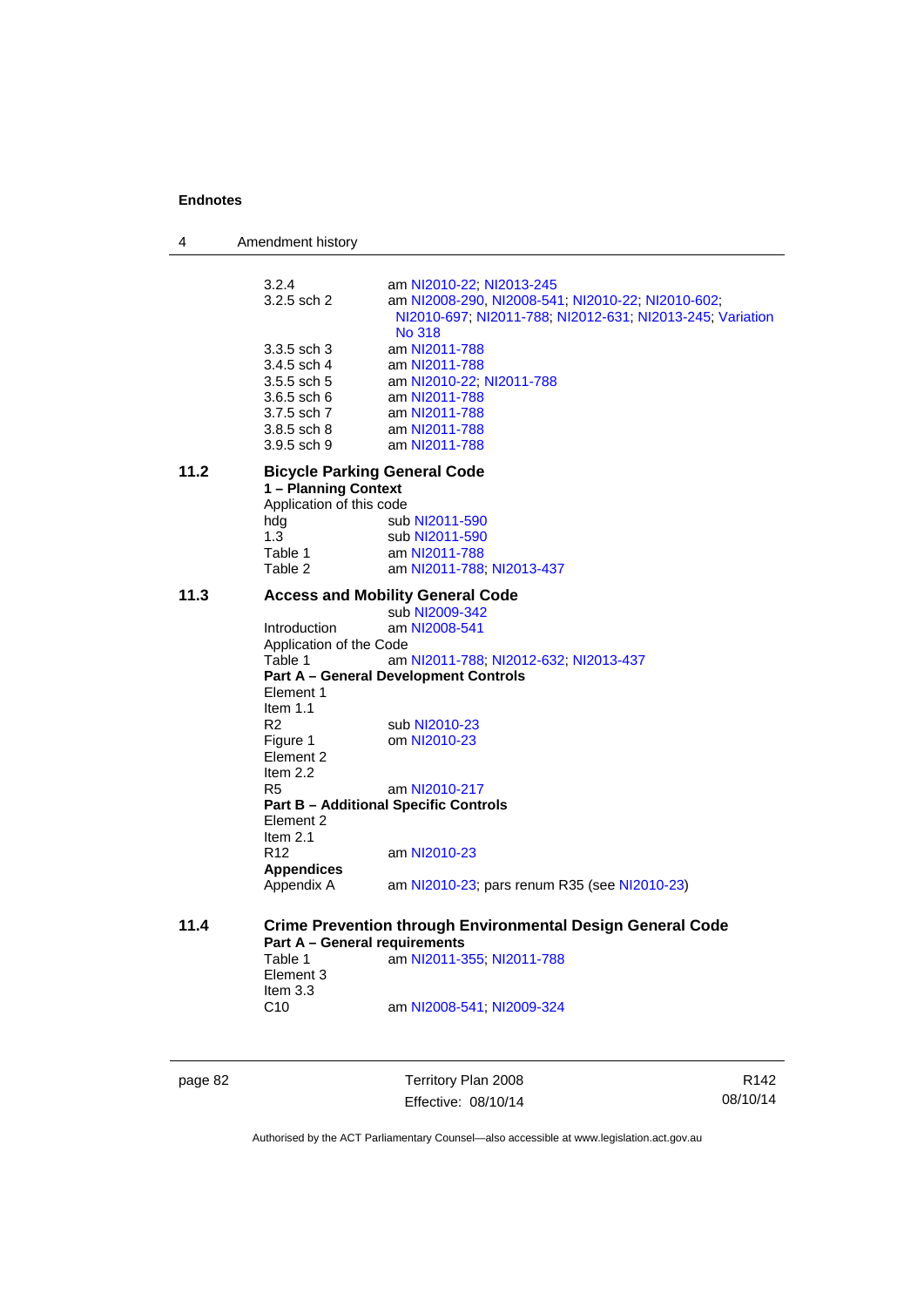3.2.4 am NI2010-22; NI2013-245

3.2.5 sch 2 am NI2008-290, NI2008-541; NI2010-22; NI2010-602; NI2010-697; NI2011-788; NI2012-631; NI2013-245; Variation No 318

3.3.5 sch 3 am NI2011-788

3.4.5 sch 4 am NI2011-788

3.5.5 sch 5 am NI2010-22; NI2011-788

3.6.5 sch 6 am NI2011-788

3.7.5 sch 7 am NI2011-788

3.8.5 sch 8 am NI2011-788

3.9.5 sch 9 am NI2011-788

**11.2 Bicycle Parking General Code**

**1 – Planning Context**

Application of this code

hdg sub NI2011-590

1.3 sub NI2011-590

Table 1 am NI2011-788

Table 2 am NI2011-788; NI2013-437

**11.3 Access and Mobility General Code**

sub NI2009-342

Introduction am NI2008-541

Application of the Code

Table 1 am NI2011-788; NI2012-632; NI2013-437

**Part A – General Development Controls**

Element 1

Item 1.1

R2 sub NI2010-23

Figure 1 om NI2010-23

Element 2

Item 2.2

R5 am NI2010-217

**Part B – Additional Specific Controls**

Element 2

Item 2.1

R12 am NI2010-23

**Appendices**

Appendix A am NI2010-23; pars renum R35 (see NI2010-23)

**11.4 Crime Prevention through Environmental Design General Code**

**Part A – General requirements**

Table 1 am NI2011-355; NI2011-788

Element 3

Item 3.3

C10 am NI2008-541; NI2009-324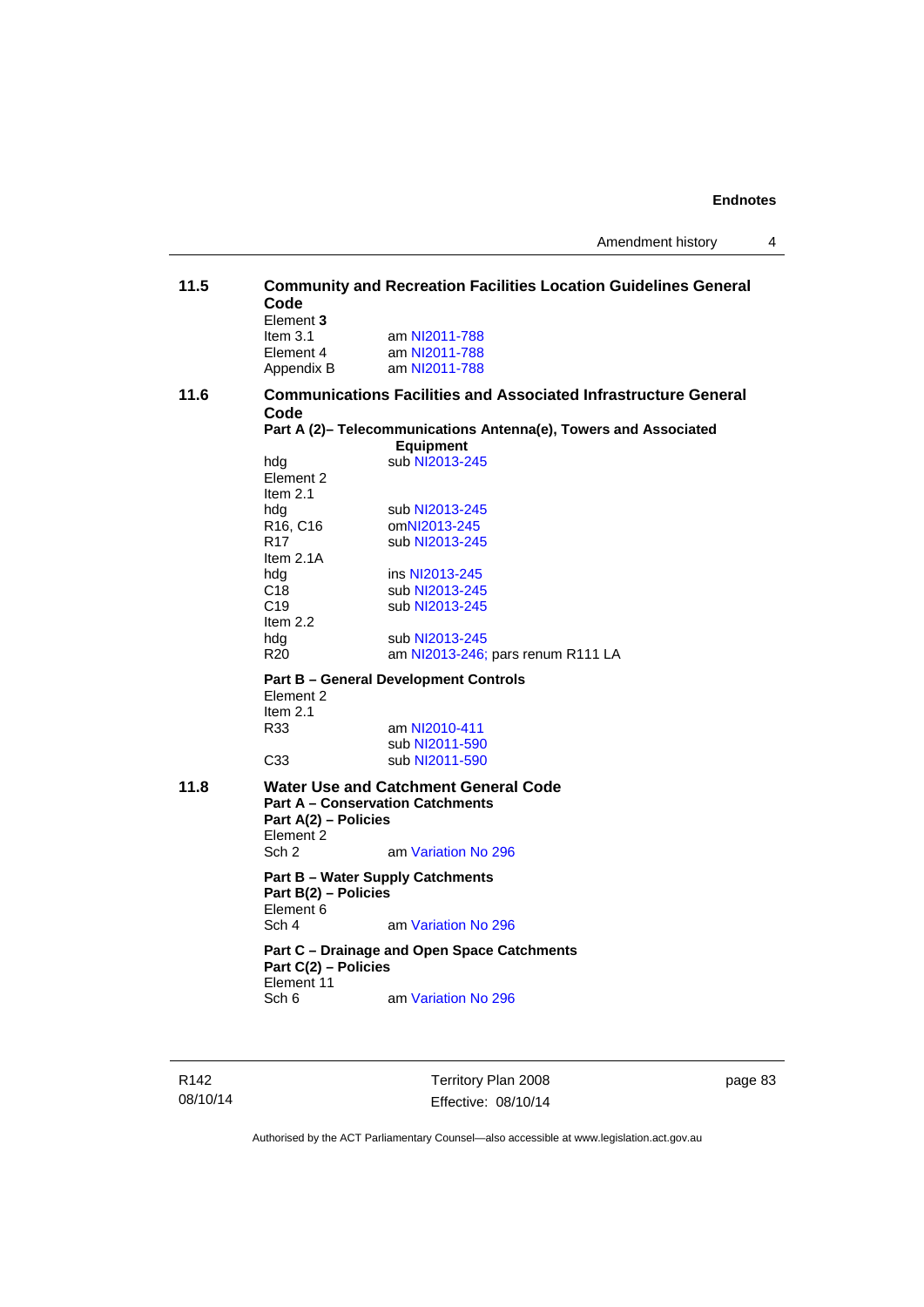**11.5 Community and Recreation Facilities Location Guidelines General Code**

Element **3**

| | |
|---|---|
| Item 3.1 | am NI2011-788 |
| Element 4 | am NI2011-788 |
| Appendix B | am NI2011-788 |

**11.6 Communications Facilities and Associated Infrastructure General Code**

**Part A (2)– Telecommunications Antenna(e), Towers and Associated Equipment**

| | |
|---|---|
| hdg | sub NI2013-245 |
| Element 2 | |
| Item 2.1 | |
| hdg | sub NI2013-245 |
| R16, C16 | omNI2013-245 |
| R17 | sub NI2013-245 |
| Item 2.1A | |
| hdg | ins NI2013-245 |
| C18 | sub NI2013-245 |
| C19 | sub NI2013-245 |
| Item 2.2 | |
| hdg | sub NI2013-245 |
| R20 | am NI2013-246; pars renum R111 LA |

**Part B – General Development Controls**

| | |
|---|---|
| Element 2 | |
| Item 2.1 | |
| R33 | am NI2010-411 |
| | sub NI2011-590 |
| C33 | sub NI2011-590 |

**11.8 Water Use and Catchment General Code**

**Part A – Conservation Catchments**

**Part A(2) – Policies**

| | |
|---|---|
| Element 2 | |
| Sch 2 | am Variation No 296 |

**Part B – Water Supply Catchments**

**Part B(2) – Policies**

| | |
|---|---|
| Element 6 | |
| Sch 4 | am Variation No 296 |

**Part C – Drainage and Open Space Catchments**

**Part C(2) – Policies**

| | |
|---|---|
| Element 11 | |
| Sch 6 | am Variation No 296 |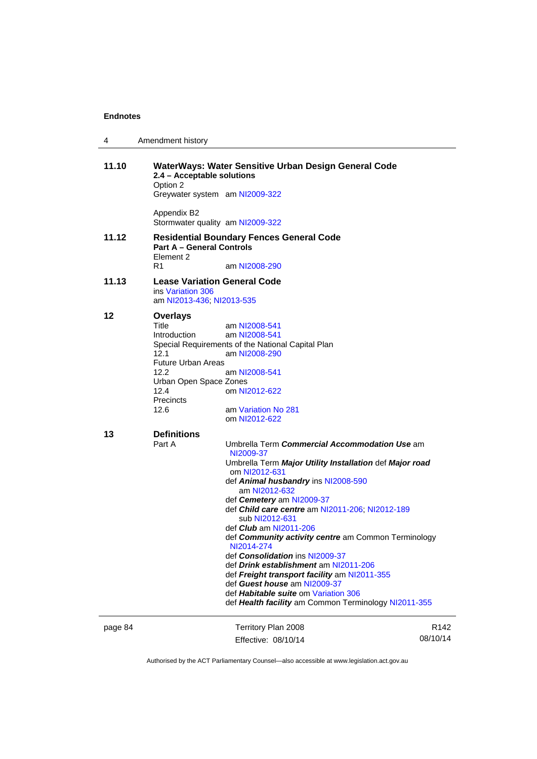**11.10 WaterWays: Water Sensitive Urban Design General Code**

**2.4 – Acceptable solutions**

Option 2

Greywater system am NI2009-322

Appendix B2

Stormwater quality am NI2009-322

**11.12 Residential Boundary Fences General Code**

**Part A – General Controls**

Element 2

R1 am NI2008-290

**11.13 Lease Variation General Code**

ins Variation 306

am NI2013-436; NI2013-535

**12 Overlays**

Title am NI2008-541

Introduction am NI2008-541

Special Requirements of the National Capital Plan

12.1 am NI2008-290

Future Urban Areas

12.2 am NI2008-541

Urban Open Space Zones

12.4 om NI2012-622

Precincts

12.6 am Variation No 281

om NI2012-622

**13 Definitions**

Part A

Umbrella Term ***Commercial Accommodation Use*** am NI2009-37

Umbrella Term ***Major Utility Installation*** def ***Major road*** om NI2012-631

def ***Animal husbandry*** ins NI2008-590
am NI2012-632

def ***Cemetery*** am NI2009-37

def ***Child care centre*** am NI2011-206; NI2012-189
sub NI2012-631

def ***Club*** am NI2011-206

def ***Community activity centre*** am Common Terminology NI2014-274

def ***Consolidation*** ins NI2009-37

def ***Drink establishment*** am NI2011-206

def ***Freight transport facility*** am NI2011-355

def ***Guest house*** am NI2009-37

def ***Habitable suite*** om Variation 306

def ***Health facility*** am Common Terminology NI2011-355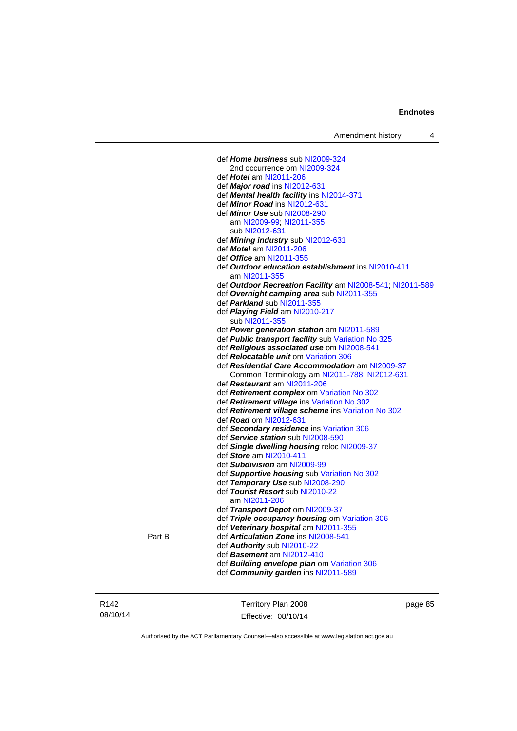def ***Home business*** sub NI2009-324
  2nd occurrence om NI2009-324
def ***Hotel*** am NI2011-206
def ***Major road*** ins NI2012-631
def ***Mental health facility*** ins NI2014-371
def ***Minor Road*** ins NI2012-631
def ***Minor Use*** sub NI2008-290
  am NI2009-99; NI2011-355
  sub NI2012-631
def ***Mining industry*** sub NI2012-631
def ***Motel*** am NI2011-206
def ***Office*** am NI2011-355
def ***Outdoor education establishment*** ins NI2010-411
  am NI2011-355
def ***Outdoor Recreation Facility*** am NI2008-541; NI2011-589
def ***Overnight camping area*** sub NI2011-355
def ***Parkland*** sub NI2011-355
def ***Playing Field*** am NI2010-217
  sub NI2011-355
def ***Power generation station*** am NI2011-589
def ***Public transport facility*** sub Variation No 325
def ***Religious associated use*** om NI2008-541
def ***Relocatable unit*** om Variation 306
def ***Residential Care Accommodation*** am NI2009-37
  Common Terminology am NI2011-788; NI2012-631
def ***Restaurant*** am NI2011-206
def ***Retirement complex*** om Variation No 302
def ***Retirement village*** ins Variation No 302
def ***Retirement village scheme*** ins Variation No 302
def ***Road*** om NI2012-631
def ***Secondary residence*** ins Variation 306
def ***Service station*** sub NI2008-590
def ***Single dwelling housing*** reloc NI2009-37
def ***Store*** am NI2010-411
def ***Subdivision*** am NI2009-99
def ***Supportive housing*** sub Variation No 302
def ***Temporary Use*** sub NI2008-290
def ***Tourist Resort*** sub NI2010-22
  am NI2011-206
def ***Transport Depot*** om NI2009-37
def ***Triple occupancy housing*** om Variation 306
def ***Veterinary hospital*** am NI2011-355

Part B
def ***Articulation Zone*** ins NI2008-541
def ***Authority*** sub NI2010-22
def ***Basement*** am NI2012-410
def ***Building envelope plan*** om Variation 306
def ***Community garden*** ins NI2011-589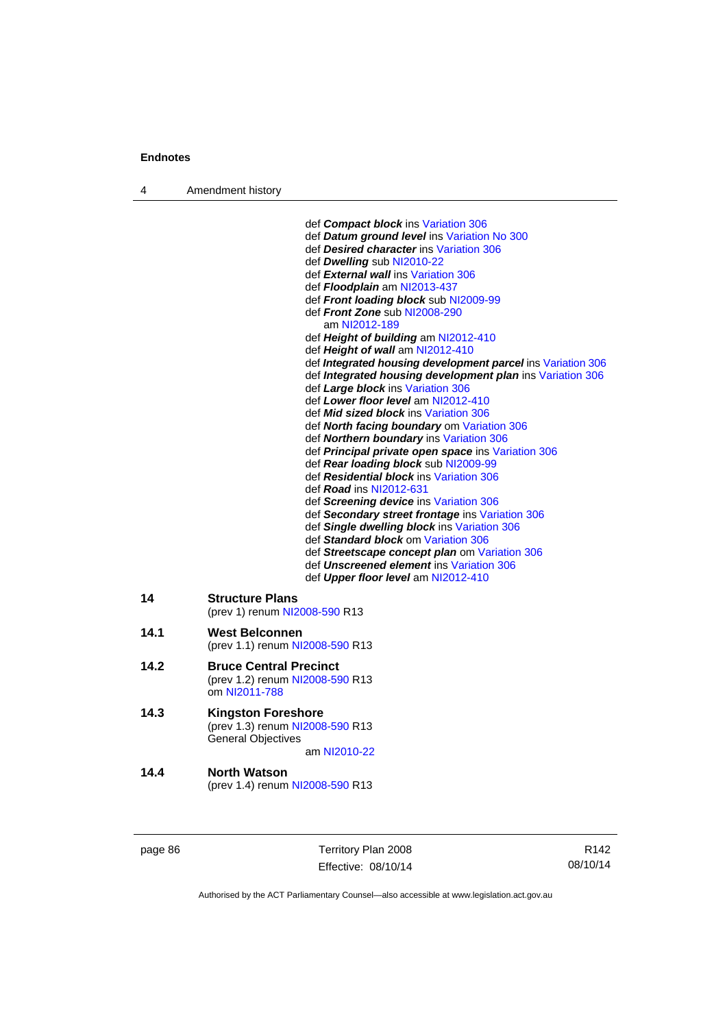def ***Compact block*** ins Variation 306
def ***Datum ground level*** ins Variation No 300
def ***Desired character*** ins Variation 306
def ***Dwelling*** sub NI2010-22
def ***External wall*** ins Variation 306
def ***Floodplain*** am NI2013-437
def ***Front loading block*** sub NI2009-99
def ***Front Zone*** sub NI2008-290
am NI2012-189
def ***Height of building*** am NI2012-410
def ***Height of wall*** am NI2012-410
def ***Integrated housing development parcel*** ins Variation 306
def ***Integrated housing development plan*** ins Variation 306
def ***Large block*** ins Variation 306
def ***Lower floor level*** am NI2012-410
def ***Mid sized block*** ins Variation 306
def ***North facing boundary*** om Variation 306
def ***Northern boundary*** ins Variation 306
def ***Principal private open space*** ins Variation 306
def ***Rear loading block*** sub NI2009-99
def ***Residential block*** ins Variation 306
def ***Road*** ins NI2012-631
def ***Screening device*** ins Variation 306
def ***Secondary street frontage*** ins Variation 306
def ***Single dwelling block*** ins Variation 306
def ***Standard block*** om Variation 306
def ***Streetscape concept plan*** om Variation 306
def ***Unscreened element*** ins Variation 306
def ***Upper floor level*** am NI2012-410

**14 Structure Plans**
(prev 1) renum NI2008-590 R13

**14.1 West Belconnen**
(prev 1.1) renum NI2008-590 R13

**14.2 Bruce Central Precinct**
(prev 1.2) renum NI2008-590 R13
om NI2011-788

**14.3 Kingston Foreshore**
(prev 1.3) renum NI2008-590 R13
General Objectives
am NI2010-22

**14.4 North Watson**
(prev 1.4) renum NI2008-590 R13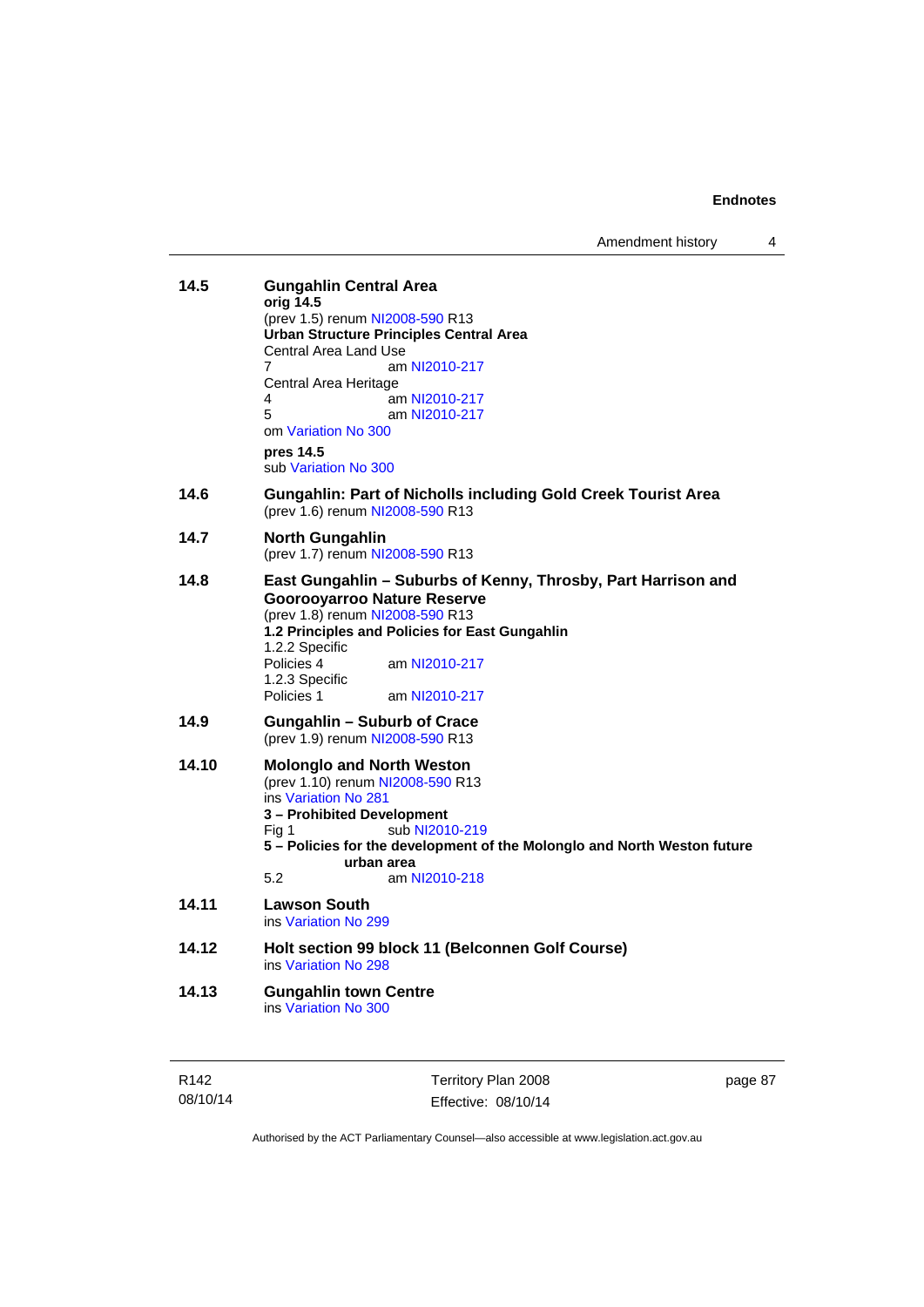**14.5 Gungahlin Central Area**

**orig 14.5**
(prev 1.5) renum NI2008-590 R13
**Urban Structure Principles Central Area**
Central Area Land Use
7 am NI2010-217
Central Area Heritage
4 am NI2010-217
5 am NI2010-217
om Variation No 300

**pres 14.5**
sub Variation No 300

**14.6 Gungahlin: Part of Nicholls including Gold Creek Tourist Area**
(prev 1.6) renum NI2008-590 R13

**14.7 North Gungahlin**
(prev 1.7) renum NI2008-590 R13

**14.8 East Gungahlin – Suburbs of Kenny, Throsby, Part Harrison and Goorooyarroo Nature Reserve**
(prev 1.8) renum NI2008-590 R13
**1.2 Principles and Policies for East Gungahlin**
1.2.2 Specific
Policies 4 am NI2010-217
1.2.3 Specific
Policies 1 am NI2010-217

**14.9 Gungahlin – Suburb of Crace**
(prev 1.9) renum NI2008-590 R13

**14.10 Molonglo and North Weston**
(prev 1.10) renum NI2008-590 R13
ins Variation No 281
**3 – Prohibited Development**
Fig 1 sub NI2010-219
**5 – Policies for the development of the Molonglo and North Weston future urban area**
5.2 am NI2010-218

**14.11 Lawson South**
ins Variation No 299

**14.12 Holt section 99 block 11 (Belconnen Golf Course)**
ins Variation No 298

**14.13 Gungahlin town Centre**
ins Variation No 300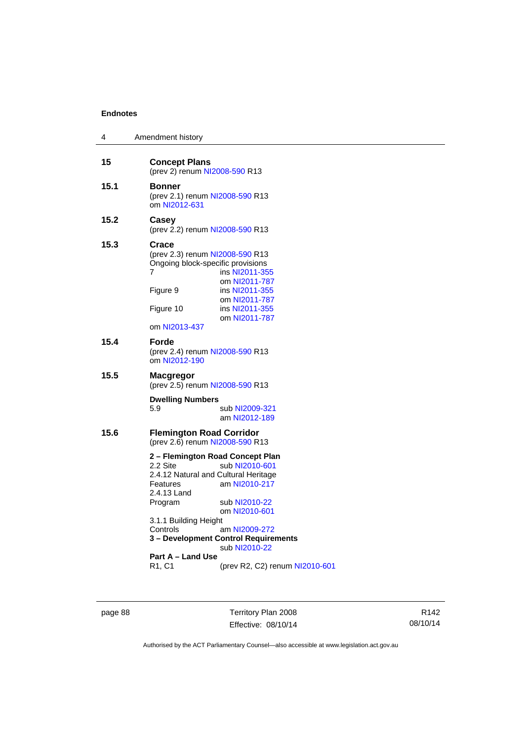**15 Concept Plans**
(prev 2) renum NI2008-590 R13

**15.1 Bonner**
(prev 2.1) renum NI2008-590 R13
om NI2012-631

**15.2 Casey**
(prev 2.2) renum NI2008-590 R13

**15.3 Crace**
(prev 2.3) renum NI2008-590 R13
Ongoing block-specific provisions

| | |
|---|---|
| 7 | ins NI2011-355 |
| | om NI2011-787 |
| Figure 9 | ins NI2011-355 |
| | om NI2011-787 |
| Figure 10 | ins NI2011-355 |
| | om NI2011-787 |

om NI2013-437

**15.4 Forde**
(prev 2.4) renum NI2008-590 R13
om NI2012-190

**15.5 Macgregor**
(prev 2.5) renum NI2008-590 R13

**Dwelling Numbers**

| | |
|---|---|
| 5.9 | sub NI2009-321 |
| | am NI2012-189 |

**15.6 Flemington Road Corridor**
(prev 2.6) renum NI2008-590 R13

**2 – Flemington Road Concept Plan**

| | |
|---|---|
| 2.2 Site | sub NI2010-601 |
| 2.4.12 Natural and Cultural Heritage Features | am NI2010-217 |
| 2.4.13 Land Program | sub NI2010-22 |
| | om NI2010-601 |
| 3.1.1 Building Height Controls | am NI2009-272 |

**3 – Development Control Requirements**
sub NI2010-22

**Part A – Land Use**

| | |
|---|---|
| R1, C1 | (prev R2, C2) renum NI2010-601 |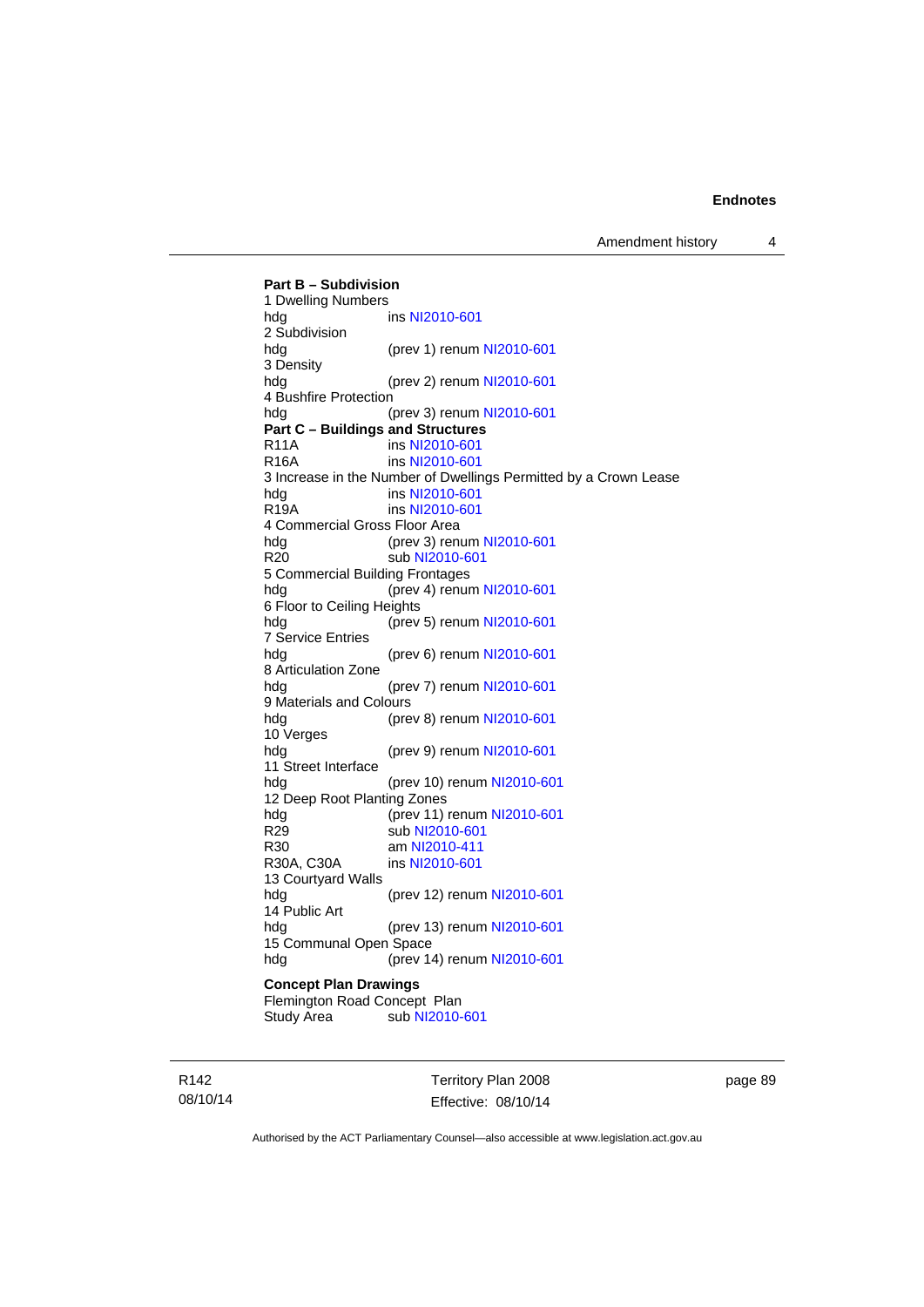**Part B – Subdivision**

1 Dwelling Numbers

| | |
|---|---|
| hdg | ins NI2010-601 |

2 Subdivision

| | |
|---|---|
| hdg | (prev 1) renum NI2010-601 |

3 Density

| | |
|---|---|
| hdg | (prev 2) renum NI2010-601 |

4 Bushfire Protection

| | |
|---|---|
| hdg | (prev 3) renum NI2010-601 |

**Part C – Buildings and Structures**

| | |
|---|---|
| R11A | ins NI2010-601 |
| R16A | ins NI2010-601 |

3 Increase in the Number of Dwellings Permitted by a Crown Lease

| | |
|---|---|
| hdg | ins NI2010-601 |
| R19A | ins NI2010-601 |

4 Commercial Gross Floor Area

| | |
|---|---|
| hdg | (prev 3) renum NI2010-601 |
| R20 | sub NI2010-601 |

5 Commercial Building Frontages

| | |
|---|---|
| hdg | (prev 4) renum NI2010-601 |

6 Floor to Ceiling Heights

| | |
|---|---|
| hdg | (prev 5) renum NI2010-601 |

7 Service Entries

| | |
|---|---|
| hdg | (prev 6) renum NI2010-601 |

8 Articulation Zone

| | |
|---|---|
| hdg | (prev 7) renum NI2010-601 |

9 Materials and Colours

| | |
|---|---|
| hdg | (prev 8) renum NI2010-601 |

10 Verges

| | |
|---|---|
| hdg | (prev 9) renum NI2010-601 |

11 Street Interface

| | |
|---|---|
| hdg | (prev 10) renum NI2010-601 |

12 Deep Root Planting Zones

| | |
|---|---|
| hdg | (prev 11) renum NI2010-601 |
| R29 | sub NI2010-601 |
| R30 | am NI2010-411 |
| R30A, C30A | ins NI2010-601 |

13 Courtyard Walls

| | |
|---|---|
| hdg | (prev 12) renum NI2010-601 |

14 Public Art

| | |
|---|---|
| hdg | (prev 13) renum NI2010-601 |

15 Communal Open Space

| | |
|---|---|
| hdg | (prev 14) renum NI2010-601 |

**Concept Plan Drawings**

Flemington Road Concept Plan

| | |
|---|---|
| Study Area | sub NI2010-601 |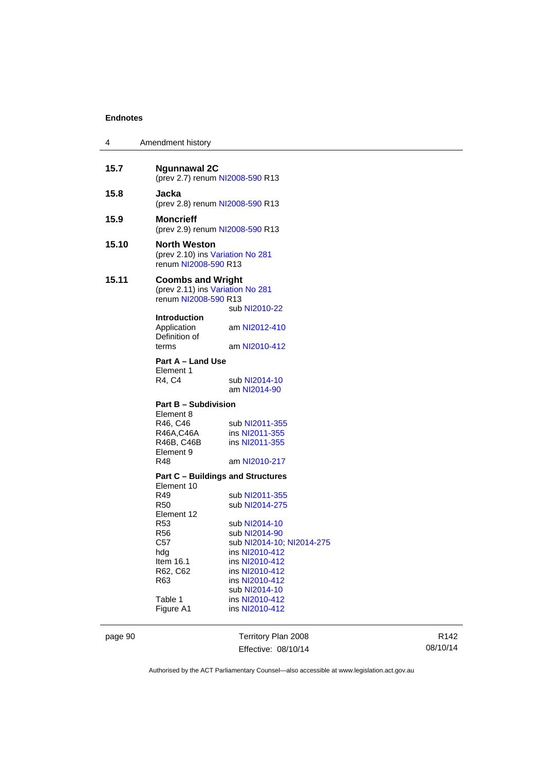**15.7 Ngunnawal 2C**
(prev 2.7) renum NI2008-590 R13

**15.8 Jacka**
(prev 2.8) renum NI2008-590 R13

**15.9 Moncrieff**
(prev 2.9) renum NI2008-590 R13

**15.10 North Weston**
(prev 2.10) ins Variation No 281
renum NI2008-590 R13

**15.11 Coombs and Wright**
(prev 2.11) ins Variation No 281
renum NI2008-590 R13
sub NI2010-22

**Introduction**

| | |
|---|---|
| Application | am NI2012-410 |
| Definition of terms | am NI2010-412 |

**Part A – Land Use**

| | |
|---|---|
| Element 1 | |
| R4, C4 | sub NI2014-10 |
| | am NI2014-90 |

**Part B – Subdivision**

| | |
|---|---|
| Element 8 | |
| R46, C46 | sub NI2011-355 |
| R46A,C46A | ins NI2011-355 |
| R46B, C46B | ins NI2011-355 |
| Element 9 | |
| R48 | am NI2010-217 |

**Part C – Buildings and Structures**

| | |
|---|---|
| Element 10 | |
| R49 | sub NI2011-355 |
| R50 | sub NI2014-275 |
| Element 12 | |
| R53 | sub NI2014-10 |
| R56 | sub NI2014-90 |
| C57 | sub NI2014-10; NI2014-275 |
| hdg | ins NI2010-412 |
| Item 16.1 | ins NI2010-412 |
| R62, C62 | ins NI2010-412 |
| R63 | ins NI2010-412 |
| | sub NI2014-10 |
| Table 1 | ins NI2010-412 |
| Figure A1 | ins NI2010-412 |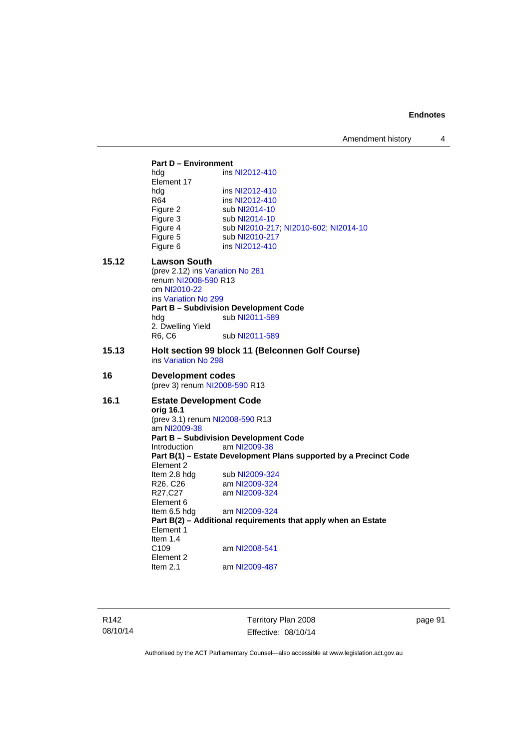**Part D – Environment**

hdg ins NI2012-410

Element 17

hdg ins NI2012-410

R64 ins NI2012-410

Figure 2 sub NI2014-10

Figure 3 sub NI2014-10

Figure 4 sub NI2010-217; NI2010-602; NI2014-10

Figure 5 sub NI2010-217

Figure 6 ins NI2012-410

### 15.12 Lawson South

(prev 2.12) ins Variation No 281

renum NI2008-590 R13

om NI2010-22

ins Variation No 299

**Part B – Subdivision Development Code**

hdg sub NI2011-589

2. Dwelling Yield

R6, C6 sub NI2011-589

### 15.13 Holt section 99 block 11 (Belconnen Golf Course)

ins Variation No 298

### 16 Development codes

(prev 3) renum NI2008-590 R13

### 16.1 Estate Development Code

**orig 16.1**

(prev 3.1) renum NI2008-590 R13

am NI2009-38

**Part B – Subdivision Development Code**

Introduction am NI2009-38

**Part B(1) – Estate Development Plans supported by a Precinct Code**

Element 2

Item 2.8 hdg sub NI2009-324

R26, C26 am NI2009-324

R27,C27 am NI2009-324

Element 6

Item 6.5 hdg am NI2009-324

**Part B(2) – Additional requirements that apply when an Estate**

Element 1

Item 1.4

C109 am NI2008-541

Element 2

Item 2.1 am NI2009-487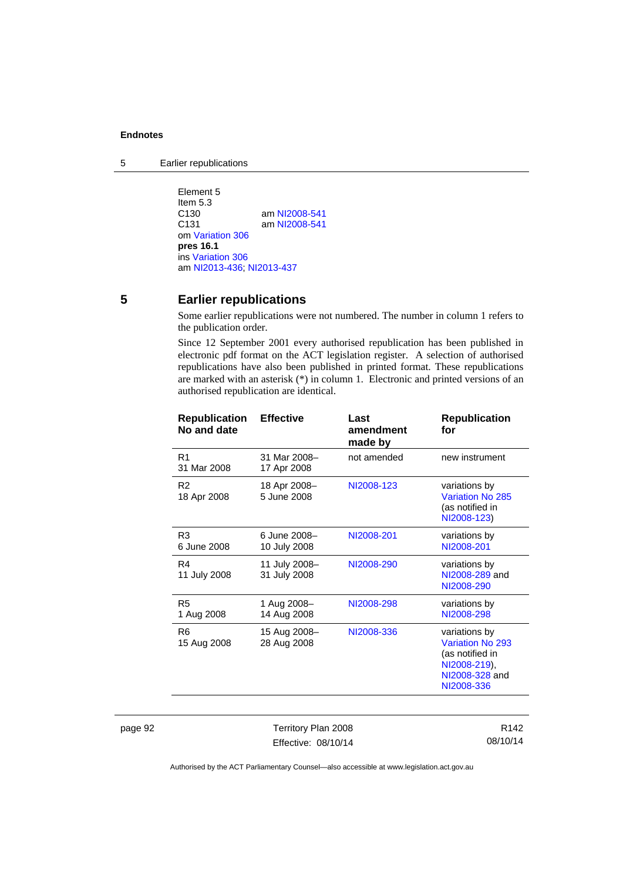Element 5
Item 5.3
C130 am NI2008-541
C131 am NI2008-541
om Variation 306
**pres 16.1**
ins Variation 306
am NI2013-436; NI2013-437

## 5 Earlier republications

Some earlier republications were not numbered. The number in column 1 refers to the publication order.

Since 12 September 2001 every authorised republication has been published in electronic pdf format on the ACT legislation register. A selection of authorised republications have also been published in printed format. These republications are marked with an asterisk (*) in column 1. Electronic and printed versions of an authorised republication are identical.

| Republication No and date | Effective | Last amendment made by | Republication for |
|---|---|---|---|
| R1<br>31 Mar 2008 | 31 Mar 2008–<br>17 Apr 2008 | not amended | new instrument |
| R2<br>18 Apr 2008 | 18 Apr 2008–<br>5 June 2008 | NI2008-123 | variations by Variation No 285 (as notified in NI2008-123) |
| R3<br>6 June 2008 | 6 June 2008–<br>10 July 2008 | NI2008-201 | variations by NI2008-201 |
| R4<br>11 July 2008 | 11 July 2008–<br>31 July 2008 | NI2008-290 | variations by NI2008-289 and NI2008-290 |
| R5<br>1 Aug 2008 | 1 Aug 2008–<br>14 Aug 2008 | NI2008-298 | variations by NI2008-298 |
| R6<br>15 Aug 2008 | 15 Aug 2008–<br>28 Aug 2008 | NI2008-336 | variations by Variation No 293 (as notified in NI2008-219), NI2008-328 and NI2008-336 |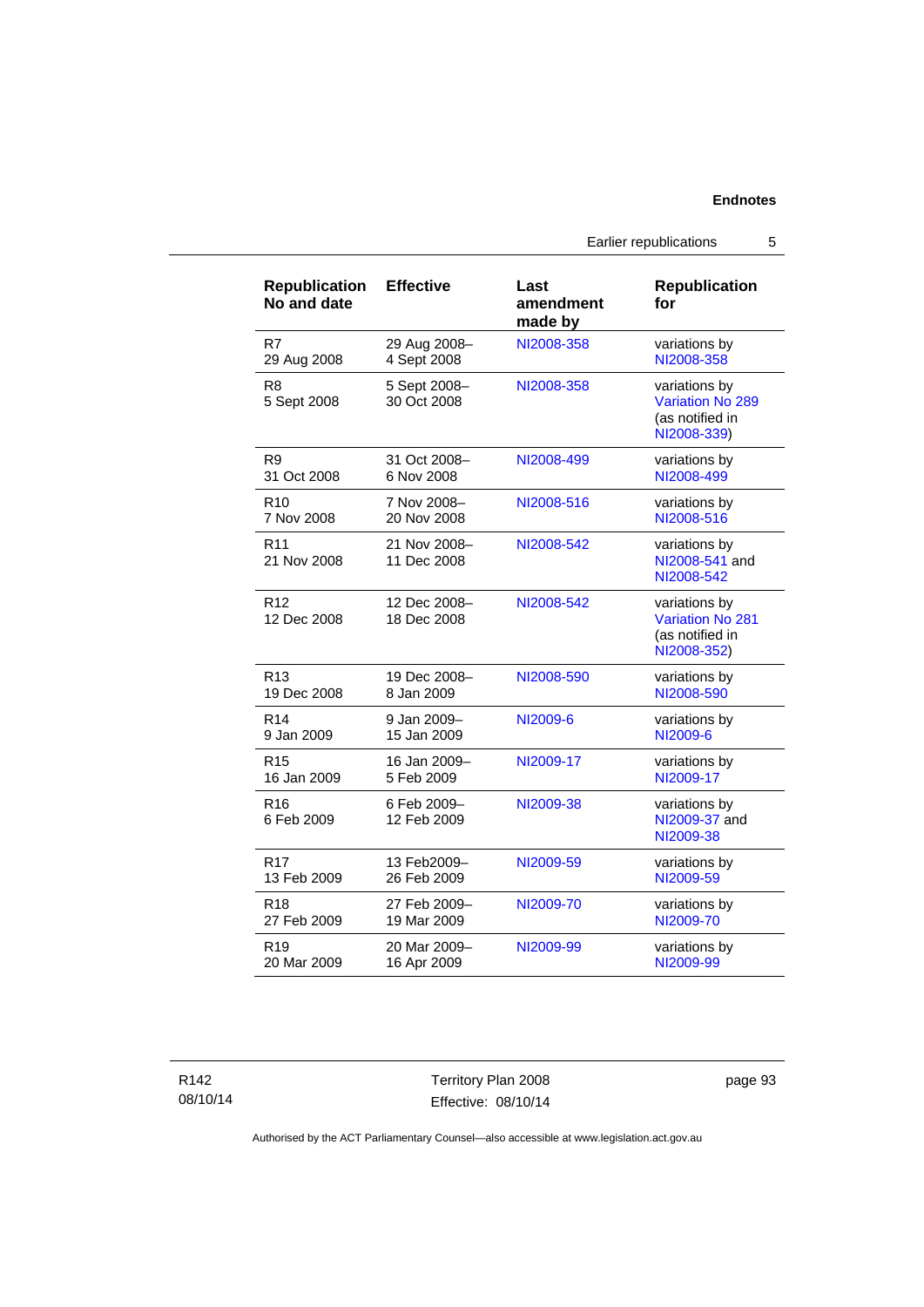| Republication No and date | Effective | Last amendment made by | Republication for |
|---|---|---|---|
| R7<br>29 Aug 2008 | 29 Aug 2008–<br>4 Sept 2008 | NI2008-358 | variations by NI2008-358 |
| R8<br>5 Sept 2008 | 5 Sept 2008–<br>30 Oct 2008 | NI2008-358 | variations by Variation No 289 (as notified in NI2008-339) |
| R9<br>31 Oct 2008 | 31 Oct 2008–<br>6 Nov 2008 | NI2008-499 | variations by NI2008-499 |
| R10<br>7 Nov 2008 | 7 Nov 2008–<br>20 Nov 2008 | NI2008-516 | variations by NI2008-516 |
| R11<br>21 Nov 2008 | 21 Nov 2008–<br>11 Dec 2008 | NI2008-542 | variations by NI2008-541 and NI2008-542 |
| R12<br>12 Dec 2008 | 12 Dec 2008–<br>18 Dec 2008 | NI2008-542 | variations by Variation No 281 (as notified in NI2008-352) |
| R13<br>19 Dec 2008 | 19 Dec 2008–<br>8 Jan 2009 | NI2008-590 | variations by NI2008-590 |
| R14<br>9 Jan 2009 | 9 Jan 2009–<br>15 Jan 2009 | NI2009-6 | variations by NI2009-6 |
| R15<br>16 Jan 2009 | 16 Jan 2009–<br>5 Feb 2009 | NI2009-17 | variations by NI2009-17 |
| R16<br>6 Feb 2009 | 6 Feb 2009–<br>12 Feb 2009 | NI2009-38 | variations by NI2009-37 and NI2009-38 |
| R17<br>13 Feb 2009 | 13 Feb2009–<br>26 Feb 2009 | NI2009-59 | variations by NI2009-59 |
| R18<br>27 Feb 2009 | 27 Feb 2009–<br>19 Mar 2009 | NI2009-70 | variations by NI2009-70 |
| R19<br>20 Mar 2009 | 20 Mar 2009–<br>16 Apr 2009 | NI2009-99 | variations by NI2009-99 |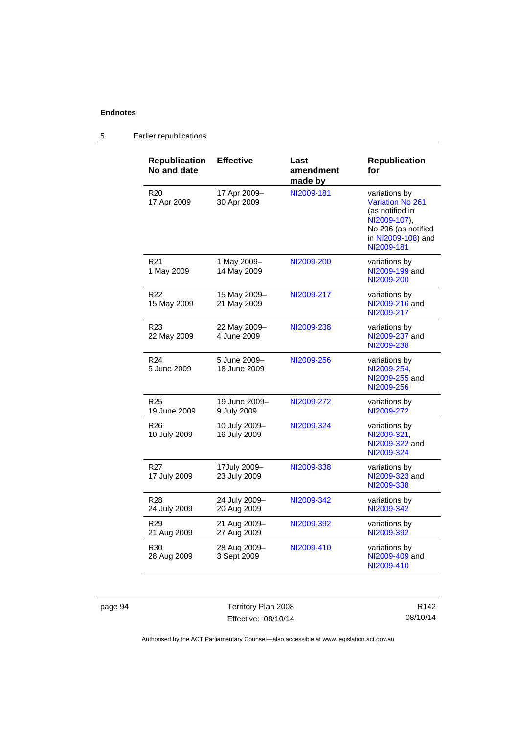## 5 Earlier republications

| Republication No and date | Effective | Last amendment made by | Republication for |
|---|---|---|---|
| R20 17 Apr 2009 | 17 Apr 2009– 30 Apr 2009 | NI2009-181 | variations by Variation No 261 (as notified in NI2009-107), No 296 (as notified in NI2009-108) and NI2009-181 |
| R21 1 May 2009 | 1 May 2009– 14 May 2009 | NI2009-200 | variations by NI2009-199 and NI2009-200 |
| R22 15 May 2009 | 15 May 2009– 21 May 2009 | NI2009-217 | variations by NI2009-216 and NI2009-217 |
| R23 22 May 2009 | 22 May 2009– 4 June 2009 | NI2009-238 | variations by NI2009-237 and NI2009-238 |
| R24 5 June 2009 | 5 June 2009– 18 June 2009 | NI2009-256 | variations by NI2009-254, NI2009-255 and NI2009-256 |
| R25 19 June 2009 | 19 June 2009– 9 July 2009 | NI2009-272 | variations by NI2009-272 |
| R26 10 July 2009 | 10 July 2009– 16 July 2009 | NI2009-324 | variations by NI2009-321, NI2009-322 and NI2009-324 |
| R27 17 July 2009 | 17July 2009– 23 July 2009 | NI2009-338 | variations by NI2009-323 and NI2009-338 |
| R28 24 July 2009 | 24 July 2009– 20 Aug 2009 | NI2009-342 | variations by NI2009-342 |
| R29 21 Aug 2009 | 21 Aug 2009– 27 Aug 2009 | NI2009-392 | variations by NI2009-392 |
| R30 28 Aug 2009 | 28 Aug 2009– 3 Sept 2009 | NI2009-410 | variations by NI2009-409 and NI2009-410 |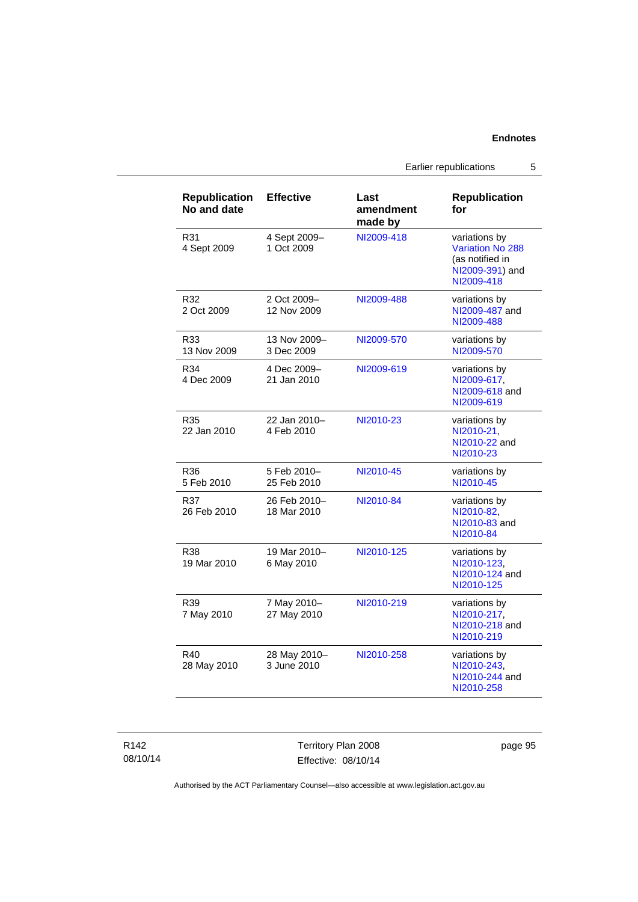| Republication No and date | Effective | Last amendment made by | Republication for |
|---|---|---|---|
| R31<br>4 Sept 2009 | 4 Sept 2009–<br>1 Oct 2009 | NI2009-418 | variations by Variation No 288 (as notified in NI2009-391) and NI2009-418 |
| R32<br>2 Oct 2009 | 2 Oct 2009–<br>12 Nov 2009 | NI2009-488 | variations by NI2009-487 and NI2009-488 |
| R33<br>13 Nov 2009 | 13 Nov 2009–<br>3 Dec 2009 | NI2009-570 | variations by NI2009-570 |
| R34<br>4 Dec 2009 | 4 Dec 2009–<br>21 Jan 2010 | NI2009-619 | variations by NI2009-617, NI2009-618 and NI2009-619 |
| R35<br>22 Jan 2010 | 22 Jan 2010–<br>4 Feb 2010 | NI2010-23 | variations by NI2010-21, NI2010-22 and NI2010-23 |
| R36<br>5 Feb 2010 | 5 Feb 2010–<br>25 Feb 2010 | NI2010-45 | variations by NI2010-45 |
| R37<br>26 Feb 2010 | 26 Feb 2010–<br>18 Mar 2010 | NI2010-84 | variations by NI2010-82, NI2010-83 and NI2010-84 |
| R38<br>19 Mar 2010 | 19 Mar 2010–<br>6 May 2010 | NI2010-125 | variations by NI2010-123, NI2010-124 and NI2010-125 |
| R39<br>7 May 2010 | 7 May 2010–<br>27 May 2010 | NI2010-219 | variations by NI2010-217, NI2010-218 and NI2010-219 |
| R40<br>28 May 2010 | 28 May 2010–<br>3 June 2010 | NI2010-258 | variations by NI2010-243, NI2010-244 and NI2010-258 |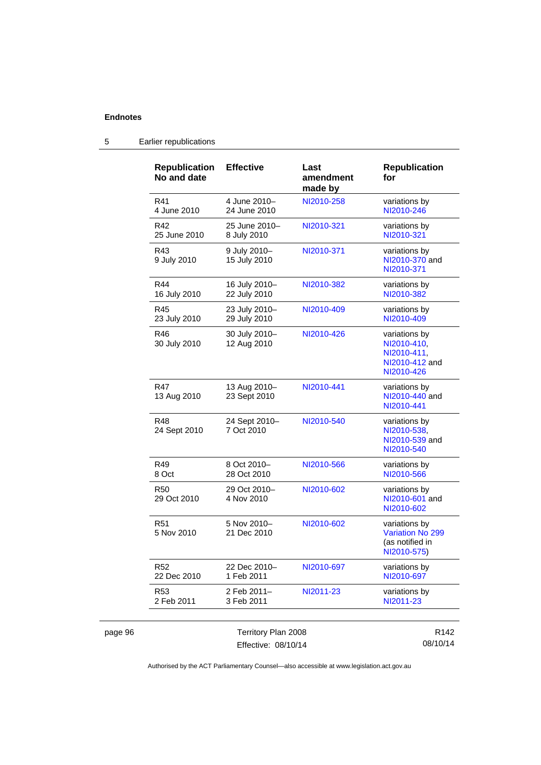## 5 Earlier republications

| Republication No and date | Effective | Last amendment made by | Republication for |
|---|---|---|---|
| R41 4 June 2010 | 4 June 2010– 24 June 2010 | NI2010-258 | variations by NI2010-246 |
| R42 25 June 2010 | 25 June 2010– 8 July 2010 | NI2010-321 | variations by NI2010-321 |
| R43 9 July 2010 | 9 July 2010– 15 July 2010 | NI2010-371 | variations by NI2010-370 and NI2010-371 |
| R44 16 July 2010 | 16 July 2010– 22 July 2010 | NI2010-382 | variations by NI2010-382 |
| R45 23 July 2010 | 23 July 2010– 29 July 2010 | NI2010-409 | variations by NI2010-409 |
| R46 30 July 2010 | 30 July 2010– 12 Aug 2010 | NI2010-426 | variations by NI2010-410, NI2010-411, NI2010-412 and NI2010-426 |
| R47 13 Aug 2010 | 13 Aug 2010– 23 Sept 2010 | NI2010-441 | variations by NI2010-440 and NI2010-441 |
| R48 24 Sept 2010 | 24 Sept 2010– 7 Oct 2010 | NI2010-540 | variations by NI2010-538, NI2010-539 and NI2010-540 |
| R49 8 Oct | 8 Oct 2010– 28 Oct 2010 | NI2010-566 | variations by NI2010-566 |
| R50 29 Oct 2010 | 29 Oct 2010– 4 Nov 2010 | NI2010-602 | variations by NI2010-601 and NI2010-602 |
| R51 5 Nov 2010 | 5 Nov 2010– 21 Dec 2010 | NI2010-602 | variations by Variation No 299 (as notified in NI2010-575) |
| R52 22 Dec 2010 | 22 Dec 2010– 1 Feb 2011 | NI2010-697 | variations by NI2010-697 |
| R53 2 Feb 2011 | 2 Feb 2011– 3 Feb 2011 | NI2011-23 | variations by NI2011-23 |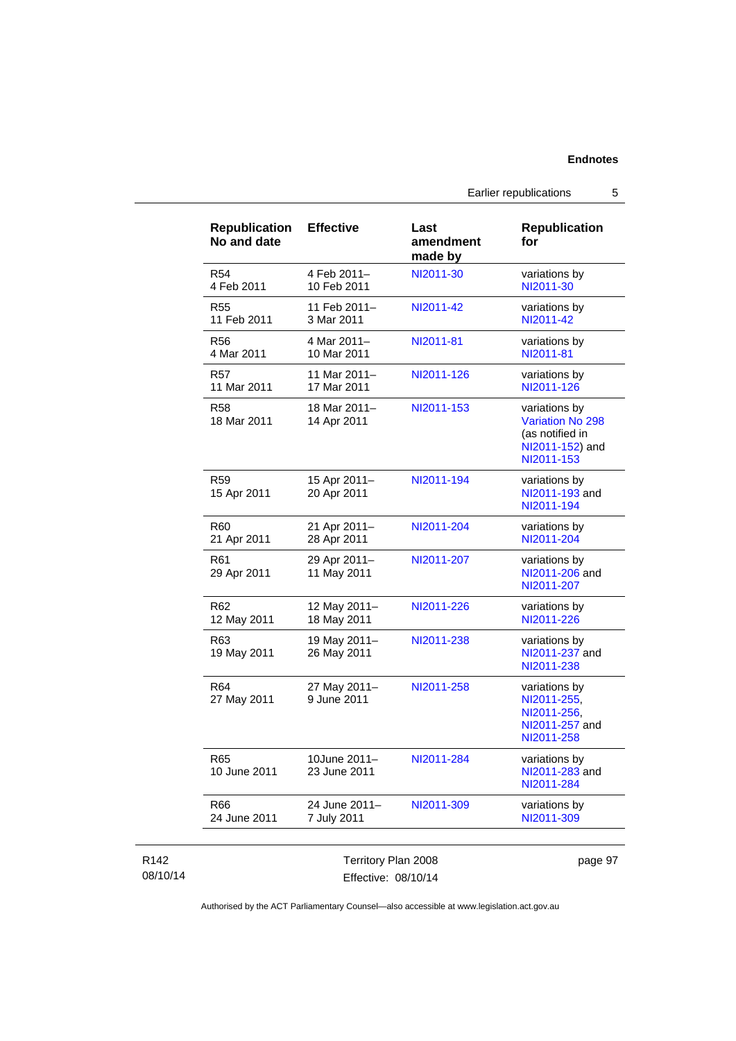| Republication No and date | Effective | Last amendment made by | Republication for |
| --- | --- | --- | --- |
| R54<br>4 Feb 2011 | 4 Feb 2011–<br>10 Feb 2011 | NI2011-30 | variations by NI2011-30 |
| R55<br>11 Feb 2011 | 11 Feb 2011–<br>3 Mar 2011 | NI2011-42 | variations by NI2011-42 |
| R56<br>4 Mar 2011 | 4 Mar 2011–<br>10 Mar 2011 | NI2011-81 | variations by NI2011-81 |
| R57<br>11 Mar 2011 | 11 Mar 2011–<br>17 Mar 2011 | NI2011-126 | variations by NI2011-126 |
| R58<br>18 Mar 2011 | 18 Mar 2011–<br>14 Apr 2011 | NI2011-153 | variations by Variation No 298 (as notified in NI2011-152) and NI2011-153 |
| R59<br>15 Apr 2011 | 15 Apr 2011–<br>20 Apr 2011 | NI2011-194 | variations by NI2011-193 and NI2011-194 |
| R60<br>21 Apr 2011 | 21 Apr 2011–<br>28 Apr 2011 | NI2011-204 | variations by NI2011-204 |
| R61<br>29 Apr 2011 | 29 Apr 2011–<br>11 May 2011 | NI2011-207 | variations by NI2011-206 and NI2011-207 |
| R62<br>12 May 2011 | 12 May 2011–<br>18 May 2011 | NI2011-226 | variations by NI2011-226 |
| R63<br>19 May 2011 | 19 May 2011–<br>26 May 2011 | NI2011-238 | variations by NI2011-237 and NI2011-238 |
| R64<br>27 May 2011 | 27 May 2011–<br>9 June 2011 | NI2011-258 | variations by NI2011-255, NI2011-256, NI2011-257 and NI2011-258 |
| R65<br>10 June 2011 | 10June 2011–<br>23 June 2011 | NI2011-284 | variations by NI2011-283 and NI2011-284 |
| R66<br>24 June 2011 | 24 June 2011–<br>7 July 2011 | NI2011-309 | variations by NI2011-309 |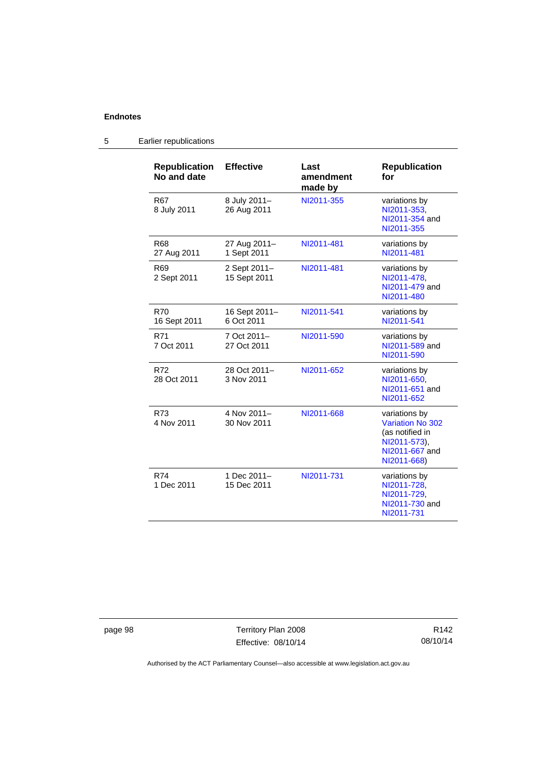## 5 Earlier republications

| Republication No and date | Effective | Last amendment made by | Republication for |
|---|---|---|---|
| R67 8 July 2011 | 8 July 2011– 26 Aug 2011 | NI2011-355 | variations by NI2011-353, NI2011-354 and NI2011-355 |
| R68 27 Aug 2011 | 27 Aug 2011– 1 Sept 2011 | NI2011-481 | variations by NI2011-481 |
| R69 2 Sept 2011 | 2 Sept 2011– 15 Sept 2011 | NI2011-481 | variations by NI2011-478, NI2011-479 and NI2011-480 |
| R70 16 Sept 2011 | 16 Sept 2011– 6 Oct 2011 | NI2011-541 | variations by NI2011-541 |
| R71 7 Oct 2011 | 7 Oct 2011– 27 Oct 2011 | NI2011-590 | variations by NI2011-589 and NI2011-590 |
| R72 28 Oct 2011 | 28 Oct 2011– 3 Nov 2011 | NI2011-652 | variations by NI2011-650, NI2011-651 and NI2011-652 |
| R73 4 Nov 2011 | 4 Nov 2011– 30 Nov 2011 | NI2011-668 | variations by Variation No 302 (as notified in NI2011-573), NI2011-667 and NI2011-668) |
| R74 1 Dec 2011 | 1 Dec 2011– 15 Dec 2011 | NI2011-731 | variations by NI2011-728, NI2011-729, NI2011-730 and NI2011-731 |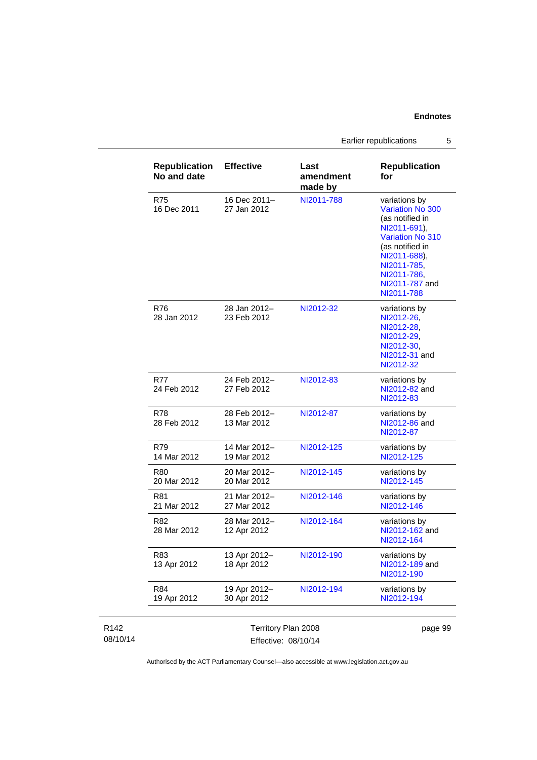| Republication No and date | Effective | Last amendment made by | Republication for |
|---|---|---|---|
| R75 16 Dec 2011 | 16 Dec 2011– 27 Jan 2012 | NI2011-788 | variations by Variation No 300 (as notified in NI2011-691), Variation No 310 (as notified in NI2011-688), NI2011-785, NI2011-786, NI2011-787 and NI2011-788 |
| R76 28 Jan 2012 | 28 Jan 2012– 23 Feb 2012 | NI2012-32 | variations by NI2012-26, NI2012-28, NI2012-29, NI2012-30, NI2012-31 and NI2012-32 |
| R77 24 Feb 2012 | 24 Feb 2012– 27 Feb 2012 | NI2012-83 | variations by NI2012-82 and NI2012-83 |
| R78 28 Feb 2012 | 28 Feb 2012– 13 Mar 2012 | NI2012-87 | variations by NI2012-86 and NI2012-87 |
| R79 14 Mar 2012 | 14 Mar 2012– 19 Mar 2012 | NI2012-125 | variations by NI2012-125 |
| R80 20 Mar 2012 | 20 Mar 2012– 20 Mar 2012 | NI2012-145 | variations by NI2012-145 |
| R81 21 Mar 2012 | 21 Mar 2012– 27 Mar 2012 | NI2012-146 | variations by NI2012-146 |
| R82 28 Mar 2012 | 28 Mar 2012– 12 Apr 2012 | NI2012-164 | variations by NI2012-162 and NI2012-164 |
| R83 13 Apr 2012 | 13 Apr 2012– 18 Apr 2012 | NI2012-190 | variations by NI2012-189 and NI2012-190 |
| R84 19 Apr 2012 | 19 Apr 2012– 30 Apr 2012 | NI2012-194 | variations by NI2012-194 |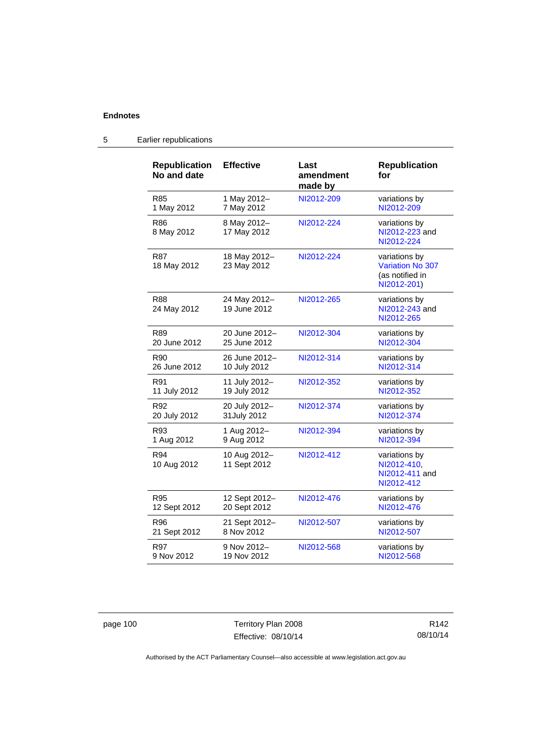## Endnotes

### 5 Earlier republications

| Republication No and date | Effective | Last amendment made by | Republication for |
|---|---|---|---|
| R85<br>1 May 2012 | 1 May 2012–<br>7 May 2012 | NI2012-209 | variations by NI2012-209 |
| R86<br>8 May 2012 | 8 May 2012–<br>17 May 2012 | NI2012-224 | variations by NI2012-223 and NI2012-224 |
| R87<br>18 May 2012 | 18 May 2012–<br>23 May 2012 | NI2012-224 | variations by Variation No 307 (as notified in NI2012-201) |
| R88<br>24 May 2012 | 24 May 2012–<br>19 June 2012 | NI2012-265 | variations by NI2012-243 and NI2012-265 |
| R89<br>20 June 2012 | 20 June 2012–<br>25 June 2012 | NI2012-304 | variations by NI2012-304 |
| R90<br>26 June 2012 | 26 June 2012–<br>10 July 2012 | NI2012-314 | variations by NI2012-314 |
| R91<br>11 July 2012 | 11 July 2012–<br>19 July 2012 | NI2012-352 | variations by NI2012-352 |
| R92<br>20 July 2012 | 20 July 2012–<br>31July 2012 | NI2012-374 | variations by NI2012-374 |
| R93<br>1 Aug 2012 | 1 Aug 2012–<br>9 Aug 2012 | NI2012-394 | variations by NI2012-394 |
| R94<br>10 Aug 2012 | 10 Aug 2012–<br>11 Sept 2012 | NI2012-412 | variations by NI2012-410, NI2012-411 and NI2012-412 |
| R95<br>12 Sept 2012 | 12 Sept 2012–<br>20 Sept 2012 | NI2012-476 | variations by NI2012-476 |
| R96<br>21 Sept 2012 | 21 Sept 2012–<br>8 Nov 2012 | NI2012-507 | variations by NI2012-507 |
| R97<br>9 Nov 2012 | 9 Nov 2012–<br>19 Nov 2012 | NI2012-568 | variations by NI2012-568 |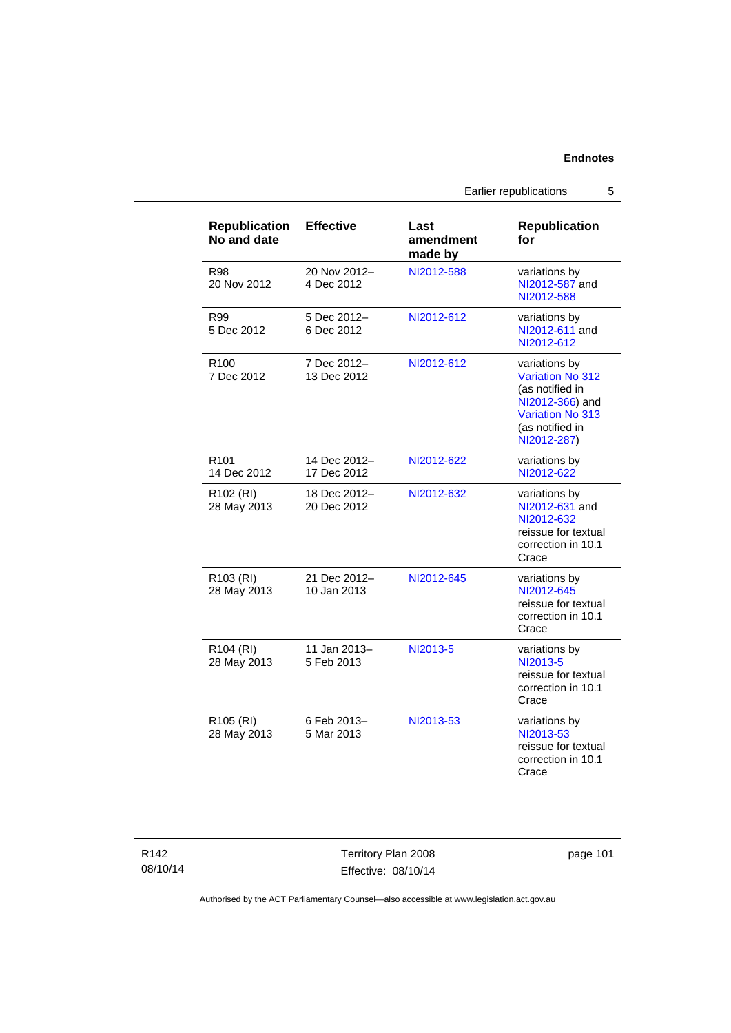| Republication No and date | Effective | Last amendment made by | Republication for |
|---|---|---|---|
| R98<br>20 Nov 2012 | 20 Nov 2012–<br>4 Dec 2012 | NI2012-588 | variations by NI2012-587 and NI2012-588 |
| R99<br>5 Dec 2012 | 5 Dec 2012–<br>6 Dec 2012 | NI2012-612 | variations by NI2012-611 and NI2012-612 |
| R100<br>7 Dec 2012 | 7 Dec 2012–<br>13 Dec 2012 | NI2012-612 | variations by Variation No 312 (as notified in NI2012-366) and Variation No 313 (as notified in NI2012-287) |
| R101<br>14 Dec 2012 | 14 Dec 2012–<br>17 Dec 2012 | NI2012-622 | variations by NI2012-622 |
| R102 (RI)<br>28 May 2013 | 18 Dec 2012–<br>20 Dec 2012 | NI2012-632 | variations by NI2012-631 and NI2012-632 reissue for textual correction in 10.1 Crace |
| R103 (RI)<br>28 May 2013 | 21 Dec 2012–<br>10 Jan 2013 | NI2012-645 | variations by NI2012-645 reissue for textual correction in 10.1 Crace |
| R104 (RI)<br>28 May 2013 | 11 Jan 2013–<br>5 Feb 2013 | NI2013-5 | variations by NI2013-5 reissue for textual correction in 10.1 Crace |
| R105 (RI)<br>28 May 2013 | 6 Feb 2013–<br>5 Mar 2013 | NI2013-53 | variations by NI2013-53 reissue for textual correction in 10.1 Crace |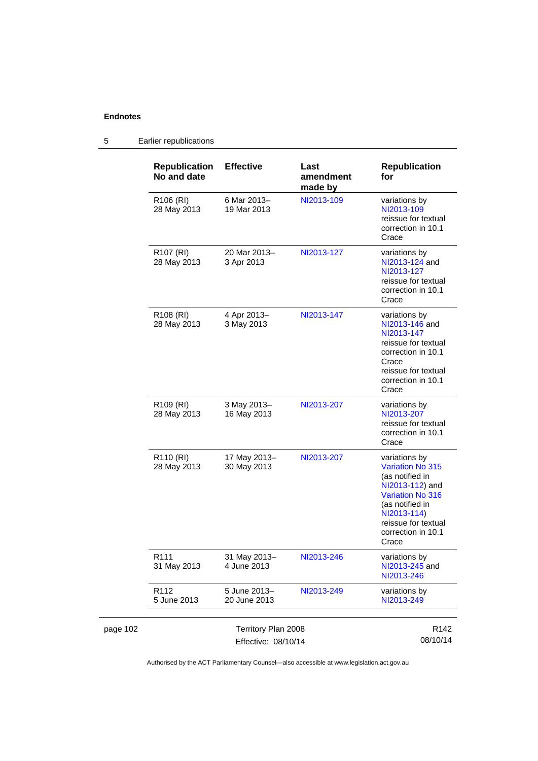## 5 Earlier republications

| Republication No and date | Effective | Last amendment made by | Republication for |
|---|---|---|---|
| R106 (RI) 28 May 2013 | 6 Mar 2013– 19 Mar 2013 | NI2013-109 | variations by NI2013-109 reissue for textual correction in 10.1 Crace |
| R107 (RI) 28 May 2013 | 20 Mar 2013– 3 Apr 2013 | NI2013-127 | variations by NI2013-124 and NI2013-127 reissue for textual correction in 10.1 Crace |
| R108 (RI) 28 May 2013 | 4 Apr 2013– 3 May 2013 | NI2013-147 | variations by NI2013-146 and NI2013-147 reissue for textual correction in 10.1 Crace reissue for textual correction in 10.1 Crace |
| R109 (RI) 28 May 2013 | 3 May 2013– 16 May 2013 | NI2013-207 | variations by NI2013-207 reissue for textual correction in 10.1 Crace |
| R110 (RI) 28 May 2013 | 17 May 2013– 30 May 2013 | NI2013-207 | variations by Variation No 315 (as notified in NI2013-112) and Variation No 316 (as notified in NI2013-114) reissue for textual correction in 10.1 Crace |
| R111 31 May 2013 | 31 May 2013– 4 June 2013 | NI2013-246 | variations by NI2013-245 and NI2013-246 |
| R112 5 June 2013 | 5 June 2013– 20 June 2013 | NI2013-249 | variations by NI2013-249 |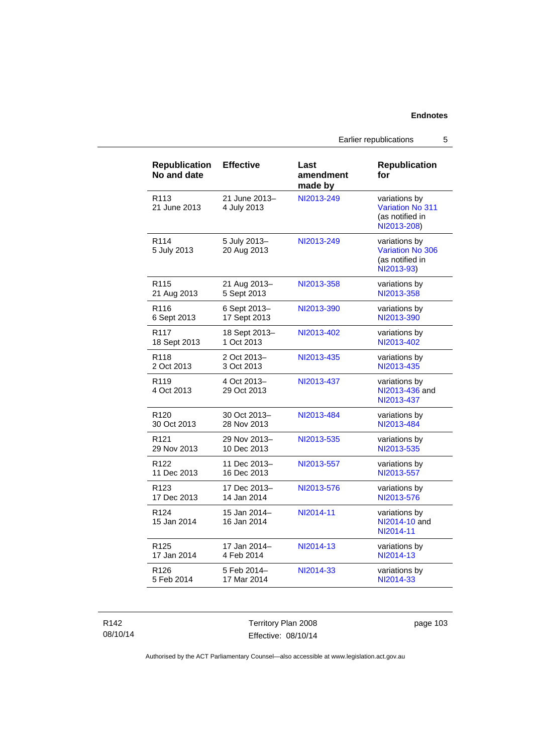| Republication No and date | Effective | Last amendment made by | Republication for |
|---|---|---|---|
| R113 21 June 2013 | 21 June 2013– 4 July 2013 | NI2013-249 | variations by Variation No 311 (as notified in NI2013-208) |
| R114 5 July 2013 | 5 July 2013– 20 Aug 2013 | NI2013-249 | variations by Variation No 306 (as notified in NI2013-93) |
| R115 21 Aug 2013 | 21 Aug 2013– 5 Sept 2013 | NI2013-358 | variations by NI2013-358 |
| R116 6 Sept 2013 | 6 Sept 2013– 17 Sept 2013 | NI2013-390 | variations by NI2013-390 |
| R117 18 Sept 2013 | 18 Sept 2013– 1 Oct 2013 | NI2013-402 | variations by NI2013-402 |
| R118 2 Oct 2013 | 2 Oct 2013– 3 Oct 2013 | NI2013-435 | variations by NI2013-435 |
| R119 4 Oct 2013 | 4 Oct 2013– 29 Oct 2013 | NI2013-437 | variations by NI2013-436 and NI2013-437 |
| R120 30 Oct 2013 | 30 Oct 2013– 28 Nov 2013 | NI2013-484 | variations by NI2013-484 |
| R121 29 Nov 2013 | 29 Nov 2013– 10 Dec 2013 | NI2013-535 | variations by NI2013-535 |
| R122 11 Dec 2013 | 11 Dec 2013– 16 Dec 2013 | NI2013-557 | variations by NI2013-557 |
| R123 17 Dec 2013 | 17 Dec 2013– 14 Jan 2014 | NI2013-576 | variations by NI2013-576 |
| R124 15 Jan 2014 | 15 Jan 2014– 16 Jan 2014 | NI2014-11 | variations by NI2014-10 and NI2014-11 |
| R125 17 Jan 2014 | 17 Jan 2014– 4 Feb 2014 | NI2014-13 | variations by NI2014-13 |
| R126 5 Feb 2014 | 5 Feb 2014– 17 Mar 2014 | NI2014-33 | variations by NI2014-33 |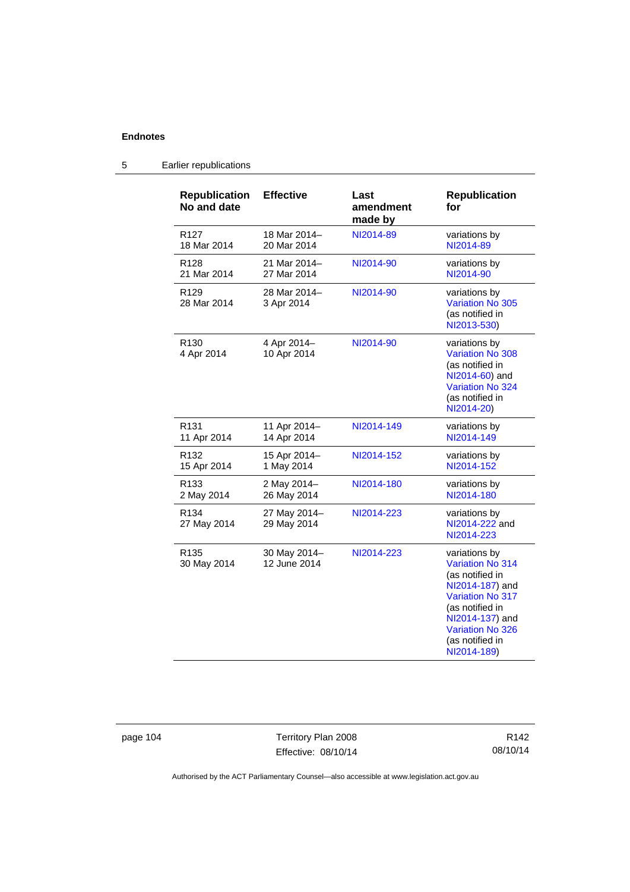**Endnotes**

## 5 Earlier republications

| Republication No and date | Effective | Last amendment made by | Republication for |
|---|---|---|---|
| R127 18 Mar 2014 | 18 Mar 2014– 20 Mar 2014 | NI2014-89 | variations by NI2014-89 |
| R128 21 Mar 2014 | 21 Mar 2014– 27 Mar 2014 | NI2014-90 | variations by NI2014-90 |
| R129 28 Mar 2014 | 28 Mar 2014– 3 Apr 2014 | NI2014-90 | variations by Variation No 305 (as notified in NI2013-530) |
| R130 4 Apr 2014 | 4 Apr 2014– 10 Apr 2014 | NI2014-90 | variations by Variation No 308 (as notified in NI2014-60) and Variation No 324 (as notified in NI2014-20) |
| R131 11 Apr 2014 | 11 Apr 2014– 14 Apr 2014 | NI2014-149 | variations by NI2014-149 |
| R132 15 Apr 2014 | 15 Apr 2014– 1 May 2014 | NI2014-152 | variations by NI2014-152 |
| R133 2 May 2014 | 2 May 2014– 26 May 2014 | NI2014-180 | variations by NI2014-180 |
| R134 27 May 2014 | 27 May 2014– 29 May 2014 | NI2014-223 | variations by NI2014-222 and NI2014-223 |
| R135 30 May 2014 | 30 May 2014– 12 June 2014 | NI2014-223 | variations by Variation No 314 (as notified in NI2014-187) and Variation No 317 (as notified in NI2014-137) and Variation No 326 (as notified in NI2014-189) |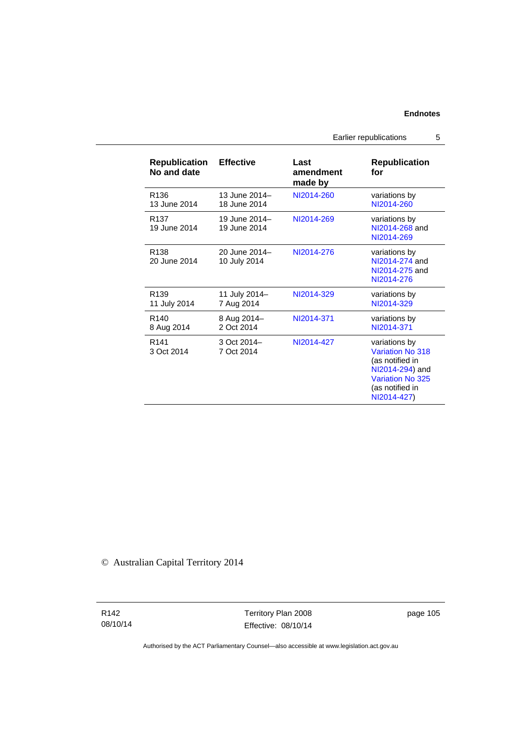| Republication No and date | Effective | Last amendment made by | Republication for |
|---|---|---|---|
| R136 13 June 2014 | 13 June 2014– 18 June 2014 | NI2014-260 | variations by NI2014-260 |
| R137 19 June 2014 | 19 June 2014– 19 June 2014 | NI2014-269 | variations by NI2014-268 and NI2014-269 |
| R138 20 June 2014 | 20 June 2014– 10 July 2014 | NI2014-276 | variations by NI2014-274 and NI2014-275 and NI2014-276 |
| R139 11 July 2014 | 11 July 2014– 7 Aug 2014 | NI2014-329 | variations by NI2014-329 |
| R140 8 Aug 2014 | 8 Aug 2014– 2 Oct 2014 | NI2014-371 | variations by NI2014-371 |
| R141 3 Oct 2014 | 3 Oct 2014– 7 Oct 2014 | NI2014-427 | variations by Variation No 318 (as notified in NI2014-294) and Variation No 325 (as notified in NI2014-427) |

© Australian Capital Territory 2014